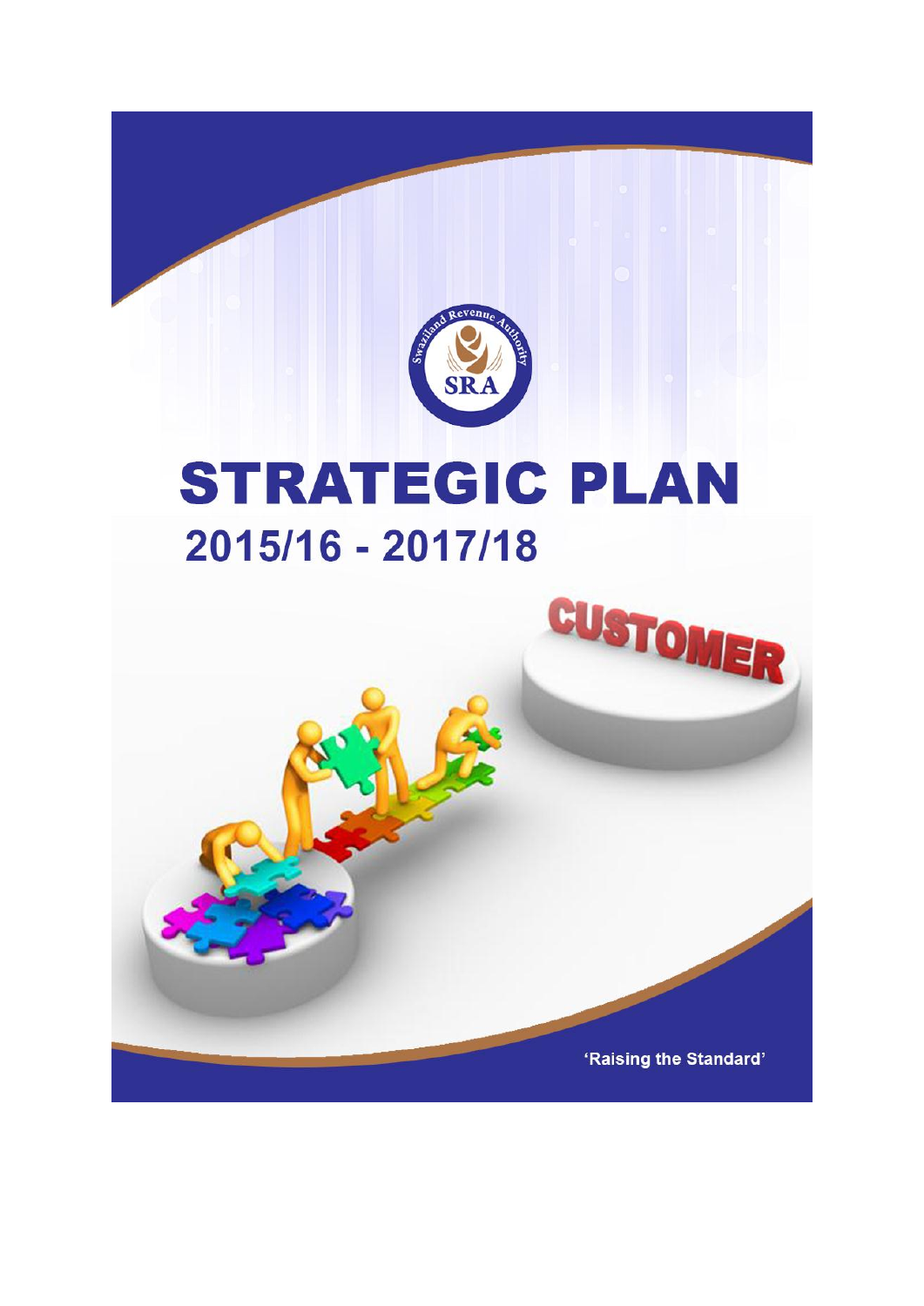# STRATEGIC PLAN

## 2015/16 - 2017/18

'Raising the Standard'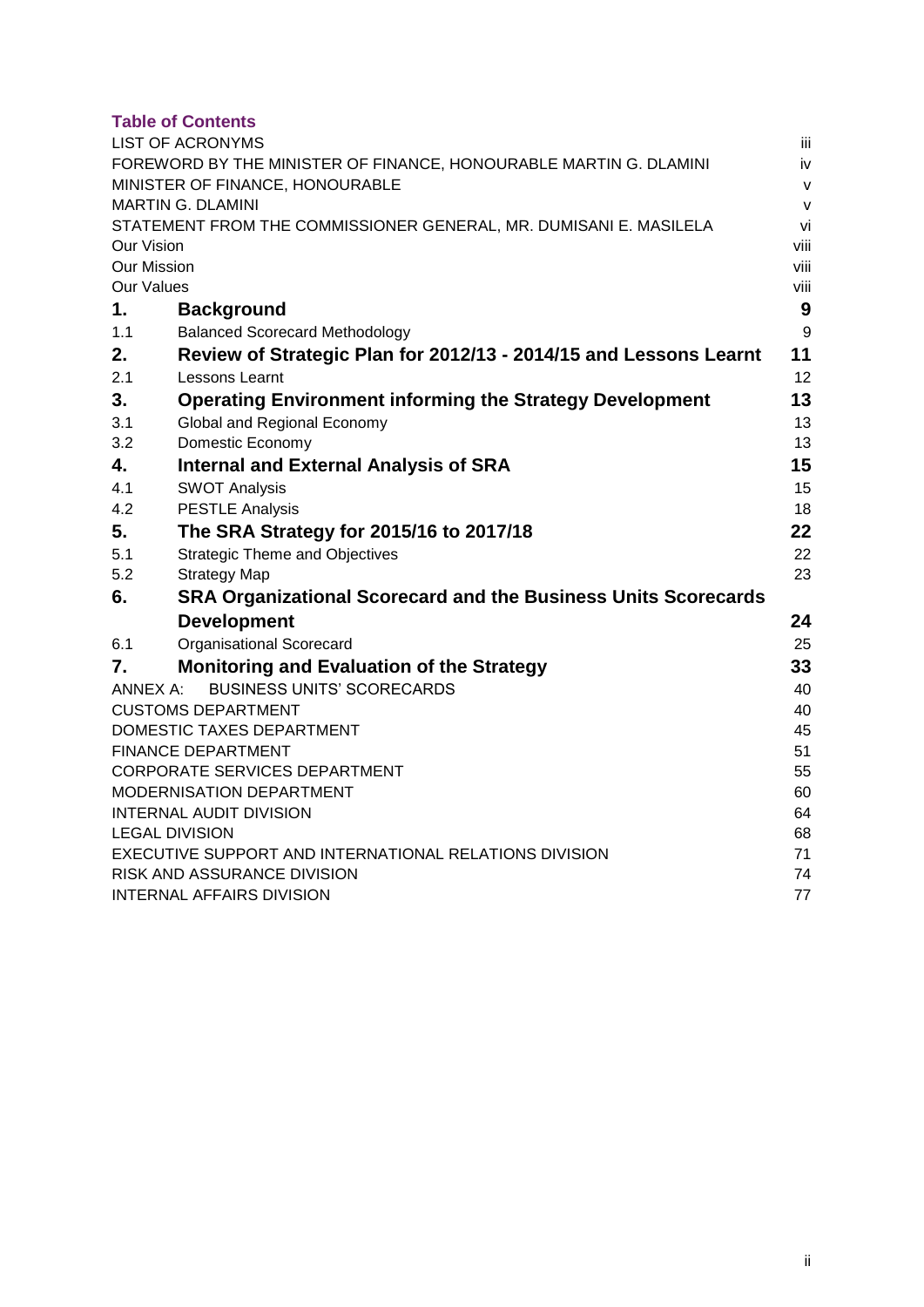## Table of Contents

| | | |
|---|---|---|
| LIST OF ACRONYMS | | iii |
| FOREWORD BY THE MINISTER OF FINANCE, HONOURABLE MARTIN G. DLAMINI | | iv |
| MINISTER OF FINANCE, HONOURABLE | | v |
| MARTIN G. DLAMINI | | v |
| STATEMENT FROM THE COMMISSIONER GENERAL, MR. DUMISANI E. MASILELA | | vi |
| Our Vision | | viii |
| Our Mission | | viii |
| Our Values | | viii |
| **1.** | **Background** | **9** |
| 1.1 | Balanced Scorecard Methodology | 9 |
| **2.** | **Review of Strategic Plan for 2012/13 - 2014/15 and Lessons Learnt** | **11** |
| 2.1 | Lessons Learnt | 12 |
| **3.** | **Operating Environment informing the Strategy Development** | **13** |
| 3.1 | Global and Regional Economy | 13 |
| 3.2 | Domestic Economy | 13 |
| **4.** | **Internal and External Analysis of SRA** | **15** |
| 4.1 | SWOT Analysis | 15 |
| 4.2 | PESTLE Analysis | 18 |
| **5.** | **The SRA Strategy for 2015/16 to 2017/18** | **22** |
| 5.1 | Strategic Theme and Objectives | 22 |
| 5.2 | Strategy Map | 23 |
| **6.** | **SRA Organizational Scorecard and the Business Units Scorecards Development** | **24** |
| 6.1 | Organisational Scorecard | 25 |
| **7.** | **Monitoring and Evaluation of the Strategy** | **33** |
| ANNEX A: | BUSINESS UNITS' SCORECARDS | 40 |
| CUSTOMS DEPARTMENT | | 40 |
| DOMESTIC TAXES DEPARTMENT | | 45 |
| FINANCE DEPARTMENT | | 51 |
| CORPORATE SERVICES DEPARTMENT | | 55 |
| MODERNISATION DEPARTMENT | | 60 |
| INTERNAL AUDIT DIVISION | | 64 |
| LEGAL DIVISION | | 68 |
| EXECUTIVE SUPPORT AND INTERNATIONAL RELATIONS DIVISION | | 71 |
| RISK AND ASSURANCE DIVISION | | 74 |
| INTERNAL AFFAIRS DIVISION | | 77 |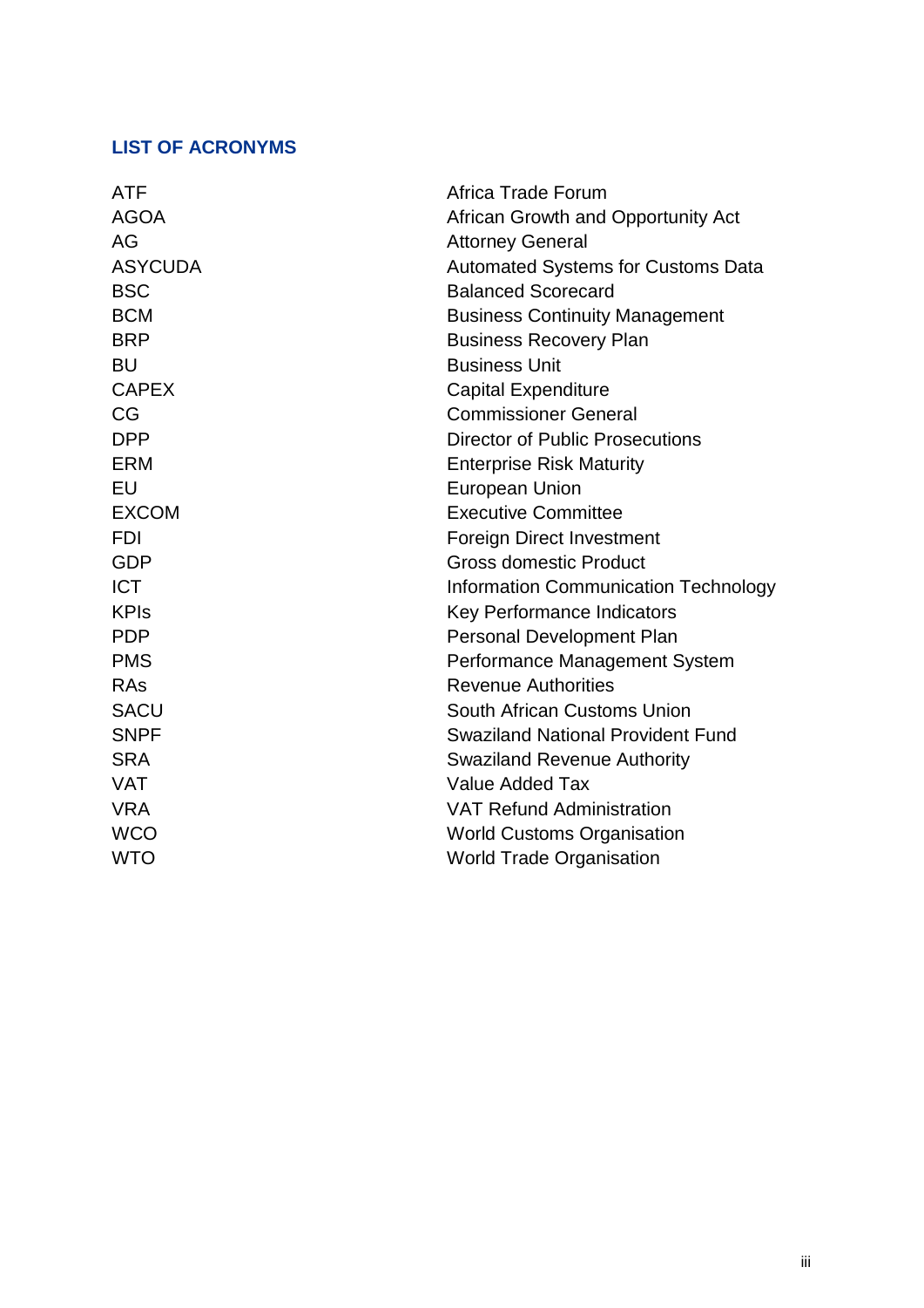## LIST OF ACRONYMS

| | |
|---|---|
| ATF | Africa Trade Forum |
| AGOA | African Growth and Opportunity Act |
| AG | Attorney General |
| ASYCUDA | Automated Systems for Customs Data |
| BSC | Balanced Scorecard |
| BCM | Business Continuity Management |
| BRP | Business Recovery Plan |
| BU | Business Unit |
| CAPEX | Capital Expenditure |
| CG | Commissioner General |
| DPP | Director of Public Prosecutions |
| ERM | Enterprise Risk Maturity |
| EU | European Union |
| EXCOM | Executive Committee |
| FDI | Foreign Direct Investment |
| GDP | Gross domestic Product |
| ICT | Information Communication Technology |
| KPIs | Key Performance Indicators |
| PDP | Personal Development Plan |
| PMS | Performance Management System |
| RAs | Revenue Authorities |
| SACU | South African Customs Union |
| SNPF | Swaziland National Provident Fund |
| SRA | Swaziland Revenue Authority |
| VAT | Value Added Tax |
| VRA | VAT Refund Administration |
| WCO | World Customs Organisation |
| WTO | World Trade Organisation |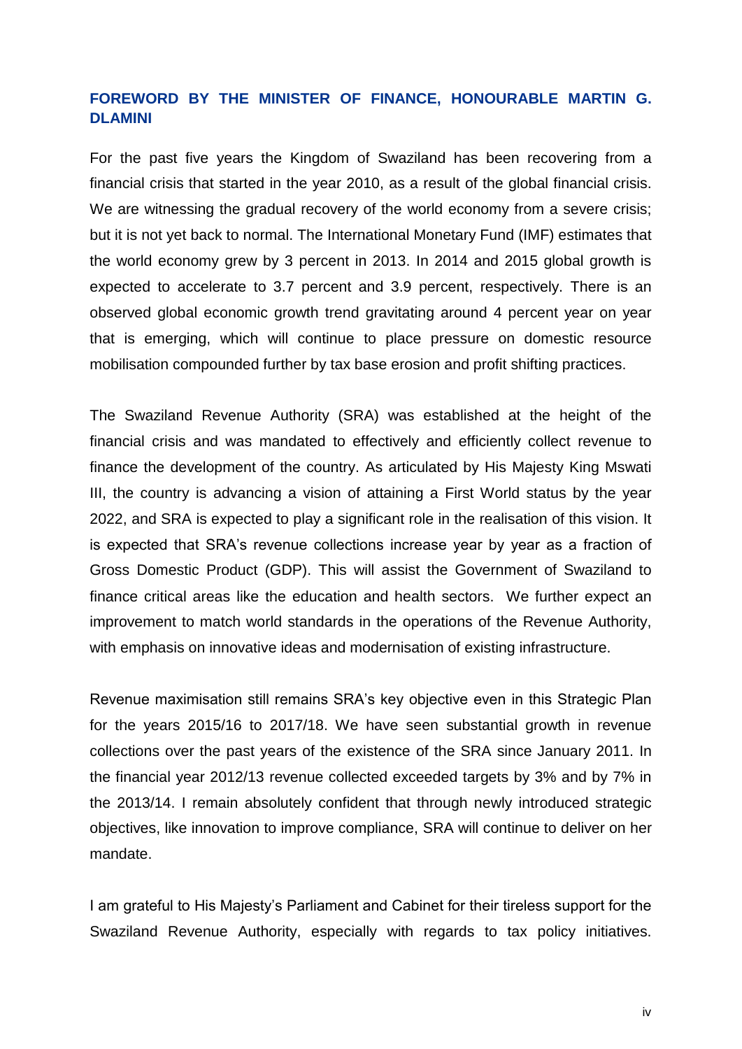## FOREWORD BY THE MINISTER OF FINANCE, HONOURABLE MARTIN G. DLAMINI

For the past five years the Kingdom of Swaziland has been recovering from a financial crisis that started in the year 2010, as a result of the global financial crisis. We are witnessing the gradual recovery of the world economy from a severe crisis; but it is not yet back to normal. The International Monetary Fund (IMF) estimates that the world economy grew by 3 percent in 2013. In 2014 and 2015 global growth is expected to accelerate to 3.7 percent and 3.9 percent, respectively. There is an observed global economic growth trend gravitating around 4 percent year on year that is emerging, which will continue to place pressure on domestic resource mobilisation compounded further by tax base erosion and profit shifting practices.

The Swaziland Revenue Authority (SRA) was established at the height of the financial crisis and was mandated to effectively and efficiently collect revenue to finance the development of the country. As articulated by His Majesty King Mswati III, the country is advancing a vision of attaining a First World status by the year 2022, and SRA is expected to play a significant role in the realisation of this vision. It is expected that SRA's revenue collections increase year by year as a fraction of Gross Domestic Product (GDP). This will assist the Government of Swaziland to finance critical areas like the education and health sectors. We further expect an improvement to match world standards in the operations of the Revenue Authority, with emphasis on innovative ideas and modernisation of existing infrastructure.

Revenue maximisation still remains SRA's key objective even in this Strategic Plan for the years 2015/16 to 2017/18. We have seen substantial growth in revenue collections over the past years of the existence of the SRA since January 2011. In the financial year 2012/13 revenue collected exceeded targets by 3% and by 7% in the 2013/14. I remain absolutely confident that through newly introduced strategic objectives, like innovation to improve compliance, SRA will continue to deliver on her mandate.

I am grateful to His Majesty's Parliament and Cabinet for their tireless support for the Swaziland Revenue Authority, especially with regards to tax policy initiatives.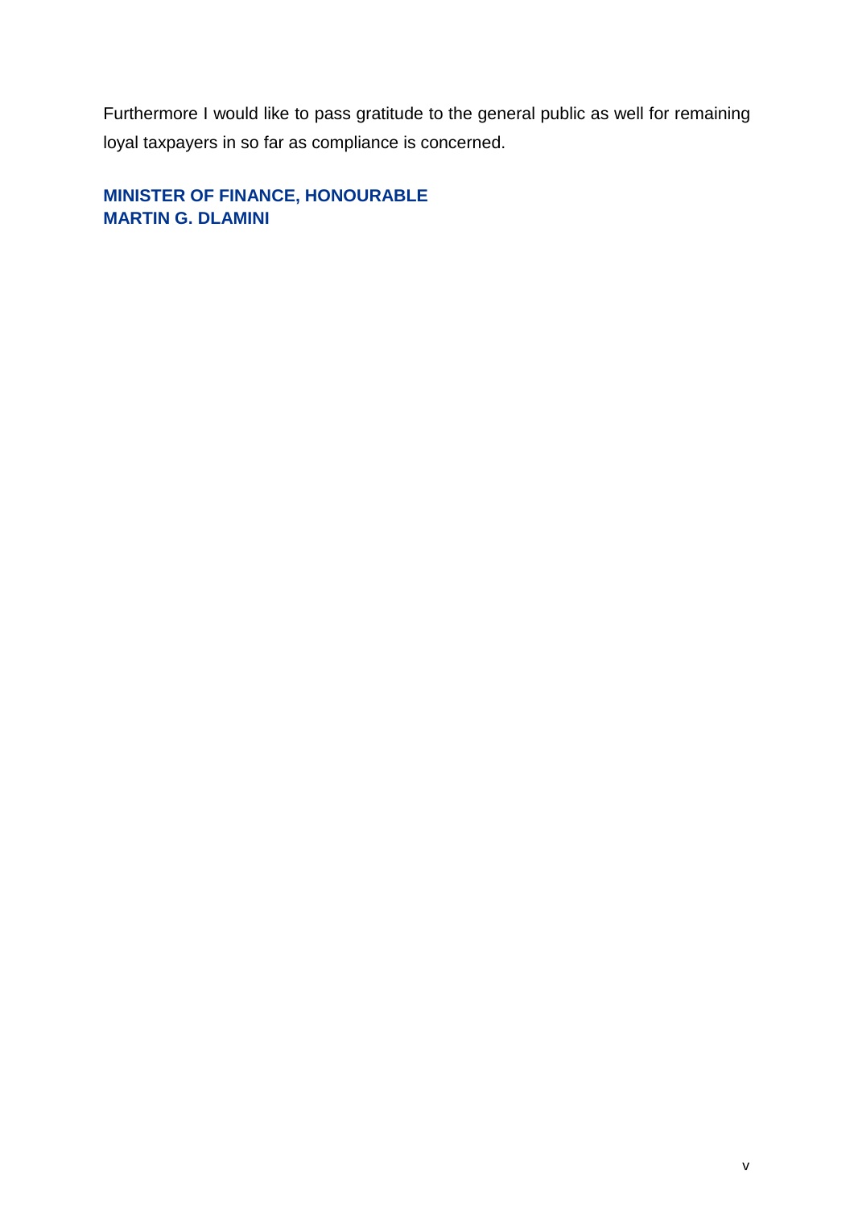Furthermore I would like to pass gratitude to the general public as well for remaining loyal taxpayers in so far as compliance is concerned.

**MINISTER OF FINANCE, HONOURABLE**
**MARTIN G. DLAMINI**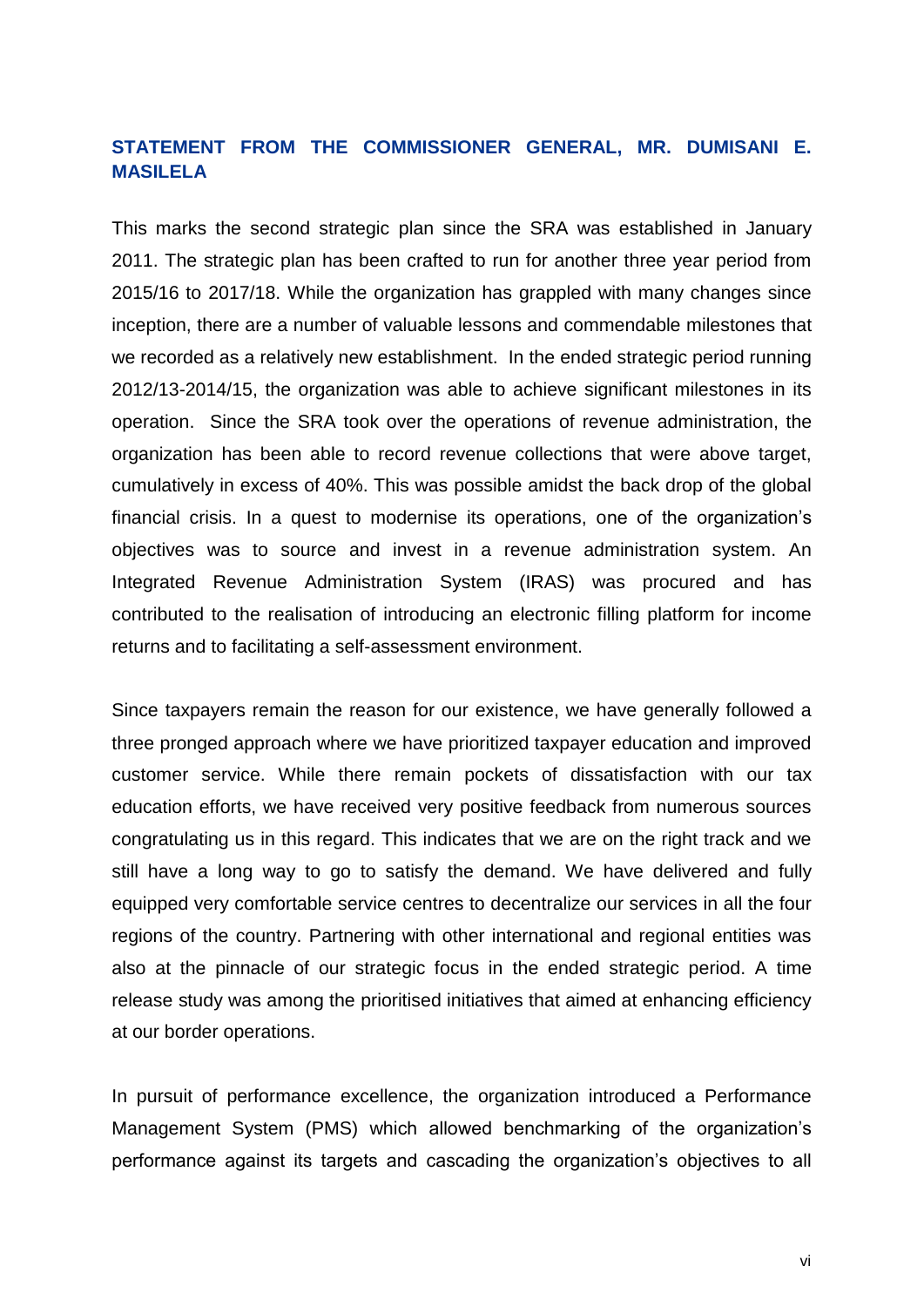## STATEMENT FROM THE COMMISSIONER GENERAL, MR. DUMISANI E. MASILELA

This marks the second strategic plan since the SRA was established in January 2011. The strategic plan has been crafted to run for another three year period from 2015/16 to 2017/18. While the organization has grappled with many changes since inception, there are a number of valuable lessons and commendable milestones that we recorded as a relatively new establishment. In the ended strategic period running 2012/13-2014/15, the organization was able to achieve significant milestones in its operation. Since the SRA took over the operations of revenue administration, the organization has been able to record revenue collections that were above target, cumulatively in excess of 40%. This was possible amidst the back drop of the global financial crisis. In a quest to modernise its operations, one of the organization's objectives was to source and invest in a revenue administration system. An Integrated Revenue Administration System (IRAS) was procured and has contributed to the realisation of introducing an electronic filling platform for income returns and to facilitating a self-assessment environment.

Since taxpayers remain the reason for our existence, we have generally followed a three pronged approach where we have prioritized taxpayer education and improved customer service. While there remain pockets of dissatisfaction with our tax education efforts, we have received very positive feedback from numerous sources congratulating us in this regard. This indicates that we are on the right track and we still have a long way to go to satisfy the demand. We have delivered and fully equipped very comfortable service centres to decentralize our services in all the four regions of the country. Partnering with other international and regional entities was also at the pinnacle of our strategic focus in the ended strategic period. A time release study was among the prioritised initiatives that aimed at enhancing efficiency at our border operations.

In pursuit of performance excellence, the organization introduced a Performance Management System (PMS) which allowed benchmarking of the organization's performance against its targets and cascading the organization's objectives to all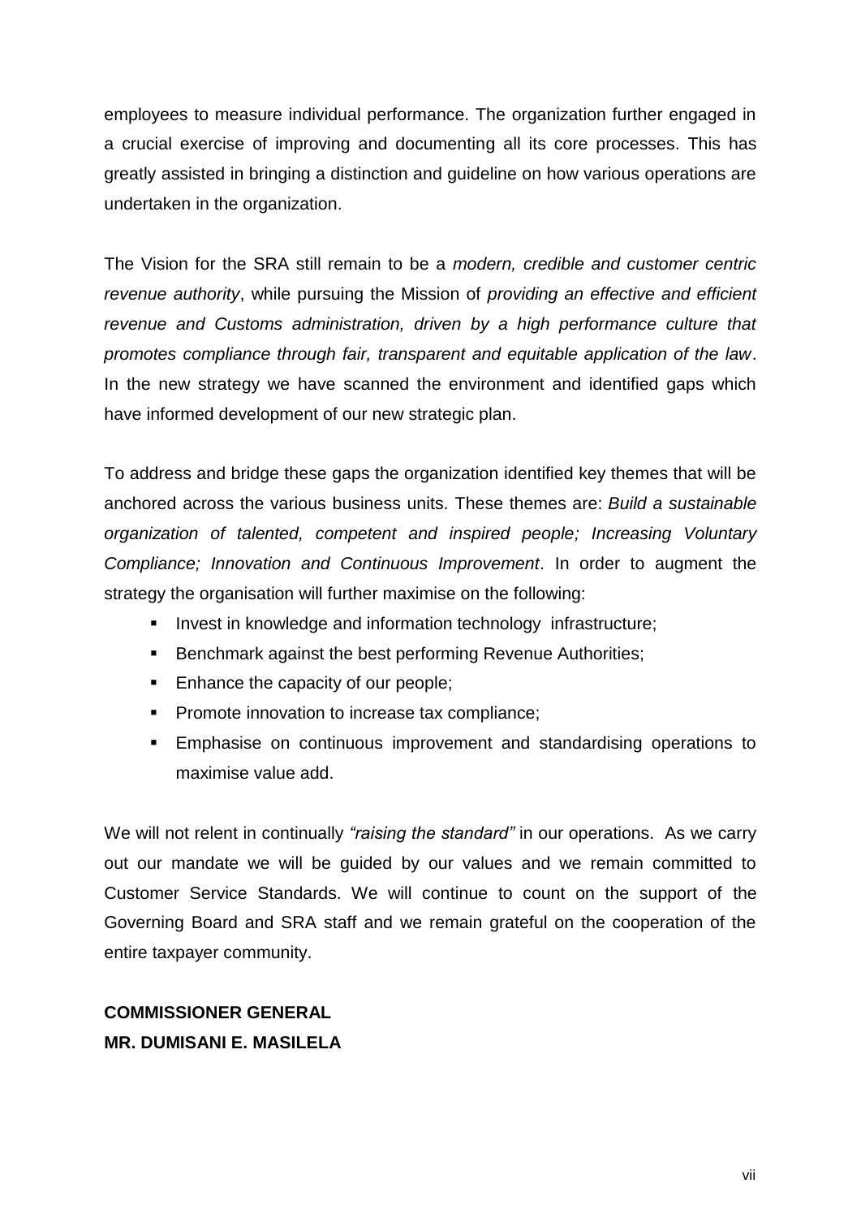employees to measure individual performance. The organization further engaged in a crucial exercise of improving and documenting all its core processes. This has greatly assisted in bringing a distinction and guideline on how various operations are undertaken in the organization.

The Vision for the SRA still remain to be a *modern, credible and customer centric revenue authority*, while pursuing the Mission of *providing an effective and efficient revenue and Customs administration, driven by a high performance culture that promotes compliance through fair, transparent and equitable application of the law*. In the new strategy we have scanned the environment and identified gaps which have informed development of our new strategic plan.

To address and bridge these gaps the organization identified key themes that will be anchored across the various business units. These themes are: *Build a sustainable organization of talented, competent and inspired people; Increasing Voluntary Compliance; Innovation and Continuous Improvement*. In order to augment the strategy the organisation will further maximise on the following:

- Invest in knowledge and information technology infrastructure;
- Benchmark against the best performing Revenue Authorities;
- Enhance the capacity of our people;
- Promote innovation to increase tax compliance;
- Emphasise on continuous improvement and standardising operations to maximise value add.

We will not relent in continually *"raising the standard"* in our operations. As we carry out our mandate we will be guided by our values and we remain committed to Customer Service Standards. We will continue to count on the support of the Governing Board and SRA staff and we remain grateful on the cooperation of the entire taxpayer community.

**COMMISSIONER GENERAL**
**MR. DUMISANI E. MASILELA**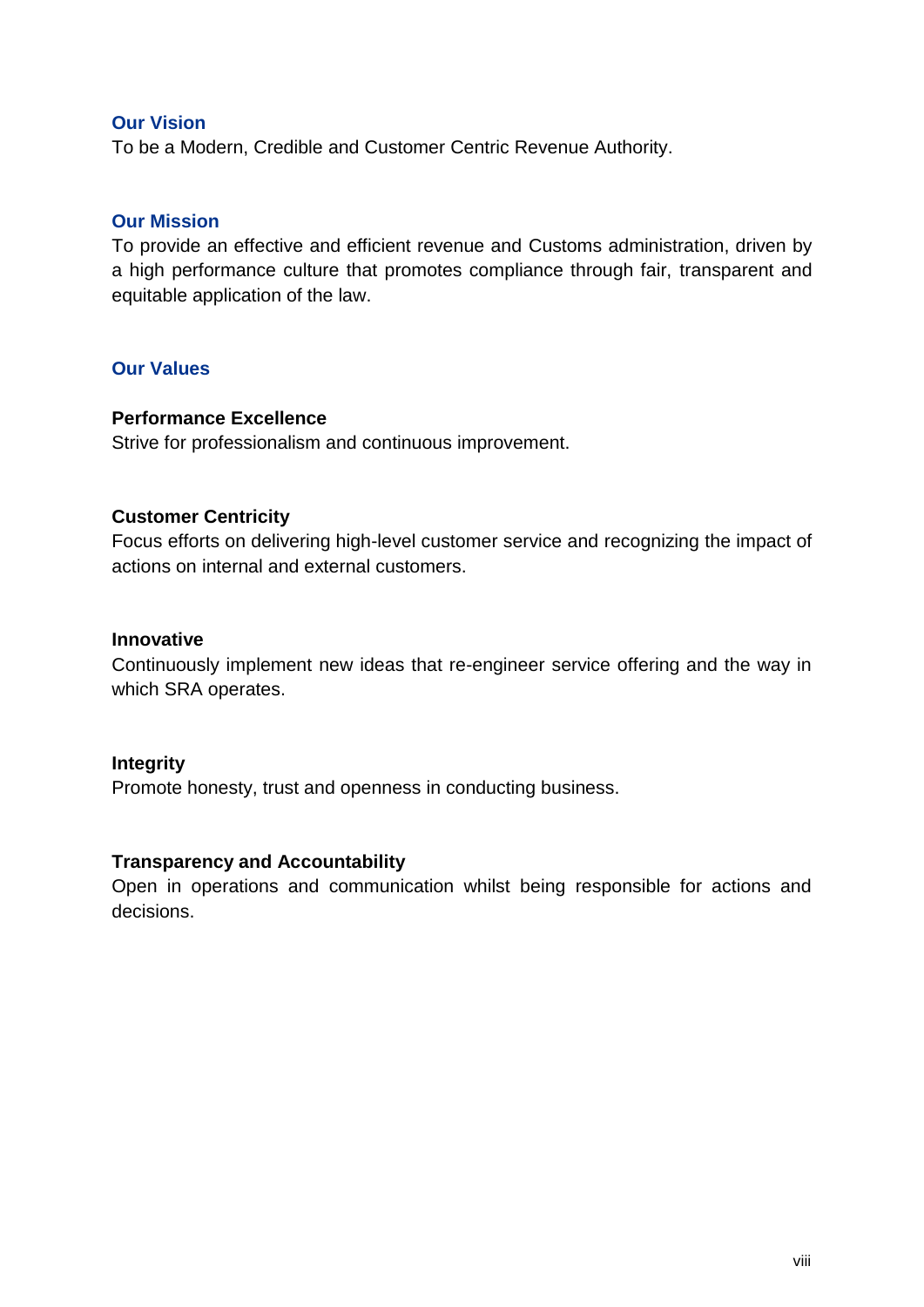## Our Vision

To be a Modern, Credible and Customer Centric Revenue Authority.

## Our Mission

To provide an effective and efficient revenue and Customs administration, driven by a high performance culture that promotes compliance through fair, transparent and equitable application of the law.

## Our Values

### Performance Excellence

Strive for professionalism and continuous improvement.

### Customer Centricity

Focus efforts on delivering high-level customer service and recognizing the impact of actions on internal and external customers.

### Innovative

Continuously implement new ideas that re-engineer service offering and the way in which SRA operates.

### Integrity

Promote honesty, trust and openness in conducting business.

### Transparency and Accountability

Open in operations and communication whilst being responsible for actions and decisions.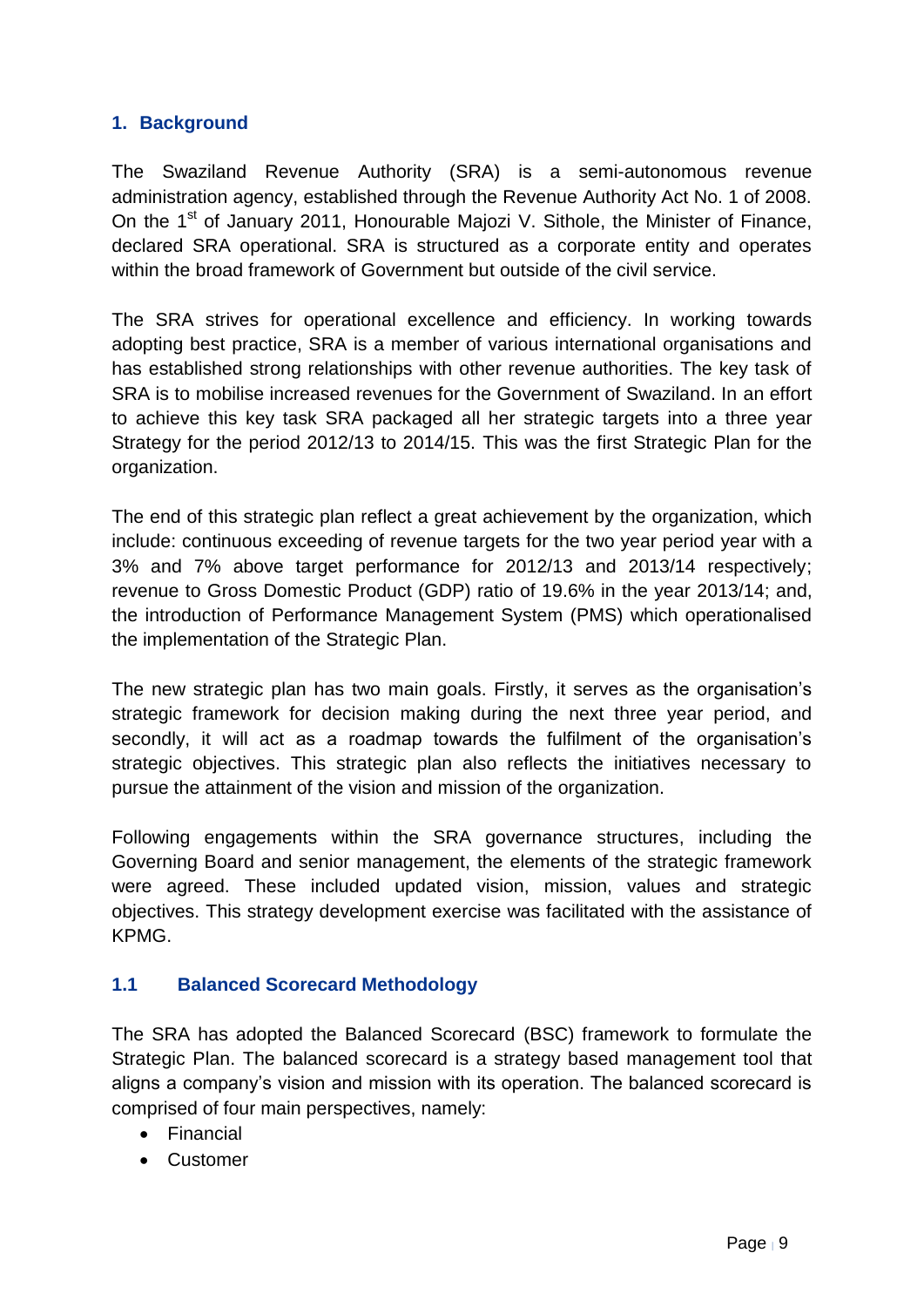## 1. Background

The Swaziland Revenue Authority (SRA) is a semi-autonomous revenue administration agency, established through the Revenue Authority Act No. 1 of 2008. On the 1st of January 2011, Honourable Majozi V. Sithole, the Minister of Finance, declared SRA operational. SRA is structured as a corporate entity and operates within the broad framework of Government but outside of the civil service.

The SRA strives for operational excellence and efficiency. In working towards adopting best practice, SRA is a member of various international organisations and has established strong relationships with other revenue authorities. The key task of SRA is to mobilise increased revenues for the Government of Swaziland. In an effort to achieve this key task SRA packaged all her strategic targets into a three year Strategy for the period 2012/13 to 2014/15. This was the first Strategic Plan for the organization.

The end of this strategic plan reflect a great achievement by the organization, which include: continuous exceeding of revenue targets for the two year period year with a 3% and 7% above target performance for 2012/13 and 2013/14 respectively; revenue to Gross Domestic Product (GDP) ratio of 19.6% in the year 2013/14; and, the introduction of Performance Management System (PMS) which operationalised the implementation of the Strategic Plan.

The new strategic plan has two main goals. Firstly, it serves as the organisation's strategic framework for decision making during the next three year period, and secondly, it will act as a roadmap towards the fulfilment of the organisation's strategic objectives. This strategic plan also reflects the initiatives necessary to pursue the attainment of the vision and mission of the organization.

Following engagements within the SRA governance structures, including the Governing Board and senior management, the elements of the strategic framework were agreed. These included updated vision, mission, values and strategic objectives. This strategy development exercise was facilitated with the assistance of KPMG.

### 1.1 Balanced Scorecard Methodology

The SRA has adopted the Balanced Scorecard (BSC) framework to formulate the Strategic Plan. The balanced scorecard is a strategy based management tool that aligns a company's vision and mission with its operation. The balanced scorecard is comprised of four main perspectives, namely:

- Financial
- Customer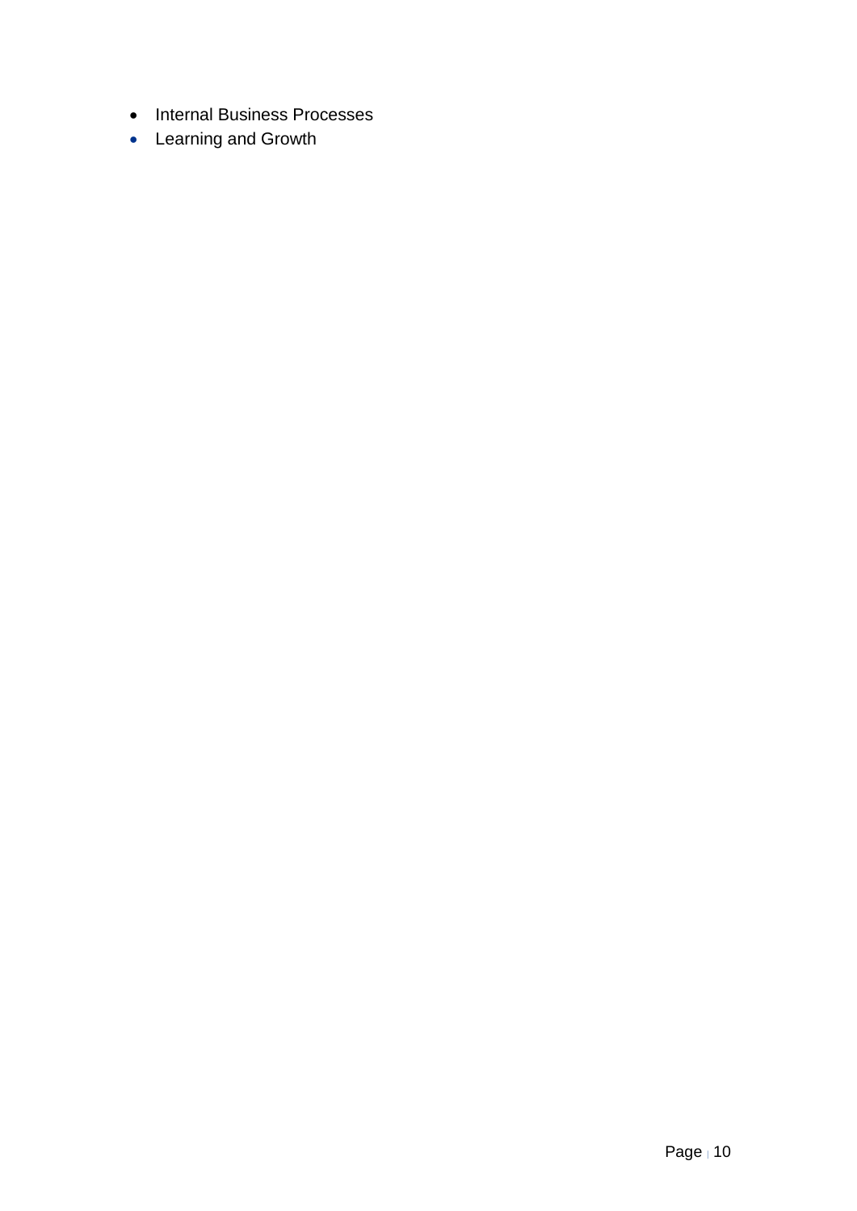- Internal Business Processes
- Learning and Growth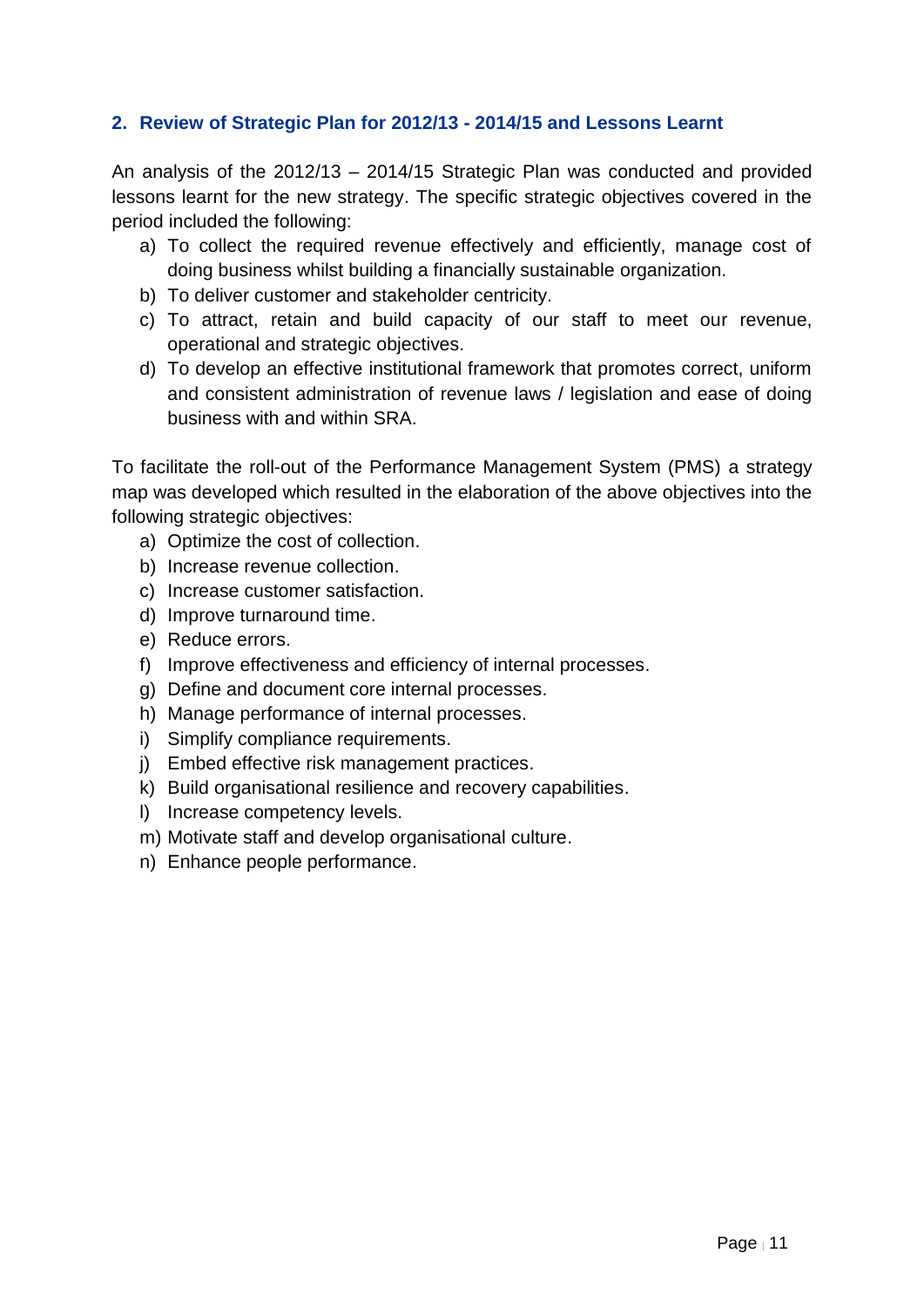## 2. Review of Strategic Plan for 2012/13 - 2014/15 and Lessons Learnt

An analysis of the 2012/13 – 2014/15 Strategic Plan was conducted and provided lessons learnt for the new strategy. The specific strategic objectives covered in the period included the following:

a) To collect the required revenue effectively and efficiently, manage cost of doing business whilst building a financially sustainable organization.
b) To deliver customer and stakeholder centricity.
c) To attract, retain and build capacity of our staff to meet our revenue, operational and strategic objectives.
d) To develop an effective institutional framework that promotes correct, uniform and consistent administration of revenue laws / legislation and ease of doing business with and within SRA.

To facilitate the roll-out of the Performance Management System (PMS) a strategy map was developed which resulted in the elaboration of the above objectives into the following strategic objectives:

a) Optimize the cost of collection.
b) Increase revenue collection.
c) Increase customer satisfaction.
d) Improve turnaround time.
e) Reduce errors.
f) Improve effectiveness and efficiency of internal processes.
g) Define and document core internal processes.
h) Manage performance of internal processes.
i) Simplify compliance requirements.
j) Embed effective risk management practices.
k) Build organisational resilience and recovery capabilities.
l) Increase competency levels.
m) Motivate staff and develop organisational culture.
n) Enhance people performance.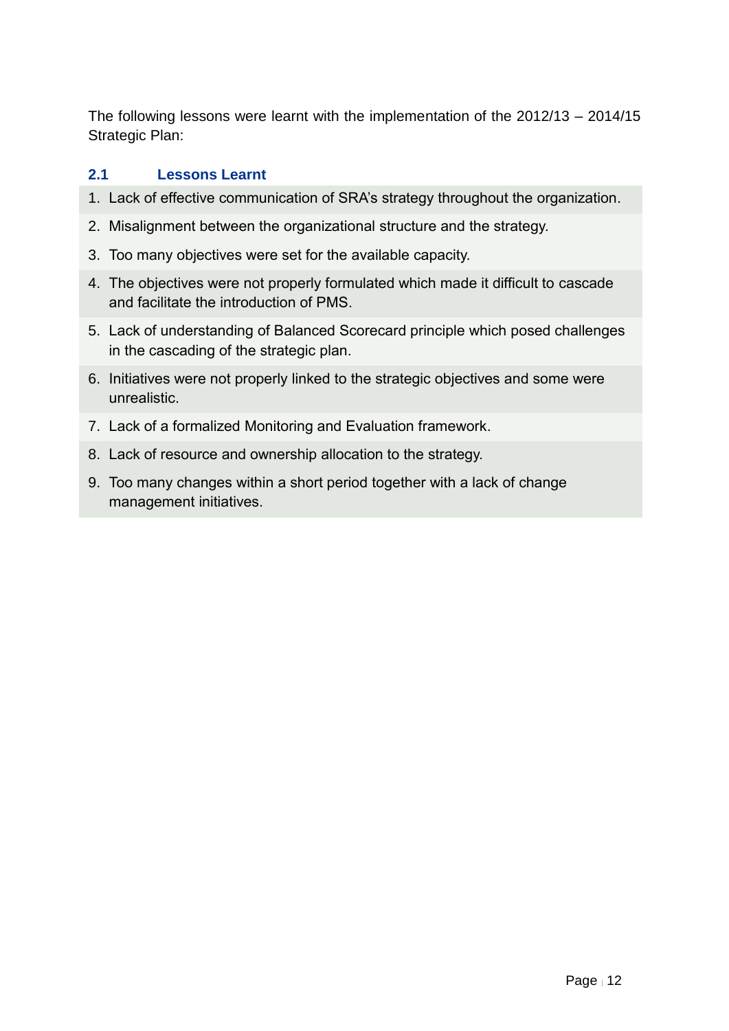The following lessons were learnt with the implementation of the 2012/13 – 2014/15 Strategic Plan:

## 2.1 Lessons Learnt

1. Lack of effective communication of SRA's strategy throughout the organization.
2. Misalignment between the organizational structure and the strategy.
3. Too many objectives were set for the available capacity.
4. The objectives were not properly formulated which made it difficult to cascade and facilitate the introduction of PMS.
5. Lack of understanding of Balanced Scorecard principle which posed challenges in the cascading of the strategic plan.
6. Initiatives were not properly linked to the strategic objectives and some were unrealistic.
7. Lack of a formalized Monitoring and Evaluation framework.
8. Lack of resource and ownership allocation to the strategy.
9. Too many changes within a short period together with a lack of change management initiatives.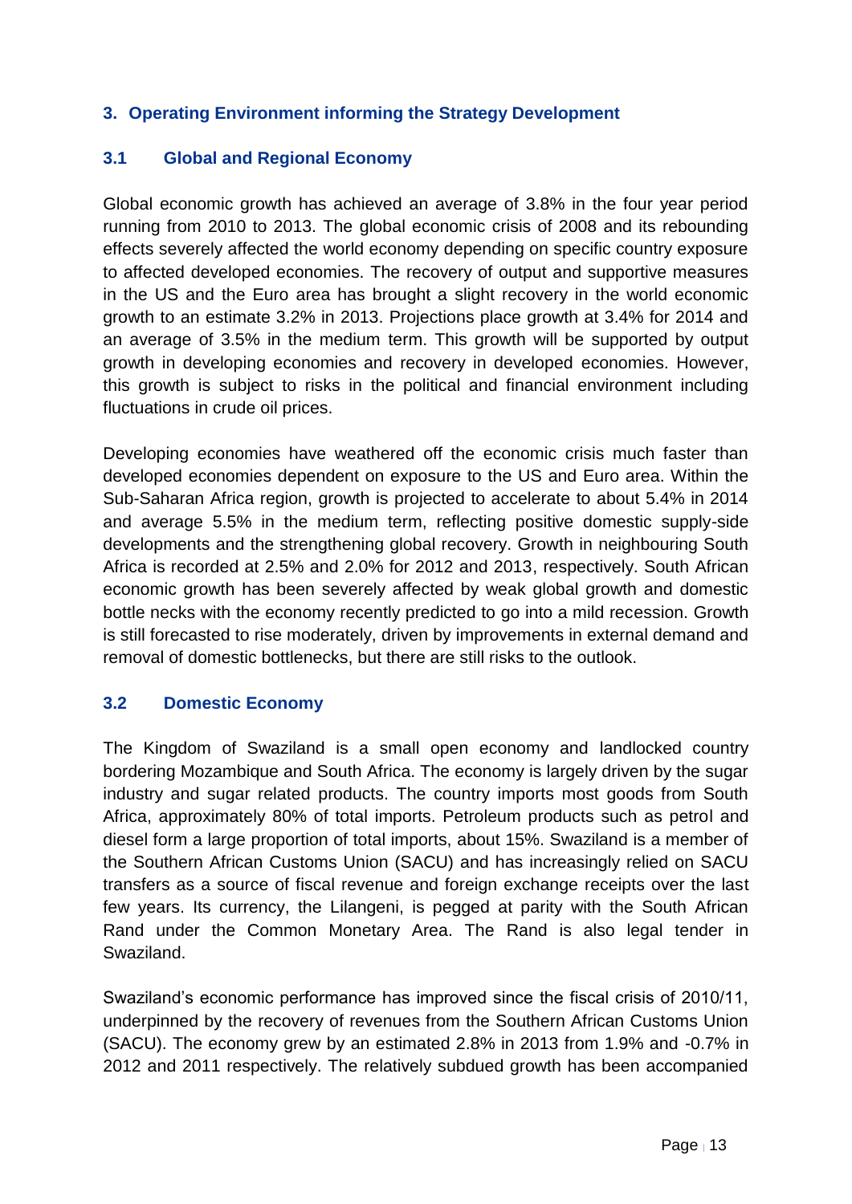## 3. Operating Environment informing the Strategy Development

### 3.1 Global and Regional Economy

Global economic growth has achieved an average of 3.8% in the four year period running from 2010 to 2013. The global economic crisis of 2008 and its rebounding effects severely affected the world economy depending on specific country exposure to affected developed economies. The recovery of output and supportive measures in the US and the Euro area has brought a slight recovery in the world economic growth to an estimate 3.2% in 2013. Projections place growth at 3.4% for 2014 and an average of 3.5% in the medium term. This growth will be supported by output growth in developing economies and recovery in developed economies. However, this growth is subject to risks in the political and financial environment including fluctuations in crude oil prices.

Developing economies have weathered off the economic crisis much faster than developed economies dependent on exposure to the US and Euro area. Within the Sub-Saharan Africa region, growth is projected to accelerate to about 5.4% in 2014 and average 5.5% in the medium term, reflecting positive domestic supply-side developments and the strengthening global recovery. Growth in neighbouring South Africa is recorded at 2.5% and 2.0% for 2012 and 2013, respectively. South African economic growth has been severely affected by weak global growth and domestic bottle necks with the economy recently predicted to go into a mild recession. Growth is still forecasted to rise moderately, driven by improvements in external demand and removal of domestic bottlenecks, but there are still risks to the outlook.

### 3.2 Domestic Economy

The Kingdom of Swaziland is a small open economy and landlocked country bordering Mozambique and South Africa. The economy is largely driven by the sugar industry and sugar related products. The country imports most goods from South Africa, approximately 80% of total imports. Petroleum products such as petrol and diesel form a large proportion of total imports, about 15%. Swaziland is a member of the Southern African Customs Union (SACU) and has increasingly relied on SACU transfers as a source of fiscal revenue and foreign exchange receipts over the last few years. Its currency, the Lilangeni, is pegged at parity with the South African Rand under the Common Monetary Area. The Rand is also legal tender in Swaziland.

Swaziland's economic performance has improved since the fiscal crisis of 2010/11, underpinned by the recovery of revenues from the Southern African Customs Union (SACU). The economy grew by an estimated 2.8% in 2013 from 1.9% and -0.7% in 2012 and 2011 respectively. The relatively subdued growth has been accompanied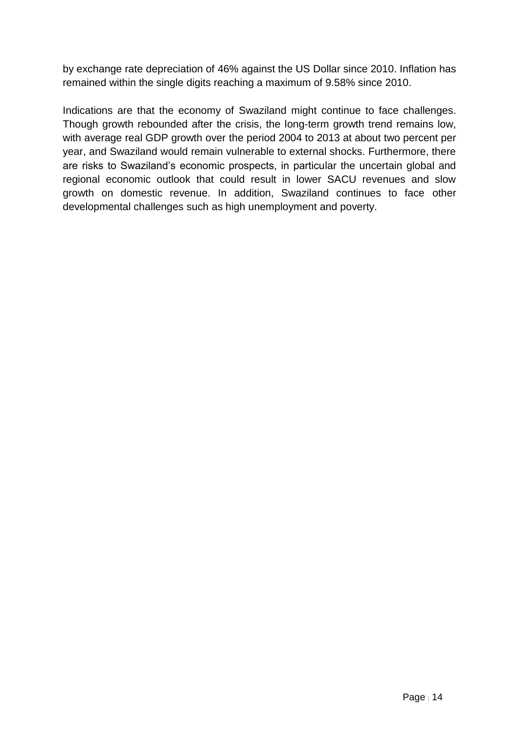by exchange rate depreciation of 46% against the US Dollar since 2010. Inflation has remained within the single digits reaching a maximum of 9.58% since 2010.

Indications are that the economy of Swaziland might continue to face challenges. Though growth rebounded after the crisis, the long-term growth trend remains low, with average real GDP growth over the period 2004 to 2013 at about two percent per year, and Swaziland would remain vulnerable to external shocks. Furthermore, there are risks to Swaziland's economic prospects, in particular the uncertain global and regional economic outlook that could result in lower SACU revenues and slow growth on domestic revenue. In addition, Swaziland continues to face other developmental challenges such as high unemployment and poverty.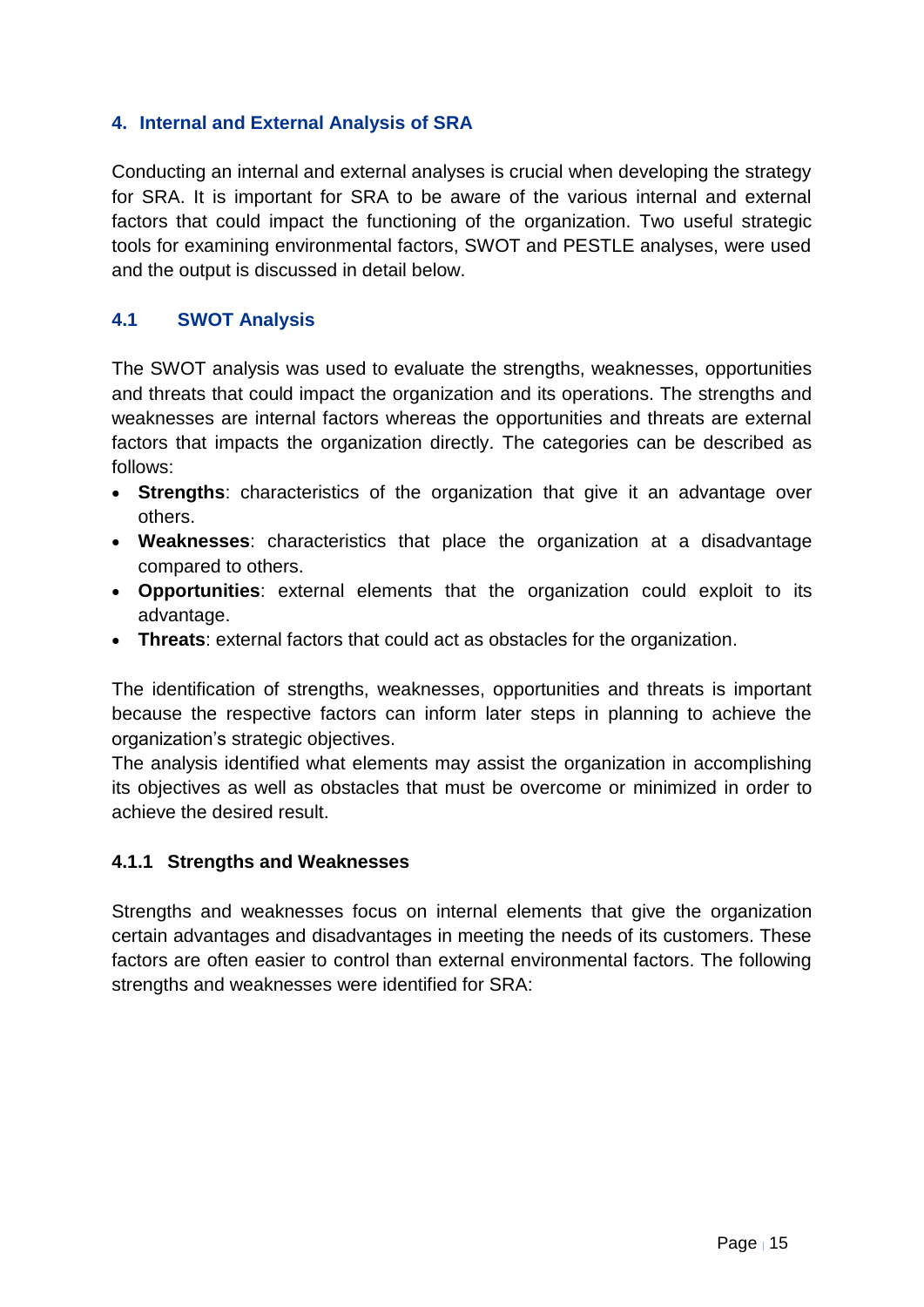## 4. Internal and External Analysis of SRA

Conducting an internal and external analyses is crucial when developing the strategy for SRA. It is important for SRA to be aware of the various internal and external factors that could impact the functioning of the organization. Two useful strategic tools for examining environmental factors, SWOT and PESTLE analyses, were used and the output is discussed in detail below.

### 4.1 SWOT Analysis

The SWOT analysis was used to evaluate the strengths, weaknesses, opportunities and threats that could impact the organization and its operations. The strengths and weaknesses are internal factors whereas the opportunities and threats are external factors that impacts the organization directly. The categories can be described as follows:

- **Strengths**: characteristics of the organization that give it an advantage over others.
- **Weaknesses**: characteristics that place the organization at a disadvantage compared to others.
- **Opportunities**: external elements that the organization could exploit to its advantage.
- **Threats**: external factors that could act as obstacles for the organization.

The identification of strengths, weaknesses, opportunities and threats is important because the respective factors can inform later steps in planning to achieve the organization's strategic objectives.
The analysis identified what elements may assist the organization in accomplishing its objectives as well as obstacles that must be overcome or minimized in order to achieve the desired result.

#### 4.1.1 Strengths and Weaknesses

Strengths and weaknesses focus on internal elements that give the organization certain advantages and disadvantages in meeting the needs of its customers. These factors are often easier to control than external environmental factors. The following strengths and weaknesses were identified for SRA: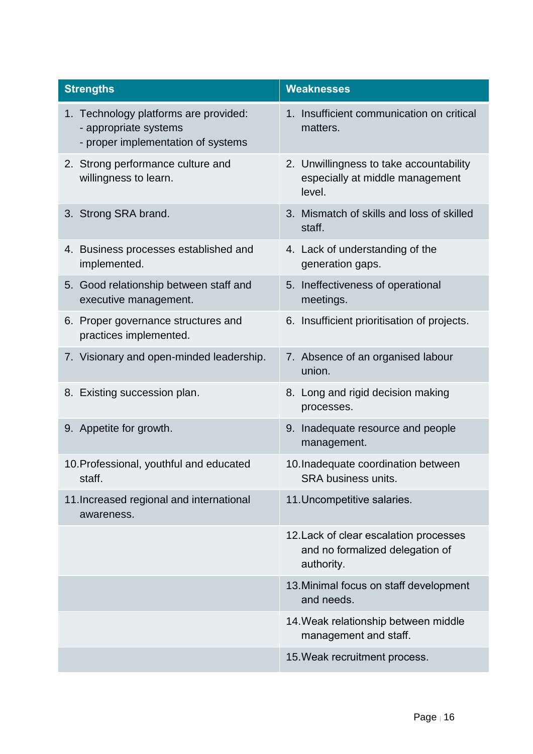| Strengths | Weaknesses |
|---|---|
| 1. Technology platforms are provided:<br>- appropriate systems<br>- proper implementation of systems | 1. Insufficient communication on critical matters. |
| 2. Strong performance culture and willingness to learn. | 2. Unwillingness to take accountability especially at middle management level. |
| 3. Strong SRA brand. | 3. Mismatch of skills and loss of skilled staff. |
| 4. Business processes established and implemented. | 4. Lack of understanding of the generation gaps. |
| 5. Good relationship between staff and executive management. | 5. Ineffectiveness of operational meetings. |
| 6. Proper governance structures and practices implemented. | 6. Insufficient prioritisation of projects. |
| 7. Visionary and open-minded leadership. | 7. Absence of an organised labour union. |
| 8. Existing succession plan. | 8. Long and rigid decision making processes. |
| 9. Appetite for growth. | 9. Inadequate resource and people management. |
| 10. Professional, youthful and educated staff. | 10. Inadequate coordination between SRA business units. |
| 11. Increased regional and international awareness. | 11. Uncompetitive salaries. |
| | 12. Lack of clear escalation processes and no formalized delegation of authority. |
| | 13. Minimal focus on staff development and needs. |
| | 14. Weak relationship between middle management and staff. |
| | 15. Weak recruitment process. |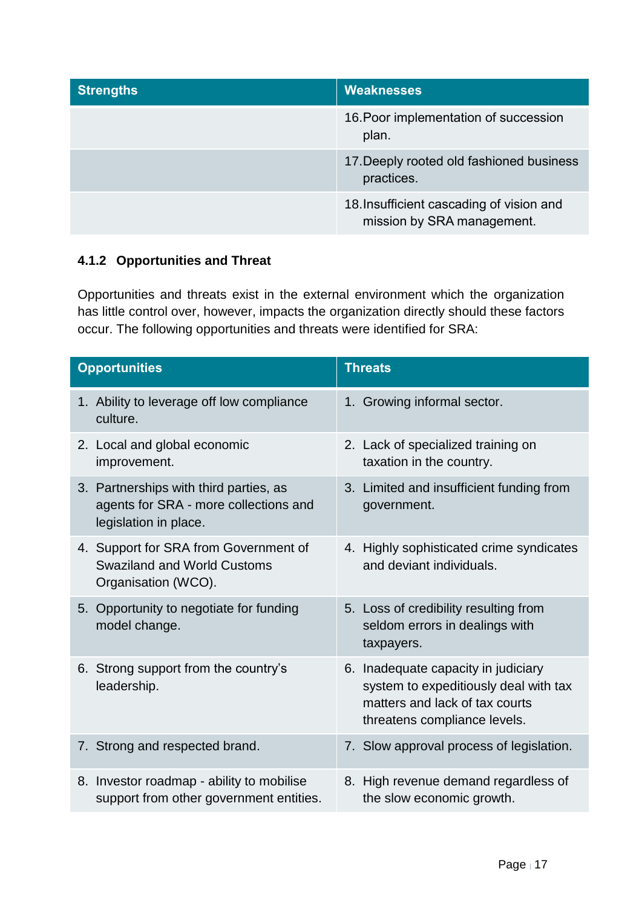| Strengths | Weaknesses |
| --- | --- |
| | 16. Poor implementation of succession plan. |
| | 17. Deeply rooted old fashioned business practices. |
| | 18. Insufficient cascading of vision and mission by SRA management. |

### 4.1.2 Opportunities and Threat

Opportunities and threats exist in the external environment which the organization has little control over, however, impacts the organization directly should these factors occur. The following opportunities and threats were identified for SRA:

| Opportunities | Threats |
| --- | --- |
| 1. Ability to leverage off low compliance culture. | 1. Growing informal sector. |
| 2. Local and global economic improvement. | 2. Lack of specialized training on taxation in the country. |
| 3. Partnerships with third parties, as agents for SRA - more collections and legislation in place. | 3. Limited and insufficient funding from government. |
| 4. Support for SRA from Government of Swaziland and World Customs Organisation (WCO). | 4. Highly sophisticated crime syndicates and deviant individuals. |
| 5. Opportunity to negotiate for funding model change. | 5. Loss of credibility resulting from seldom errors in dealings with taxpayers. |
| 6. Strong support from the country's leadership. | 6. Inadequate capacity in judiciary system to expeditiously deal with tax matters and lack of tax courts threatens compliance levels. |
| 7. Strong and respected brand. | 7. Slow approval process of legislation. |
| 8. Investor roadmap - ability to mobilise support from other government entities. | 8. High revenue demand regardless of the slow economic growth. |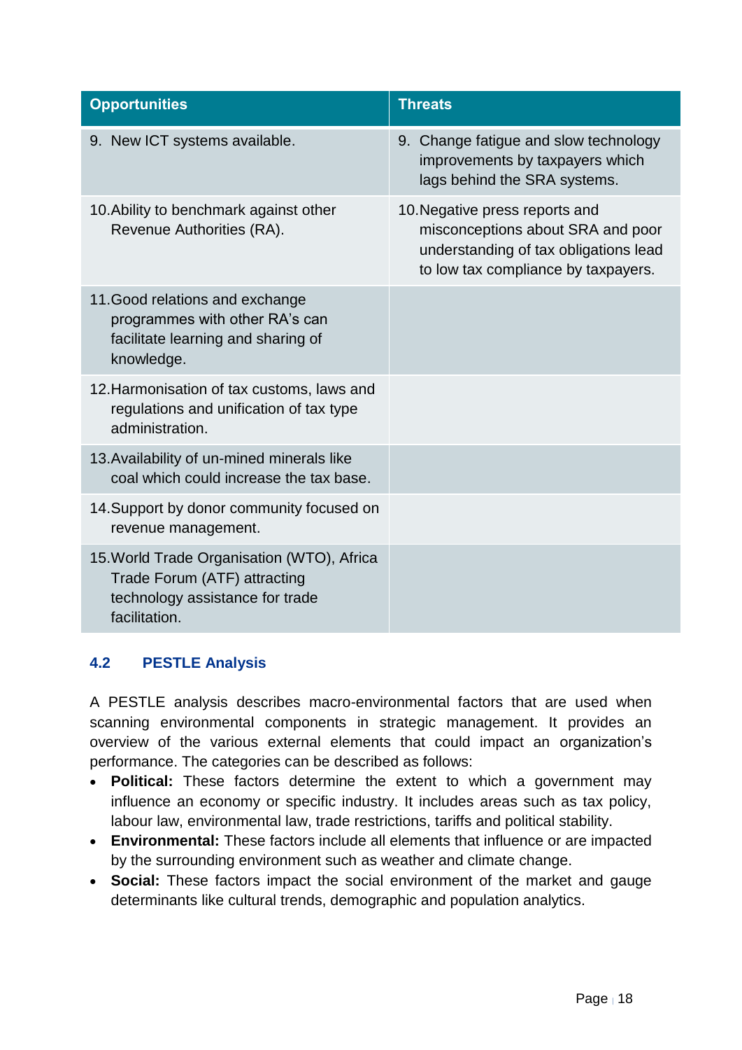| Opportunities | Threats |
|---|---|
| 9. New ICT systems available. | 9. Change fatigue and slow technology improvements by taxpayers which lags behind the SRA systems. |
| 10. Ability to benchmark against other Revenue Authorities (RA). | 10. Negative press reports and misconceptions about SRA and poor understanding of tax obligations lead to low tax compliance by taxpayers. |
| 11. Good relations and exchange programmes with other RA's can facilitate learning and sharing of knowledge. | |
| 12. Harmonisation of tax customs, laws and regulations and unification of tax type administration. | |
| 13. Availability of un-mined minerals like coal which could increase the tax base. | |
| 14. Support by donor community focused on revenue management. | |
| 15. World Trade Organisation (WTO), Africa Trade Forum (ATF) attracting technology assistance for trade facilitation. | |

## 4.2 PESTLE Analysis

A PESTLE analysis describes macro-environmental factors that are used when scanning environmental components in strategic management. It provides an overview of the various external elements that could impact an organization's performance. The categories can be described as follows:

- **Political:** These factors determine the extent to which a government may influence an economy or specific industry. It includes areas such as tax policy, labour law, environmental law, trade restrictions, tariffs and political stability.
- **Environmental:** These factors include all elements that influence or are impacted by the surrounding environment such as weather and climate change.
- **Social:** These factors impact the social environment of the market and gauge determinants like cultural trends, demographic and population analytics.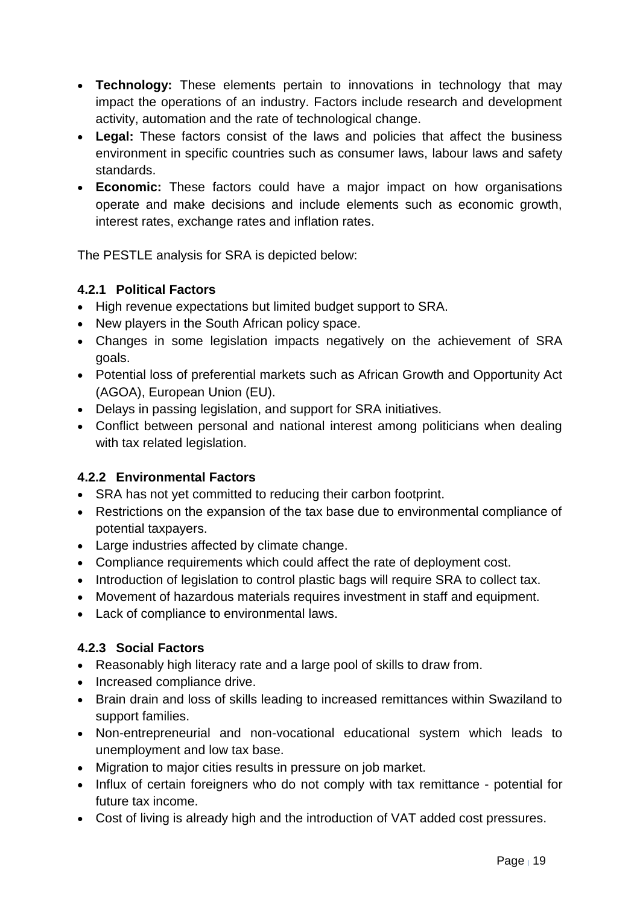- **Technology:** These elements pertain to innovations in technology that may impact the operations of an industry. Factors include research and development activity, automation and the rate of technological change.
- **Legal:** These factors consist of the laws and policies that affect the business environment in specific countries such as consumer laws, labour laws and safety standards.
- **Economic:** These factors could have a major impact on how organisations operate and make decisions and include elements such as economic growth, interest rates, exchange rates and inflation rates.

The PESTLE analysis for SRA is depicted below:

### 4.2.1 Political Factors

- High revenue expectations but limited budget support to SRA.
- New players in the South African policy space.
- Changes in some legislation impacts negatively on the achievement of SRA goals.
- Potential loss of preferential markets such as African Growth and Opportunity Act (AGOA), European Union (EU).
- Delays in passing legislation, and support for SRA initiatives.
- Conflict between personal and national interest among politicians when dealing with tax related legislation.

### 4.2.2 Environmental Factors

- SRA has not yet committed to reducing their carbon footprint.
- Restrictions on the expansion of the tax base due to environmental compliance of potential taxpayers.
- Large industries affected by climate change.
- Compliance requirements which could affect the rate of deployment cost.
- Introduction of legislation to control plastic bags will require SRA to collect tax.
- Movement of hazardous materials requires investment in staff and equipment.
- Lack of compliance to environmental laws.

### 4.2.3 Social Factors

- Reasonably high literacy rate and a large pool of skills to draw from.
- Increased compliance drive.
- Brain drain and loss of skills leading to increased remittances within Swaziland to support families.
- Non-entrepreneurial and non-vocational educational system which leads to unemployment and low tax base.
- Migration to major cities results in pressure on job market.
- Influx of certain foreigners who do not comply with tax remittance - potential for future tax income.
- Cost of living is already high and the introduction of VAT added cost pressures.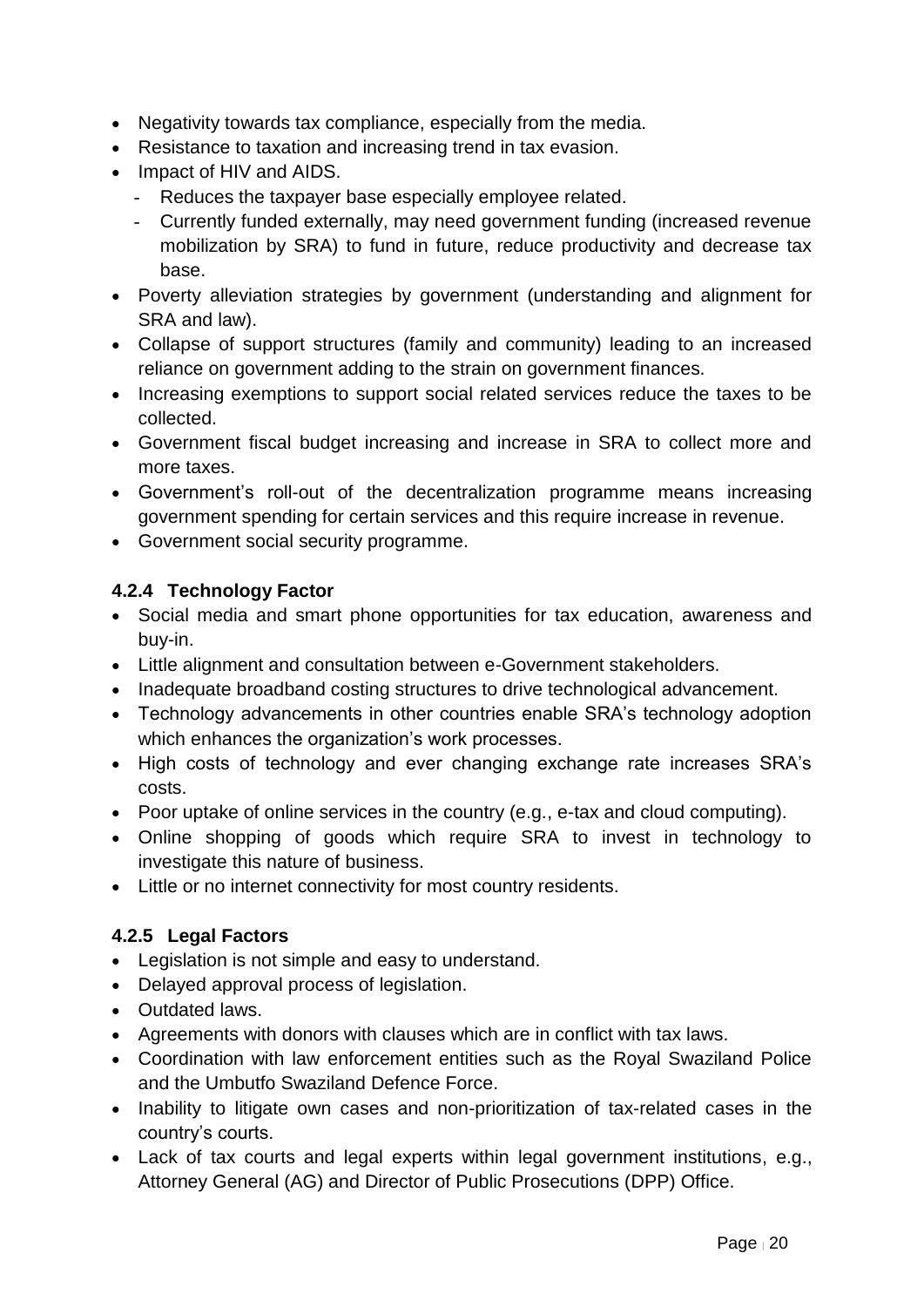- Negativity towards tax compliance, especially from the media.
- Resistance to taxation and increasing trend in tax evasion.
- Impact of HIV and AIDS.
  - Reduces the taxpayer base especially employee related.
  - Currently funded externally, may need government funding (increased revenue mobilization by SRA) to fund in future, reduce productivity and decrease tax base.
- Poverty alleviation strategies by government (understanding and alignment for SRA and law).
- Collapse of support structures (family and community) leading to an increased reliance on government adding to the strain on government finances.
- Increasing exemptions to support social related services reduce the taxes to be collected.
- Government fiscal budget increasing and increase in SRA to collect more and more taxes.
- Government's roll-out of the decentralization programme means increasing government spending for certain services and this require increase in revenue.
- Government social security programme.

#### 4.2.4 Technology Factor

- Social media and smart phone opportunities for tax education, awareness and buy-in.
- Little alignment and consultation between e-Government stakeholders.
- Inadequate broadband costing structures to drive technological advancement.
- Technology advancements in other countries enable SRA's technology adoption which enhances the organization's work processes.
- High costs of technology and ever changing exchange rate increases SRA's costs.
- Poor uptake of online services in the country (e.g., e-tax and cloud computing).
- Online shopping of goods which require SRA to invest in technology to investigate this nature of business.
- Little or no internet connectivity for most country residents.

#### 4.2.5 Legal Factors

- Legislation is not simple and easy to understand.
- Delayed approval process of legislation.
- Outdated laws.
- Agreements with donors with clauses which are in conflict with tax laws.
- Coordination with law enforcement entities such as the Royal Swaziland Police and the Umbutfo Swaziland Defence Force.
- Inability to litigate own cases and non-prioritization of tax-related cases in the country's courts.
- Lack of tax courts and legal experts within legal government institutions, e.g., Attorney General (AG) and Director of Public Prosecutions (DPP) Office.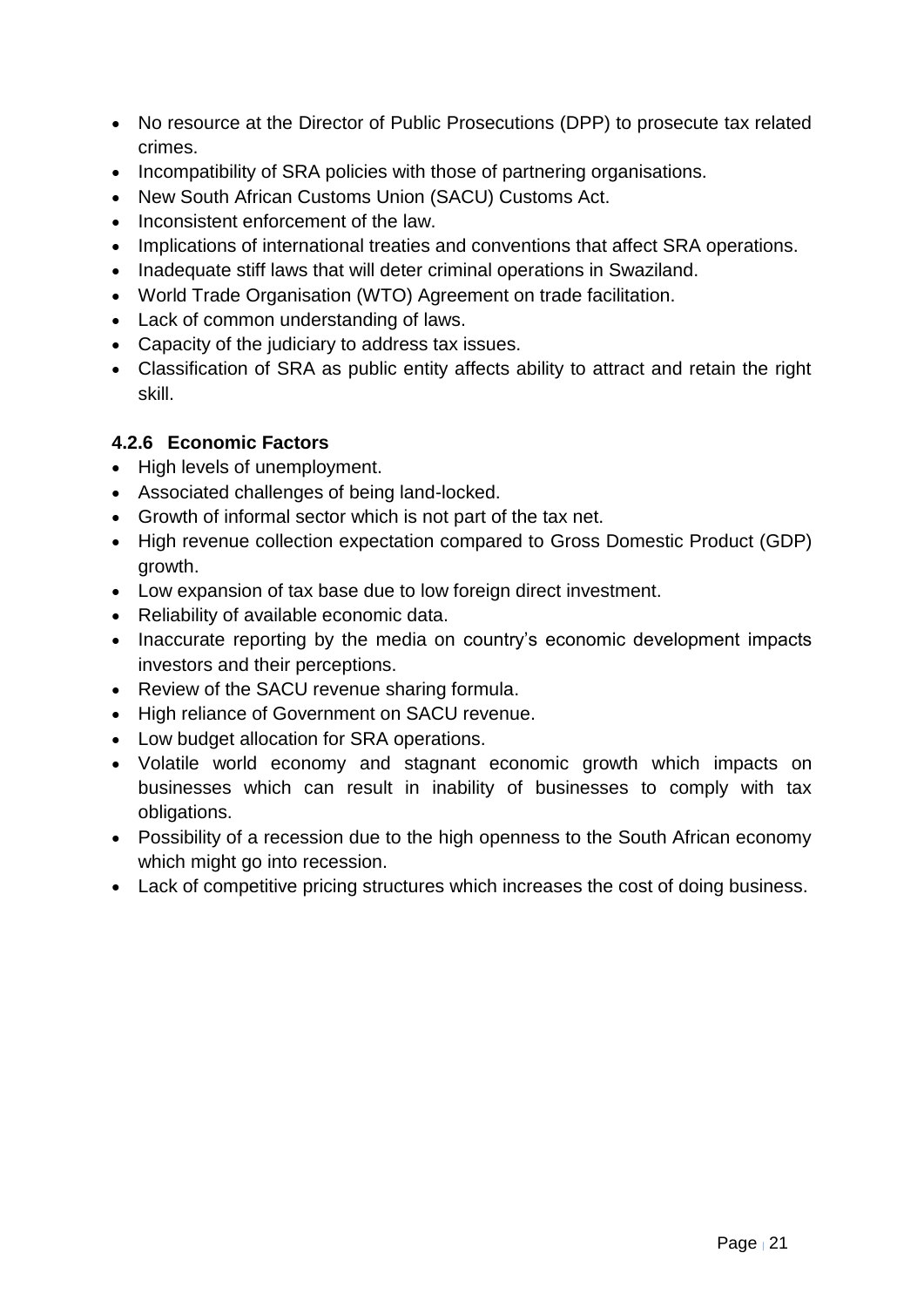- No resource at the Director of Public Prosecutions (DPP) to prosecute tax related crimes.
- Incompatibility of SRA policies with those of partnering organisations.
- New South African Customs Union (SACU) Customs Act.
- Inconsistent enforcement of the law.
- Implications of international treaties and conventions that affect SRA operations.
- Inadequate stiff laws that will deter criminal operations in Swaziland.
- World Trade Organisation (WTO) Agreement on trade facilitation.
- Lack of common understanding of laws.
- Capacity of the judiciary to address tax issues.
- Classification of SRA as public entity affects ability to attract and retain the right skill.

### 4.2.6 Economic Factors

- High levels of unemployment.
- Associated challenges of being land-locked.
- Growth of informal sector which is not part of the tax net.
- High revenue collection expectation compared to Gross Domestic Product (GDP) growth.
- Low expansion of tax base due to low foreign direct investment.
- Reliability of available economic data.
- Inaccurate reporting by the media on country's economic development impacts investors and their perceptions.
- Review of the SACU revenue sharing formula.
- High reliance of Government on SACU revenue.
- Low budget allocation for SRA operations.
- Volatile world economy and stagnant economic growth which impacts on businesses which can result in inability of businesses to comply with tax obligations.
- Possibility of a recession due to the high openness to the South African economy which might go into recession.
- Lack of competitive pricing structures which increases the cost of doing business.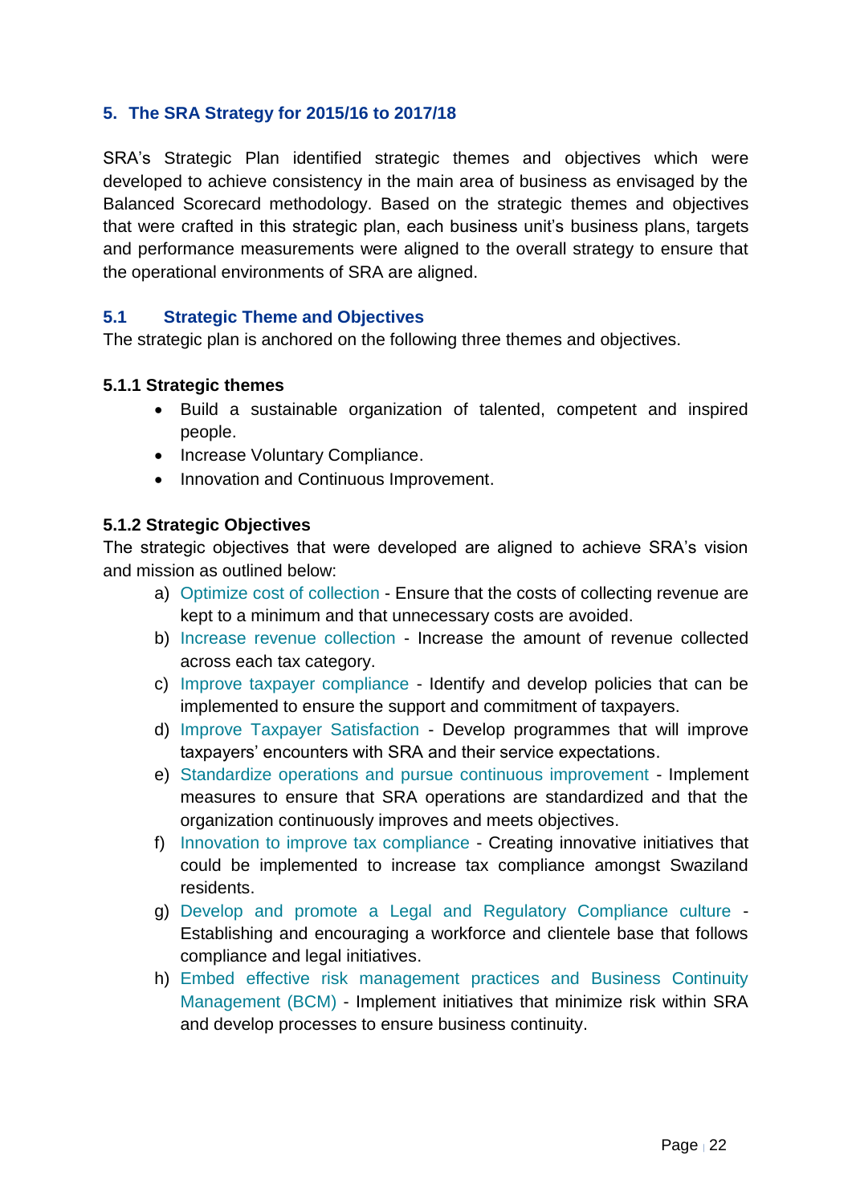## 5. The SRA Strategy for 2015/16 to 2017/18

SRA's Strategic Plan identified strategic themes and objectives which were developed to achieve consistency in the main area of business as envisaged by the Balanced Scorecard methodology. Based on the strategic themes and objectives that were crafted in this strategic plan, each business unit's business plans, targets and performance measurements were aligned to the overall strategy to ensure that the operational environments of SRA are aligned.

### 5.1 Strategic Theme and Objectives

The strategic plan is anchored on the following three themes and objectives.

#### 5.1.1 Strategic themes

- Build a sustainable organization of talented, competent and inspired people.
- Increase Voluntary Compliance.
- Innovation and Continuous Improvement.

#### 5.1.2 Strategic Objectives

The strategic objectives that were developed are aligned to achieve SRA's vision and mission as outlined below:

a) Optimize cost of collection - Ensure that the costs of collecting revenue are kept to a minimum and that unnecessary costs are avoided.

b) Increase revenue collection - Increase the amount of revenue collected across each tax category.

c) Improve taxpayer compliance - Identify and develop policies that can be implemented to ensure the support and commitment of taxpayers.

d) Improve Taxpayer Satisfaction - Develop programmes that will improve taxpayers' encounters with SRA and their service expectations.

e) Standardize operations and pursue continuous improvement - Implement measures to ensure that SRA operations are standardized and that the organization continuously improves and meets objectives.

f) Innovation to improve tax compliance - Creating innovative initiatives that could be implemented to increase tax compliance amongst Swaziland residents.

g) Develop and promote a Legal and Regulatory Compliance culture - Establishing and encouraging a workforce and clientele base that follows compliance and legal initiatives.

h) Embed effective risk management practices and Business Continuity Management (BCM) - Implement initiatives that minimize risk within SRA and develop processes to ensure business continuity.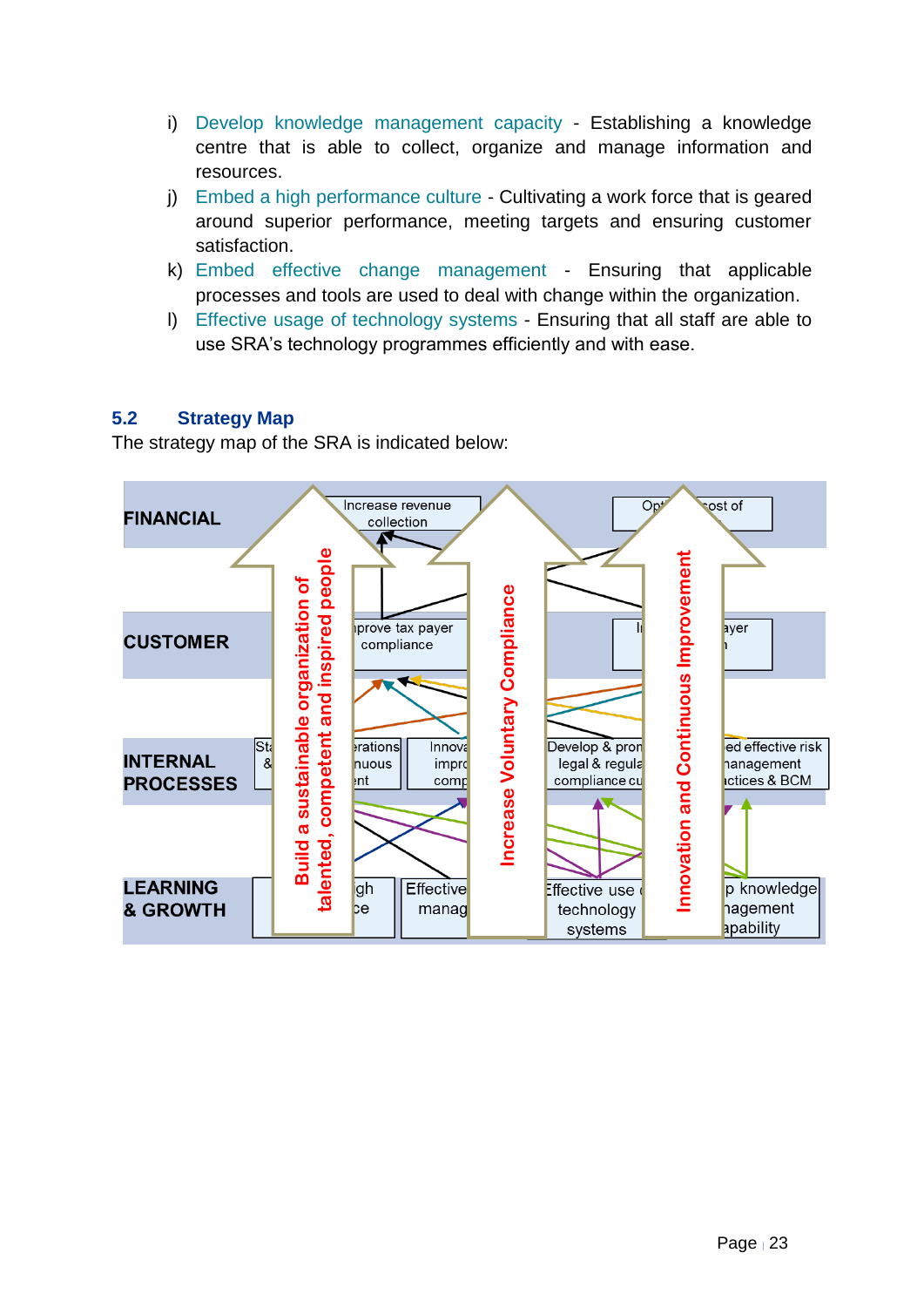i) Develop knowledge management capacity - Establishing a knowledge centre that is able to collect, organize and manage information and resources.

j) Embed a high performance culture - Cultivating a work force that is geared around superior performance, meeting targets and ensuring customer satisfaction.

k) Embed effective change management - Ensuring that applicable processes and tools are used to deal with change within the organization.

l) Effective usage of technology systems - Ensuring that all staff are able to use SRA's technology programmes efficiently and with ease.

## 5.2 Strategy Map

The strategy map of the SRA is indicated below:

FINANCIAL

Increase revenue collection

Opt... ost of

CUSTOMER

...prove tax payer compliance

I... ayer ...

INTERNAL PROCESSES

St... &

...erations ...nuous ...nt

Innova... impr... comp...

Develop & pro... legal & regula... compliance cu...

...ed effective risk ...anagement ...ctices & BCM

LEARNING & GROWTH

...gh ...ce

Effective manag...

Effective use ... technology systems

...p knowledge ...agement ...apability

Build a sustainable organization of talented, competent and inspired people

Increase Voluntary Compliance

Innovation and Continuous Improvement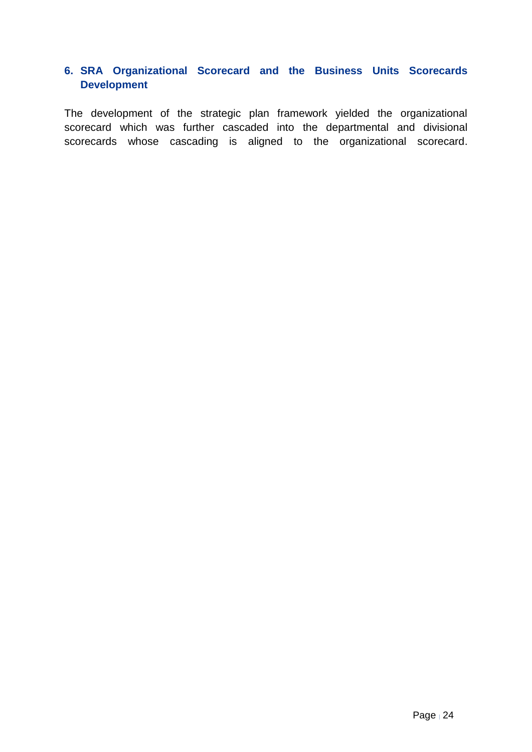## 6. SRA Organizational Scorecard and the Business Units Scorecards Development

The development of the strategic plan framework yielded the organizational scorecard which was further cascaded into the departmental and divisional scorecards whose cascading is aligned to the organizational scorecard.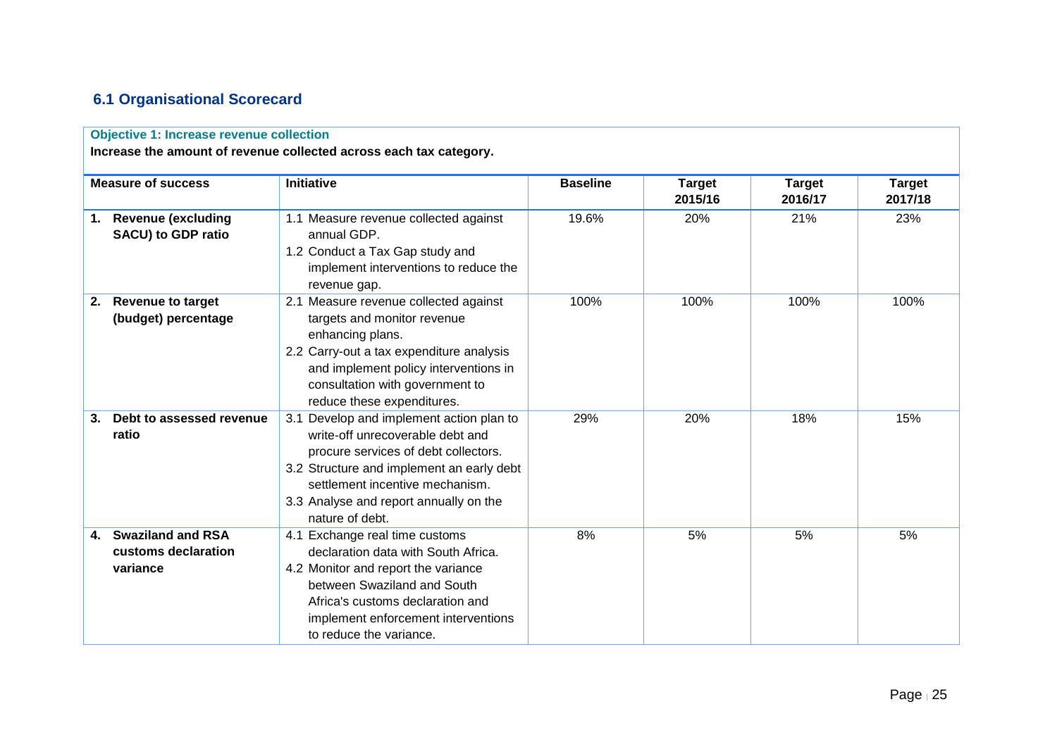## 6.1 Organisational Scorecard

**Objective 1: Increase revenue collection**

**Increase the amount of revenue collected across each tax category.**

| Measure of success | Initiative | Baseline | Target 2015/16 | Target 2016/17 | Target 2017/18 |
|---|---|---|---|---|---|
| **1. Revenue (excluding SACU) to GDP ratio** | 1.1 Measure revenue collected against annual GDP.<br>1.2 Conduct a Tax Gap study and implement interventions to reduce the revenue gap. | 19.6% | 20% | 21% | 23% |
| **2. Revenue to target (budget) percentage** | 2.1 Measure revenue collected against targets and monitor revenue enhancing plans.<br>2.2 Carry-out a tax expenditure analysis and implement policy interventions in consultation with government to reduce these expenditures. | 100% | 100% | 100% | 100% |
| **3. Debt to assessed revenue ratio** | 3.1 Develop and implement action plan to write-off unrecoverable debt and procure services of debt collectors.<br>3.2 Structure and implement an early debt settlement incentive mechanism.<br>3.3 Analyse and report annually on the nature of debt. | 29% | 20% | 18% | 15% |
| **4. Swaziland and RSA customs declaration variance** | 4.1 Exchange real time customs declaration data with South Africa.<br>4.2 Monitor and report the variance between Swaziland and South Africa's customs declaration and implement enforcement interventions to reduce the variance. | 8% | 5% | 5% | 5% |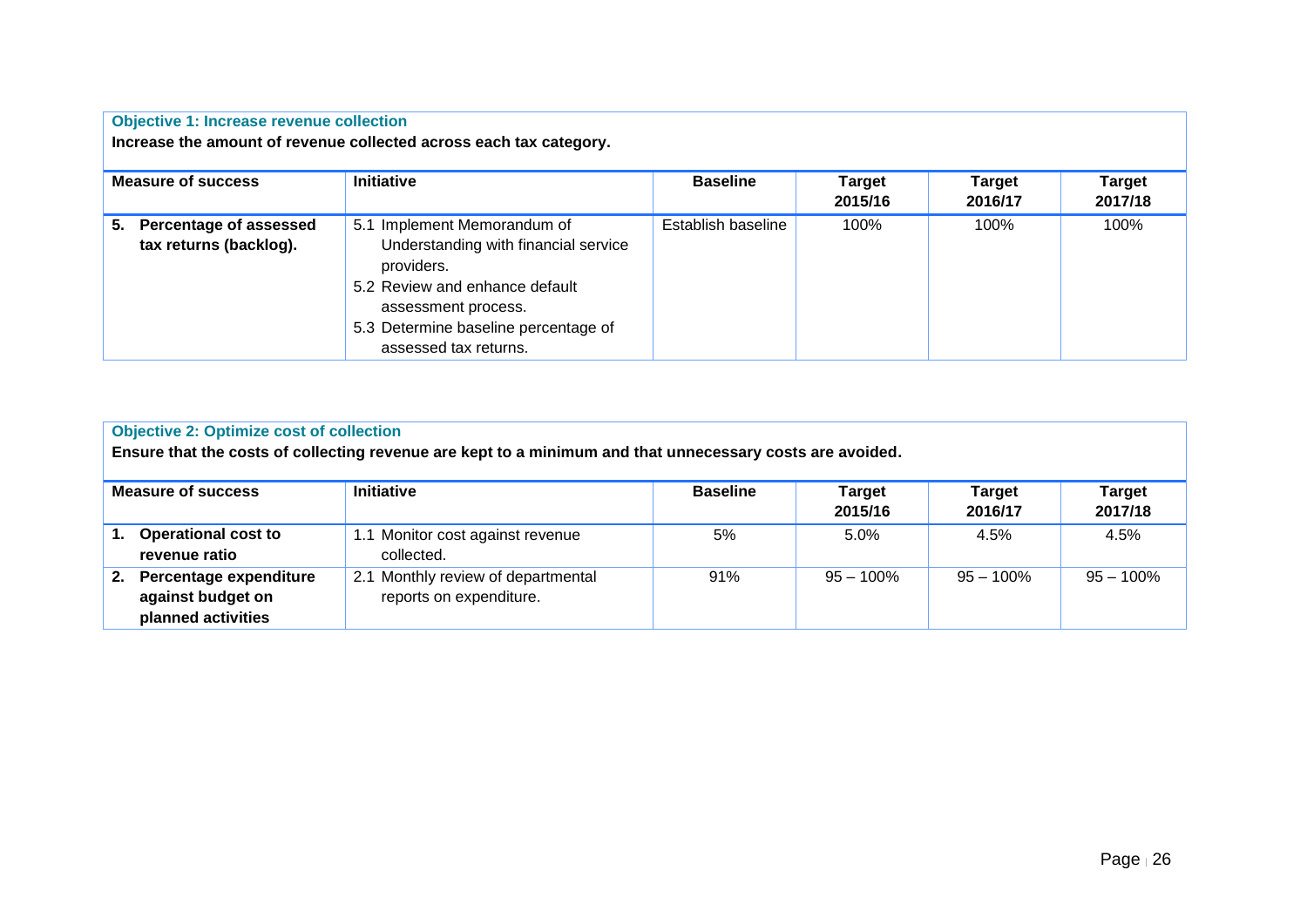**Objective 1: Increase revenue collection**

**Increase the amount of revenue collected across each tax category.**

| Measure of success | Initiative | Baseline | Target 2015/16 | Target 2016/17 | Target 2017/18 |
|---|---|---|---|---|---|
| **5. Percentage of assessed tax returns (backlog).** | 5.1 Implement Memorandum of Understanding with financial service providers.<br>5.2 Review and enhance default assessment process.<br>5.3 Determine baseline percentage of assessed tax returns. | Establish baseline | 100% | 100% | 100% |

**Objective 2: Optimize cost of collection**

**Ensure that the costs of collecting revenue are kept to a minimum and that unnecessary costs are avoided.**

| Measure of success | Initiative | Baseline | Target 2015/16 | Target 2016/17 | Target 2017/18 |
|---|---|---|---|---|---|
| **1. Operational cost to revenue ratio** | 1.1 Monitor cost against revenue collected. | 5% | 5.0% | 4.5% | 4.5% |
| **2. Percentage expenditure against budget on planned activities** | 2.1 Monthly review of departmental reports on expenditure. | 91% | 95 – 100% | 95 – 100% | 95 – 100% |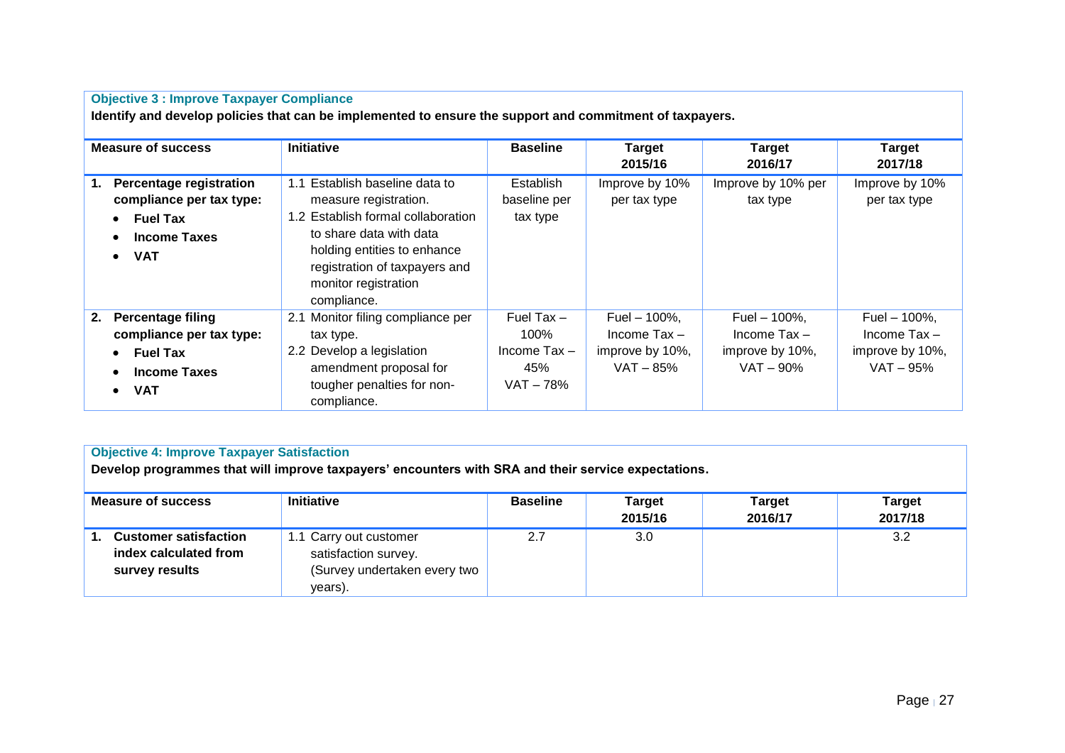**Objective 3 : Improve Taxpayer Compliance**

**Identify and develop policies that can be implemented to ensure the support and commitment of taxpayers.**

| Measure of success | Initiative | Baseline | Target 2015/16 | Target 2016/17 | Target 2017/18 |
|---|---|---|---|---|---|
| **1. Percentage registration compliance per tax type:** <br>• **Fuel Tax** <br>• **Income Taxes** <br>• **VAT** | 1.1 Establish baseline data to measure registration. <br>1.2 Establish formal collaboration to share data with data holding entities to enhance registration of taxpayers and monitor registration compliance. | Establish baseline per tax type | Improve by 10% per tax type | Improve by 10% per tax type | Improve by 10% per tax type |
| **2. Percentage filing compliance per tax type:** <br>• **Fuel Tax** <br>• **Income Taxes** <br>• **VAT** | 2.1 Monitor filing compliance per tax type. <br>2.2 Develop a legislation amendment proposal for tougher penalties for non-compliance. | Fuel Tax – 100% <br>Income Tax – 45% <br>VAT – 78% | Fuel – 100%, Income Tax – improve by 10%, VAT – 85% | Fuel – 100%, Income Tax – improve by 10%, VAT – 90% | Fuel – 100%, Income Tax – improve by 10%, VAT – 95% |

**Objective 4: Improve Taxpayer Satisfaction**

**Develop programmes that will improve taxpayers' encounters with SRA and their service expectations.**

| Measure of success | Initiative | Baseline | Target 2015/16 | Target 2016/17 | Target 2017/18 |
|---|---|---|---|---|---|
| **1. Customer satisfaction index calculated from survey results** | 1.1 Carry out customer satisfaction survey. (Survey undertaken every two years). | 2.7 | 3.0 | | 3.2 |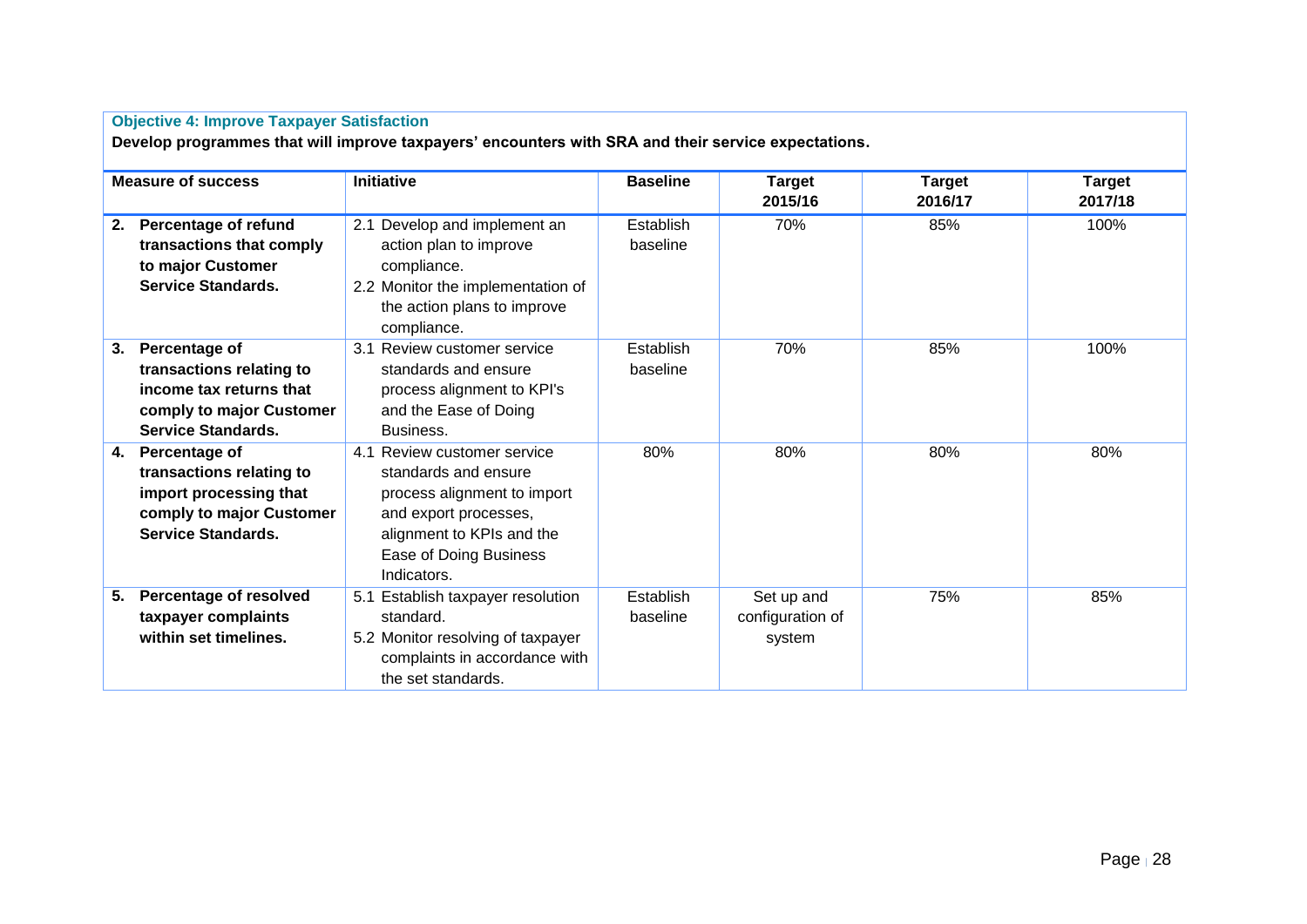**Objective 4: Improve Taxpayer Satisfaction**

**Develop programmes that will improve taxpayers' encounters with SRA and their service expectations.**

| Measure of success | Initiative | Baseline | Target 2015/16 | Target 2016/17 | Target 2017/18 |
|---|---|---|---|---|---|
| **2. Percentage of refund transactions that comply to major Customer Service Standards.** | 2.1 Develop and implement an action plan to improve compliance.<br>2.2 Monitor the implementation of the action plans to improve compliance. | Establish baseline | 70% | 85% | 100% |
| **3. Percentage of transactions relating to income tax returns that comply to major Customer Service Standards.** | 3.1 Review customer service standards and ensure process alignment to KPI's and the Ease of Doing Business. | Establish baseline | 70% | 85% | 100% |
| **4. Percentage of transactions relating to import processing that comply to major Customer Service Standards.** | 4.1 Review customer service standards and ensure process alignment to import and export processes, alignment to KPIs and the Ease of Doing Business Indicators. | 80% | 80% | 80% | 80% |
| **5. Percentage of resolved taxpayer complaints within set timelines.** | 5.1 Establish taxpayer resolution standard.<br>5.2 Monitor resolving of taxpayer complaints in accordance with the set standards. | Establish baseline | Set up and configuration of system | 75% | 85% |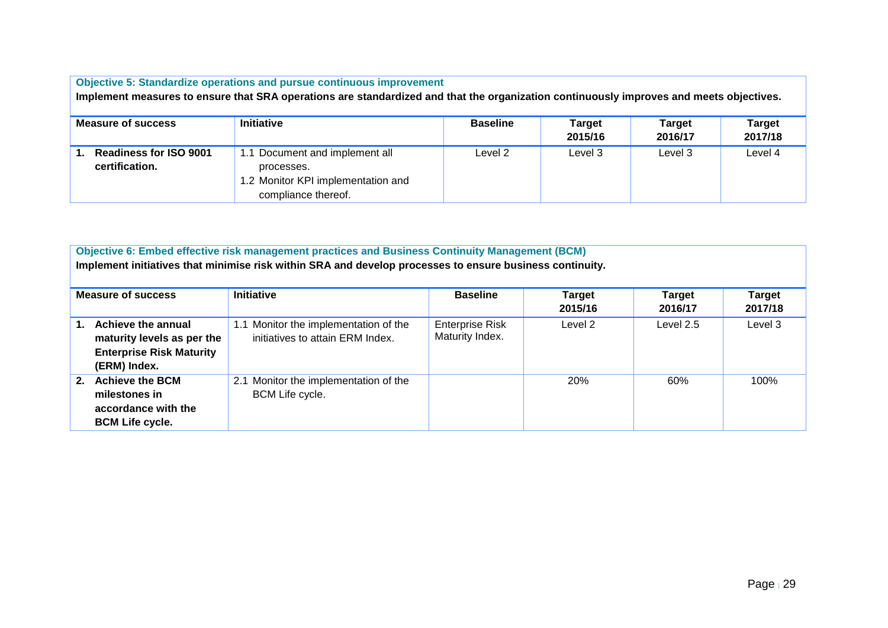**Objective 5: Standardize operations and pursue continuous improvement**

**Implement measures to ensure that SRA operations are standardized and that the organization continuously improves and meets objectives.**

| Measure of success | Initiative | Baseline | Target 2015/16 | Target 2016/17 | Target 2017/18 |
|---|---|---|---|---|---|
| **1. Readiness for ISO 9001 certification.** | 1.1 Document and implement all processes.<br>1.2 Monitor KPI implementation and compliance thereof. | Level 2 | Level 3 | Level 3 | Level 4 |

**Objective 6: Embed effective risk management practices and Business Continuity Management (BCM)**

**Implement initiatives that minimise risk within SRA and develop processes to ensure business continuity.**

| Measure of success | Initiative | Baseline | Target 2015/16 | Target 2016/17 | Target 2017/18 |
|---|---|---|---|---|---|
| **1. Achieve the annual maturity levels as per the Enterprise Risk Maturity (ERM) Index.** | 1.1 Monitor the implementation of the initiatives to attain ERM Index. | Enterprise Risk Maturity Index. | Level 2 | Level 2.5 | Level 3 |
| **2. Achieve the BCM milestones in accordance with the BCM Life cycle.** | 2.1 Monitor the implementation of the BCM Life cycle. | | 20% | 60% | 100% |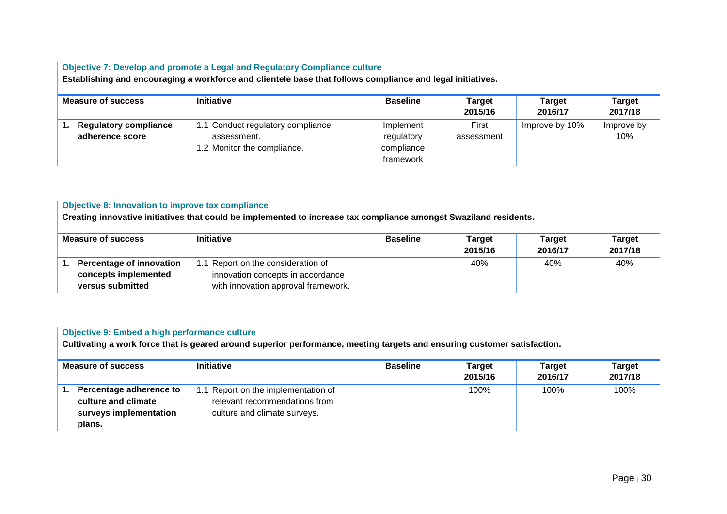**Objective 7: Develop and promote a Legal and Regulatory Compliance culture**

**Establishing and encouraging a workforce and clientele base that follows compliance and legal initiatives.**

| Measure of success | Initiative | Baseline | Target 2015/16 | Target 2016/17 | Target 2017/18 |
|---|---|---|---|---|---|
| **1. Regulatory compliance adherence score** | 1.1 Conduct regulatory compliance assessment.<br>1.2 Monitor the compliance. | Implement regulatory compliance framework | First assessment | Improve by 10% | Improve by 10% |

**Objective 8: Innovation to improve tax compliance**

**Creating innovative initiatives that could be implemented to increase tax compliance amongst Swaziland residents.**

| Measure of success | Initiative | Baseline | Target 2015/16 | Target 2016/17 | Target 2017/18 |
|---|---|---|---|---|---|
| **1. Percentage of innovation concepts implemented versus submitted** | 1.1 Report on the consideration of innovation concepts in accordance with innovation approval framework. | | 40% | 40% | 40% |

**Objective 9: Embed a high performance culture**

**Cultivating a work force that is geared around superior performance, meeting targets and ensuring customer satisfaction.**

| Measure of success | Initiative | Baseline | Target 2015/16 | Target 2016/17 | Target 2017/18 |
|---|---|---|---|---|---|
| **1. Percentage adherence to culture and climate surveys implementation plans.** | 1.1 Report on the implementation of relevant recommendations from culture and climate surveys. | | 100% | 100% | 100% |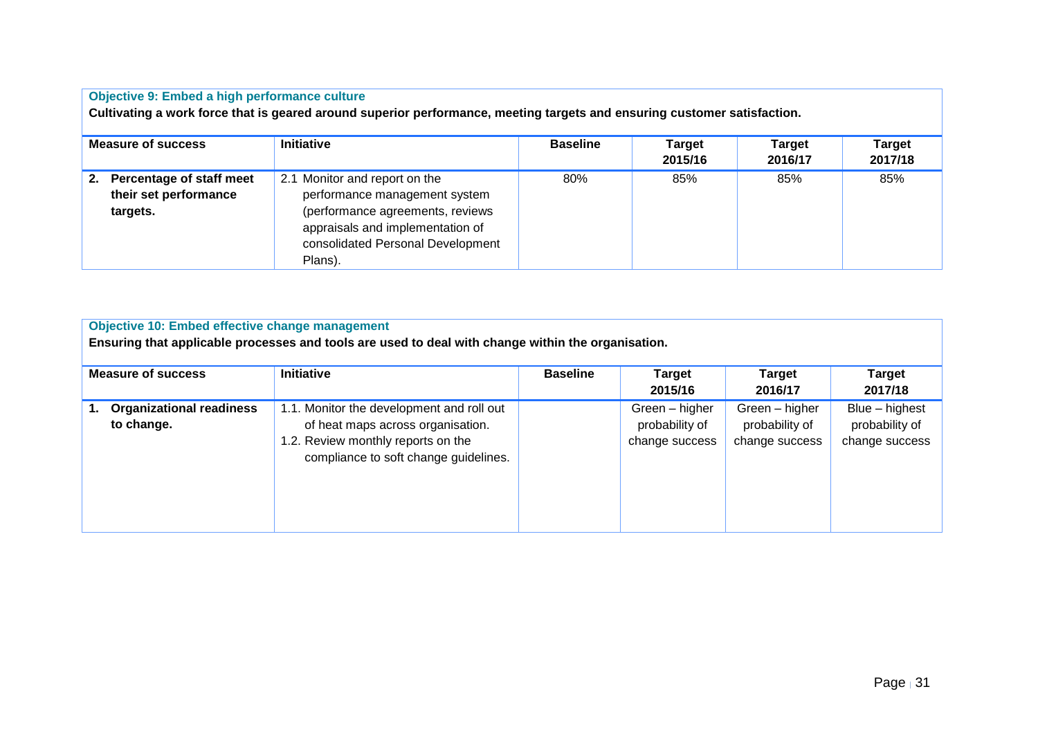**Objective 9: Embed a high performance culture**

**Cultivating a work force that is geared around superior performance, meeting targets and ensuring customer satisfaction.**

| Measure of success | Initiative | Baseline | Target 2015/16 | Target 2016/17 | Target 2017/18 |
|---|---|---|---|---|---|
| **2. Percentage of staff meet their set performance targets.** | 2.1 Monitor and report on the performance management system (performance agreements, reviews appraisals and implementation of consolidated Personal Development Plans). | 80% | 85% | 85% | 85% |

**Objective 10: Embed effective change management**

**Ensuring that applicable processes and tools are used to deal with change within the organisation.**

| Measure of success | Initiative | Baseline | Target 2015/16 | Target 2016/17 | Target 2017/18 |
|---|---|---|---|---|---|
| **1. Organizational readiness to change.** | 1.1. Monitor the development and roll out of heat maps across organisation.<br>1.2. Review monthly reports on the compliance to soft change guidelines. | | Green – higher probability of change success | Green – higher probability of change success | Blue – highest probability of change success |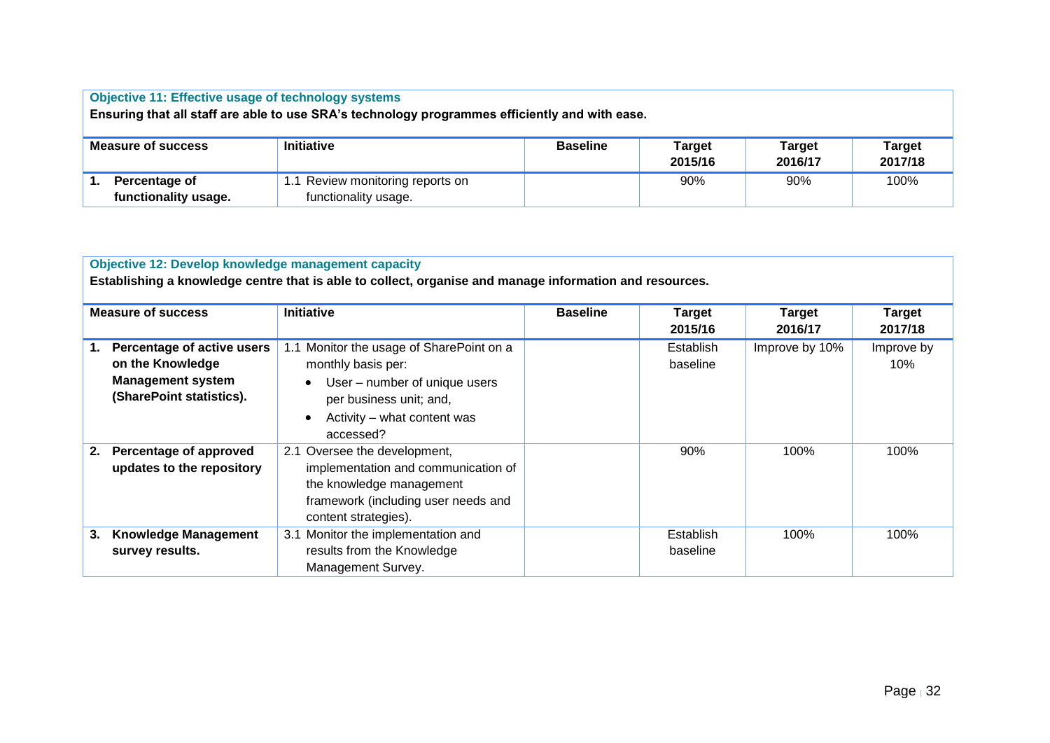**Objective 11: Effective usage of technology systems**

**Ensuring that all staff are able to use SRA's technology programmes efficiently and with ease.**

| Measure of success | Initiative | Baseline | Target 2015/16 | Target 2016/17 | Target 2017/18 |
|---|---|---|---|---|---|
| **1. Percentage of functionality usage.** | 1.1 Review monitoring reports on functionality usage. | | 90% | 90% | 100% |

**Objective 12: Develop knowledge management capacity**

**Establishing a knowledge centre that is able to collect, organise and manage information and resources.**

| Measure of success | Initiative | Baseline | Target 2015/16 | Target 2016/17 | Target 2017/18 |
|---|---|---|---|---|---|
| **1. Percentage of active users on the Knowledge Management system (SharePoint statistics).** | 1.1 Monitor the usage of SharePoint on a monthly basis per: • User – number of unique users per business unit; and, • Activity – what content was accessed? | | Establish baseline | Improve by 10% | Improve by 10% |
| **2. Percentage of approved updates to the repository** | 2.1 Oversee the development, implementation and communication of the knowledge management framework (including user needs and content strategies). | | 90% | 100% | 100% |
| **3. Knowledge Management survey results.** | 3.1 Monitor the implementation and results from the Knowledge Management Survey. | | Establish baseline | 100% | 100% |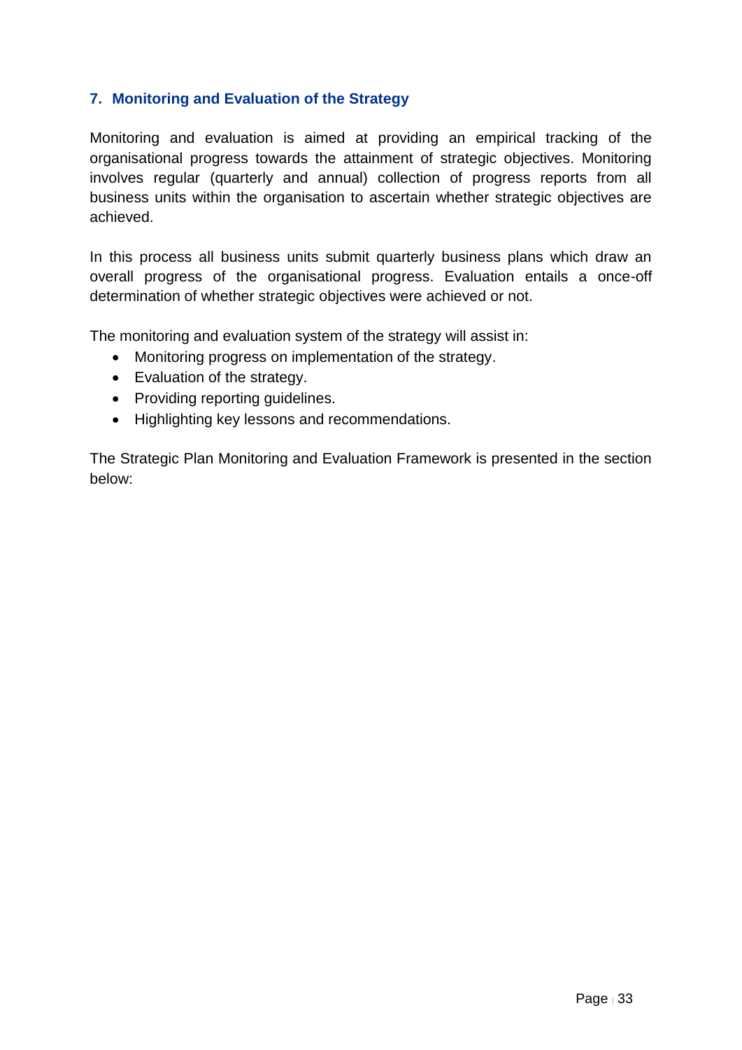## 7. Monitoring and Evaluation of the Strategy

Monitoring and evaluation is aimed at providing an empirical tracking of the organisational progress towards the attainment of strategic objectives. Monitoring involves regular (quarterly and annual) collection of progress reports from all business units within the organisation to ascertain whether strategic objectives are achieved.

In this process all business units submit quarterly business plans which draw an overall progress of the organisational progress. Evaluation entails a once-off determination of whether strategic objectives were achieved or not.

The monitoring and evaluation system of the strategy will assist in:

- Monitoring progress on implementation of the strategy.
- Evaluation of the strategy.
- Providing reporting guidelines.
- Highlighting key lessons and recommendations.

The Strategic Plan Monitoring and Evaluation Framework is presented in the section below: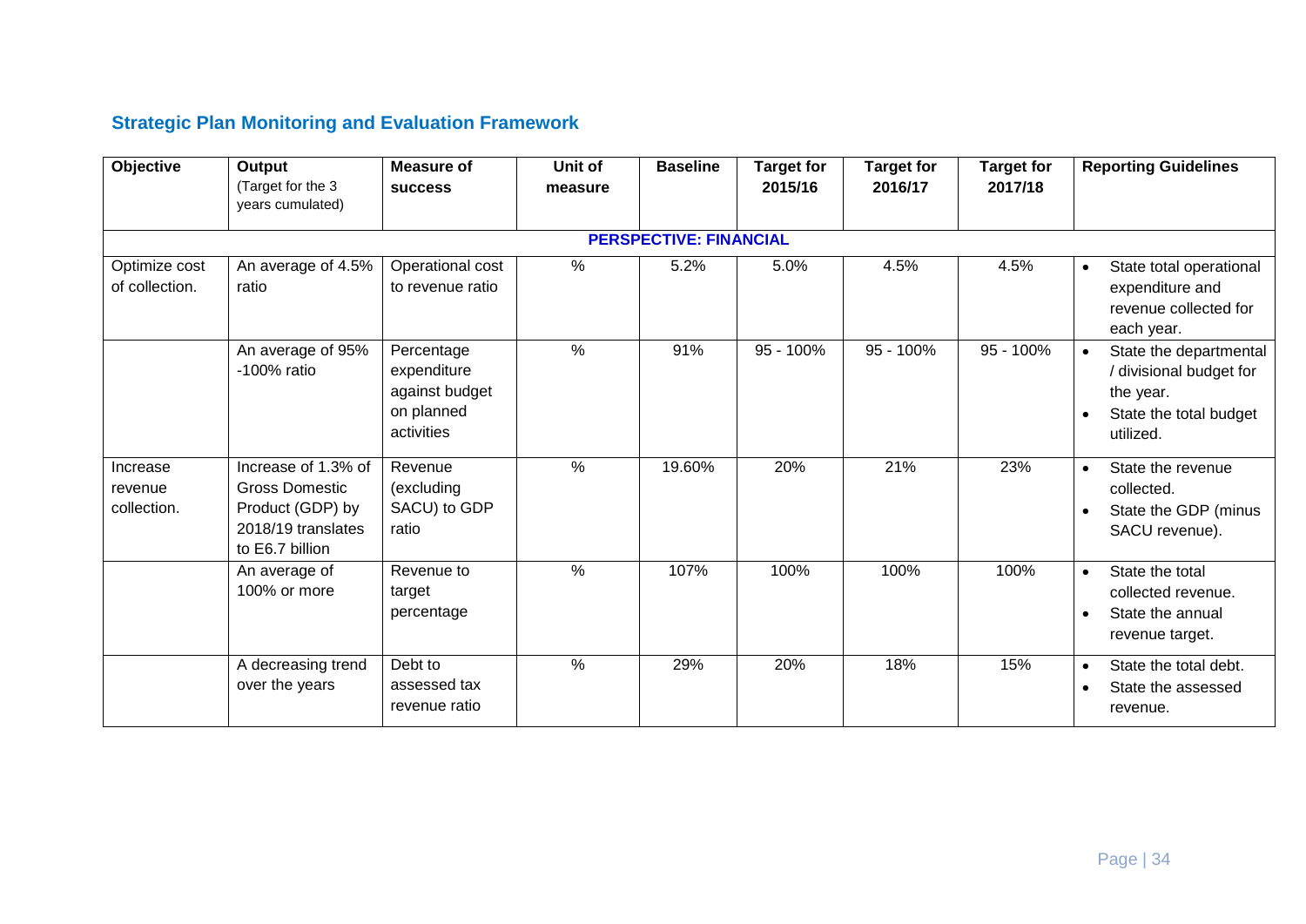## Strategic Plan Monitoring and Evaluation Framework

| Objective | Output (Target for the 3 years cumulated) | Measure of success | Unit of measure | Baseline | Target for 2015/16 | Target for 2016/17 | Target for 2017/18 | Reporting Guidelines |
|---|---|---|---|---|---|---|---|---|
| | | | | **PERSPECTIVE: FINANCIAL** | | | | |
| Optimize cost of collection. | An average of 4.5% ratio | Operational cost to revenue ratio | % | 5.2% | 5.0% | 4.5% | 4.5% | • State total operational expenditure and revenue collected for each year. |
| | An average of 95% -100% ratio | Percentage expenditure against budget on planned activities | % | 91% | 95 - 100% | 95 - 100% | 95 - 100% | • State the departmental / divisional budget for the year. • State the total budget utilized. |
| Increase revenue collection. | Increase of 1.3% of Gross Domestic Product (GDP) by 2018/19 translates to E6.7 billion | Revenue (excluding SACU) to GDP ratio | % | 19.60% | 20% | 21% | 23% | • State the revenue collected. • State the GDP (minus SACU revenue). |
| | An average of 100% or more | Revenue to target percentage | % | 107% | 100% | 100% | 100% | • State the total collected revenue. • State the annual revenue target. |
| | A decreasing trend over the years | Debt to assessed tax revenue ratio | % | 29% | 20% | 18% | 15% | • State the total debt. • State the assessed revenue. |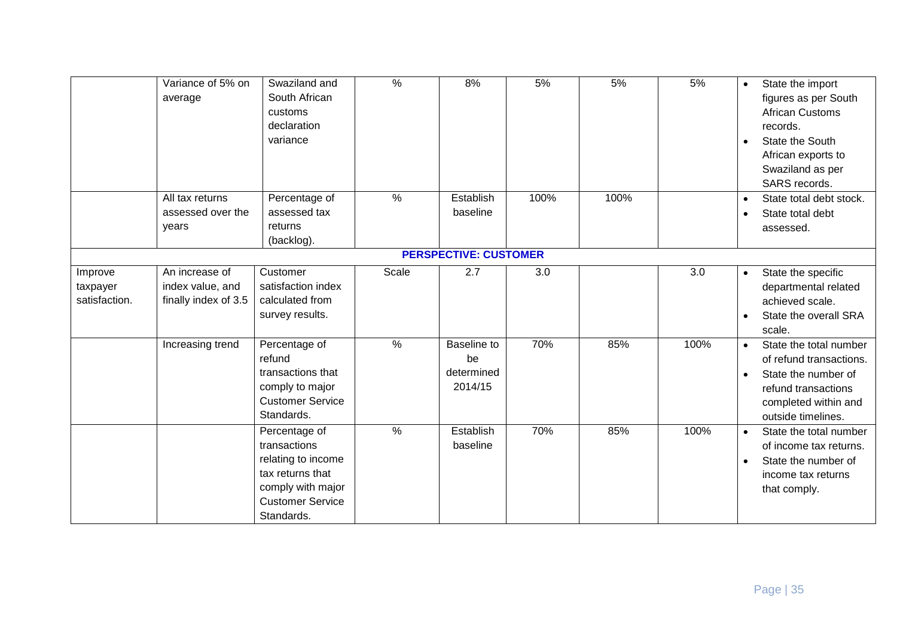| | | | | | | | | |
|---|---|---|---|---|---|---|---|---|
| | Variance of 5% on average | Swaziland and South African customs declaration variance | % | 8% | 5% | 5% | 5% | • State the import figures as per South African Customs records. • State the South African exports to Swaziland as per SARS records. |
| | All tax returns assessed over the years | Percentage of assessed tax returns (backlog). | % | Establish baseline | 100% | 100% | | • State total debt stock. • State total debt assessed. |
| **PERSPECTIVE: CUSTOMER** | | | | | | | | |
| Improve taxpayer satisfaction. | An increase of index value, and finally index of 3.5 | Customer satisfaction index calculated from survey results. | Scale | 2.7 | 3.0 | | 3.0 | • State the specific departmental related achieved scale. • State the overall SRA scale. |
| | Increasing trend | Percentage of refund transactions that comply to major Customer Service Standards. | % | Baseline to be determined 2014/15 | 70% | 85% | 100% | • State the total number of refund transactions. • State the number of refund transactions completed within and outside timelines. |
| | | Percentage of transactions relating to income tax returns that comply with major Customer Service Standards. | % | Establish baseline | 70% | 85% | 100% | • State the total number of income tax returns. • State the number of income tax returns that comply. |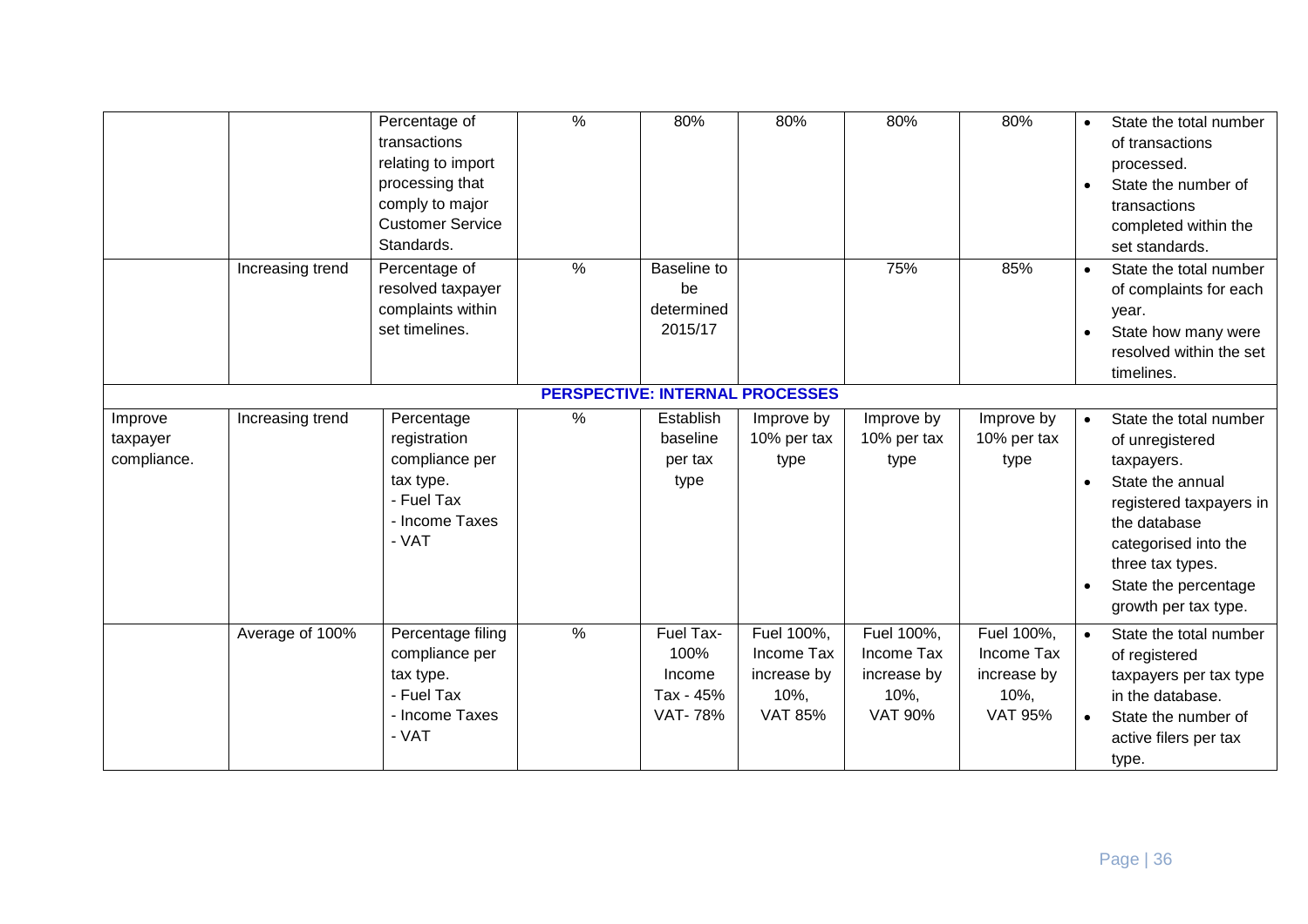| | | | | | | | | |
|---|---|---|---|---|---|---|---|---|
| | | Percentage of transactions relating to import processing that comply to major Customer Service Standards. | % | 80% | 80% | 80% | 80% | • State the total number of transactions processed.<br>• State the number of transactions completed within the set standards. |
| | Increasing trend | Percentage of resolved taxpayer complaints within set timelines. | % | Baseline to be determined 2015/17 | | 75% | 85% | • State the total number of complaints for each year.<br>• State how many were resolved within the set timelines. |
| **PERSPECTIVE: INTERNAL PROCESSES** | | | | | | | | |
| Improve taxpayer compliance. | Increasing trend | Percentage registration compliance per tax type.<br>- Fuel Tax<br>- Income Taxes<br>- VAT | % | Establish baseline per tax type | Improve by 10% per tax type | Improve by 10% per tax type | Improve by 10% per tax type | • State the total number of unregistered taxpayers.<br>• State the annual registered taxpayers in the database categorised into the three tax types.<br>• State the percentage growth per tax type. |
| | Average of 100% | Percentage filing compliance per tax type.<br>- Fuel Tax<br>- Income Taxes<br>- VAT | % | Fuel Tax- 100% Income Tax - 45% VAT- 78% | Fuel 100%, Income Tax increase by 10%, VAT 85% | Fuel 100%, Income Tax increase by 10%, VAT 90% | Fuel 100%, Income Tax increase by 10%, VAT 95% | • State the total number of registered taxpayers per tax type in the database.<br>• State the number of active filers per tax type. |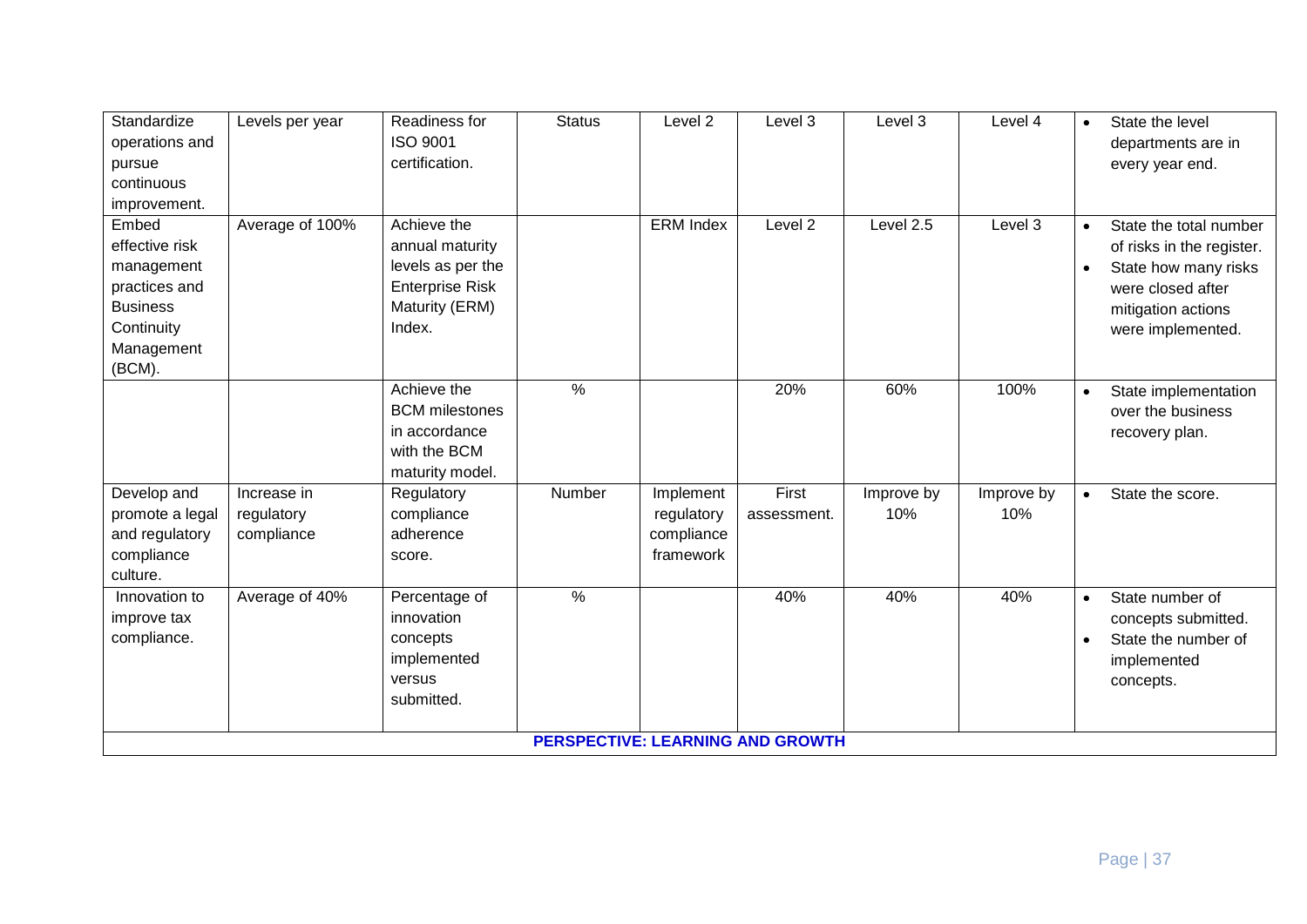| Standardize operations and pursue continuous improvement. | Levels per year | Readiness for ISO 9001 certification. | Status | Level 2 | Level 3 | Level 3 | Level 4 | • State the level departments are in every year end. |
|---|---|---|---|---|---|---|---|---|
| Embed effective risk management practices and Business Continuity Management (BCM). | Average of 100% | Achieve the annual maturity levels as per the Enterprise Risk Maturity (ERM) Index. | | ERM Index | Level 2 | Level 2.5 | Level 3 | • State the total number of risks in the register.<br>• State how many risks were closed after mitigation actions were implemented. |
| | | Achieve the BCM milestones in accordance with the BCM maturity model. | % | | 20% | 60% | 100% | • State implementation over the business recovery plan. |
| Develop and promote a legal and regulatory compliance culture. | Increase in regulatory compliance | Regulatory compliance adherence score. | Number | Implement regulatory compliance framework | First assessment. | Improve by 10% | Improve by 10% | • State the score. |
| Innovation to improve tax compliance. | Average of 40% | Percentage of innovation concepts implemented versus submitted. | % | | 40% | 40% | 40% | • State number of concepts submitted.<br>• State the number of implemented concepts. |
| **PERSPECTIVE: LEARNING AND GROWTH** | | | | | | | | |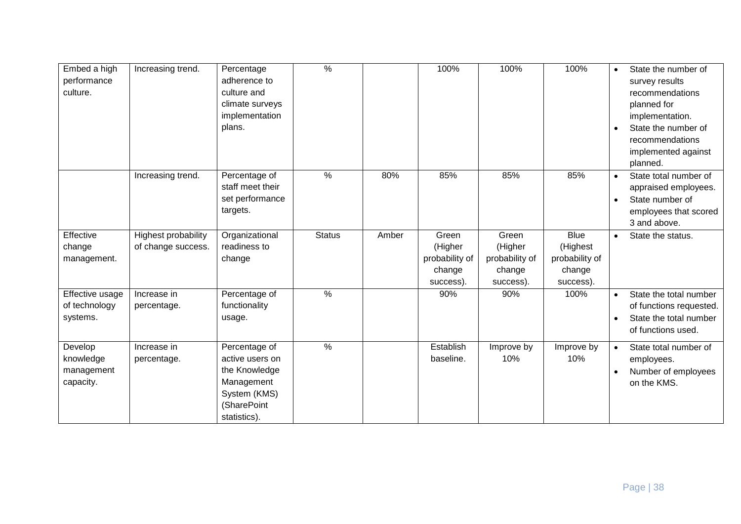| | | | | | | | | |
|---|---|---|---|---|---|---|---|---|
| Embed a high performance culture. | Increasing trend. | Percentage adherence to culture and climate surveys implementation plans. | % | | 100% | 100% | 100% | • State the number of survey results recommendations planned for implementation.<br>• State the number of recommendations implemented against planned. |
| | Increasing trend. | Percentage of staff meet their set performance targets. | % | 80% | 85% | 85% | 85% | • State total number of appraised employees.<br>• State number of employees that scored 3 and above. |
| Effective change management. | Highest probability of change success. | Organizational readiness to change | Status | Amber | Green (Higher probability of change success). | Green (Higher probability of change success). | Blue (Highest probability of change success). | • State the status. |
| Effective usage of technology systems. | Increase in percentage. | Percentage of functionality usage. | % | | 90% | 90% | 100% | • State the total number of functions requested.<br>• State the total number of functions used. |
| Develop knowledge management capacity. | Increase in percentage. | Percentage of active users on the Knowledge Management System (KMS) (SharePoint statistics). | % | | Establish baseline. | Improve by 10% | Improve by 10% | • State total number of employees.<br>• Number of employees on the KMS. |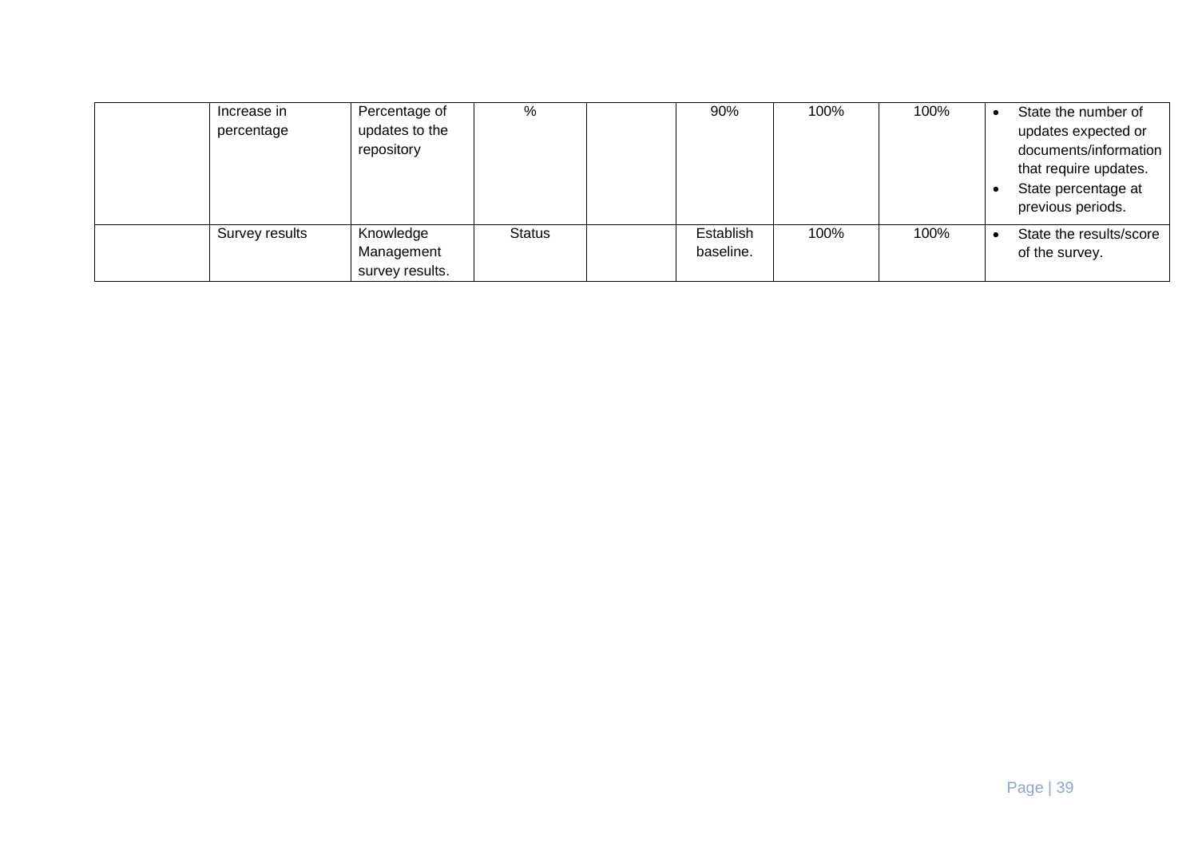| | | | | | | | | |
|---|---|---|---|---|---|---|---|---|
| | Increase in percentage | Percentage of updates to the repository | % | | 90% | 100% | 100% | • State the number of updates expected or documents/information that require updates.<br>• State percentage at previous periods. |
| | Survey results | Knowledge Management survey results. | Status | | Establish baseline. | 100% | 100% | • State the results/score of the survey. |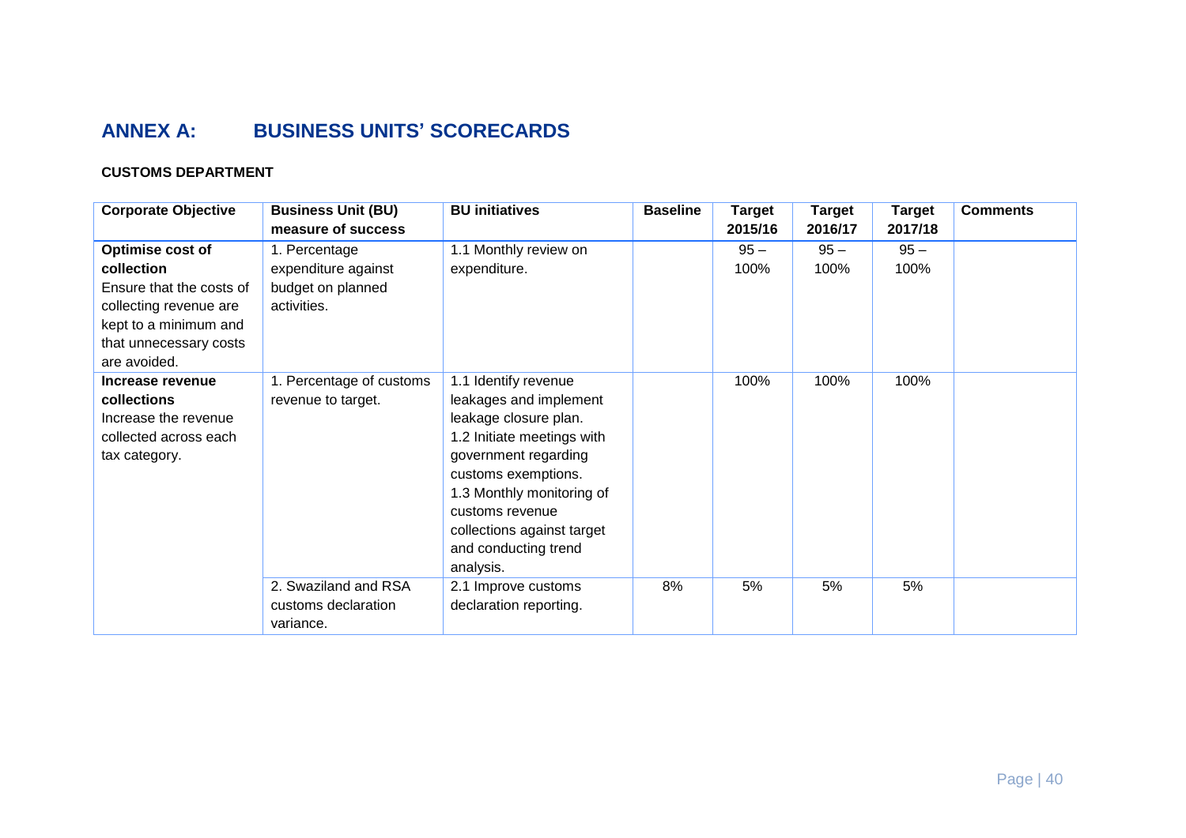# ANNEX A: BUSINESS UNITS' SCORECARDS

**CUSTOMS DEPARTMENT**

| Corporate Objective | Business Unit (BU) measure of success | BU initiatives | Baseline | Target 2015/16 | Target 2016/17 | Target 2017/18 | Comments |
|---|---|---|---|---|---|---|---|
| **Optimise cost of collection** Ensure that the costs of collecting revenue are kept to a minimum and that unnecessary costs are avoided. | 1. Percentage expenditure against budget on planned activities. | 1.1 Monthly review on expenditure. | | 95 – 100% | 95 – 100% | 95 – 100% | |
| **Increase revenue collections** Increase the revenue collected across each tax category. | 1. Percentage of customs revenue to target. | 1.1 Identify revenue leakages and implement leakage closure plan. 1.2 Initiate meetings with government regarding customs exemptions. 1.3 Monthly monitoring of customs revenue collections against target and conducting trend analysis. | | 100% | 100% | 100% | |
| | 2. Swaziland and RSA customs declaration variance. | 2.1 Improve customs declaration reporting. | 8% | 5% | 5% | 5% | |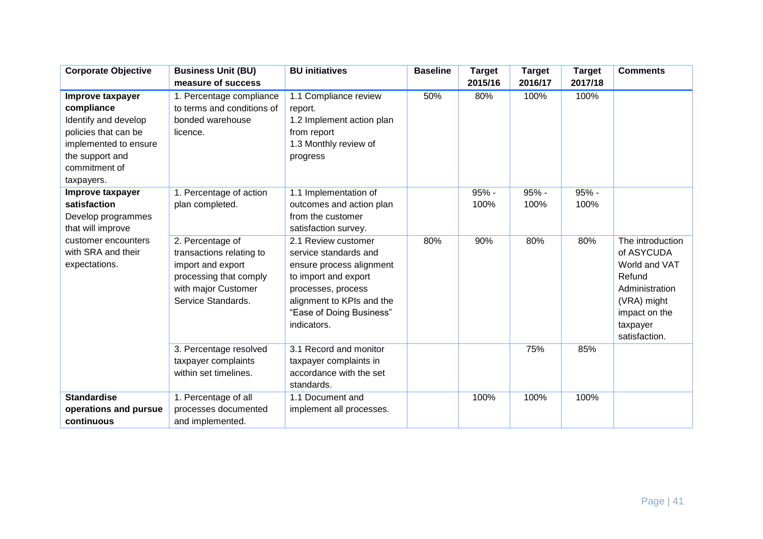| Corporate Objective | Business Unit (BU) measure of success | BU initiatives | Baseline | Target 2015/16 | Target 2016/17 | Target 2017/18 | Comments |
|---|---|---|---|---|---|---|---|
| **Improve taxpayer compliance** Identify and develop policies that can be implemented to ensure the support and commitment of taxpayers. | 1. Percentage compliance to terms and conditions of bonded warehouse licence. | 1.1 Compliance review report. 1.2 Implement action plan from report 1.3 Monthly review of progress | 50% | 80% | 100% | 100% | |
| **Improve taxpayer satisfaction** Develop programmes that will improve customer encounters with SRA and their expectations. | 1. Percentage of action plan completed. | 1.1 Implementation of outcomes and action plan from the customer satisfaction survey. | | 95% - 100% | 95% - 100% | 95% - 100% | |
| | 2. Percentage of transactions relating to import and export processing that comply with major Customer Service Standards. | 2.1 Review customer service standards and ensure process alignment to import and export processes, process alignment to KPIs and the "Ease of Doing Business" indicators. | 80% | 90% | 80% | 80% | The introduction of ASYCUDA World and VAT Refund Administration (VRA) might impact on the taxpayer satisfaction. |
| | 3. Percentage resolved taxpayer complaints within set timelines. | 3.1 Record and monitor taxpayer complaints in accordance with the set standards. | | | 75% | 85% | |
| **Standardise operations and pursue continuous** | 1. Percentage of all processes documented and implemented. | 1.1 Document and implement all processes. | | 100% | 100% | 100% | |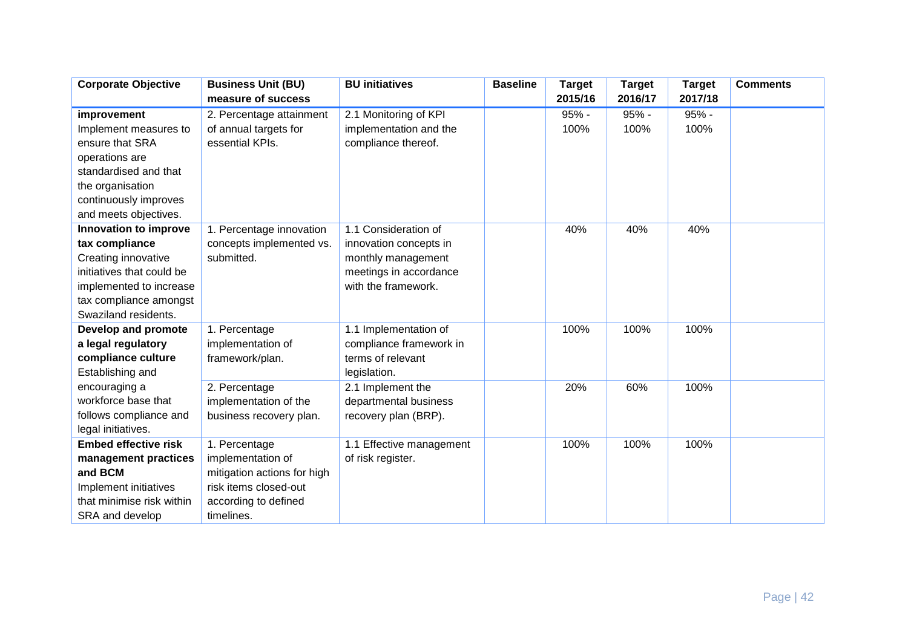| Corporate Objective | Business Unit (BU) measure of success | BU initiatives | Baseline | Target 2015/16 | Target 2016/17 | Target 2017/18 | Comments |
|---|---|---|---|---|---|---|---|
| **improvement** Implement measures to ensure that SRA operations are standardised and that the organisation continuously improves and meets objectives. | 2. Percentage attainment of annual targets for essential KPIs. | 2.1 Monitoring of KPI implementation and the compliance thereof. | | 95% - 100% | 95% - 100% | 95% - 100% | |
| **Innovation to improve tax compliance** Creating innovative initiatives that could be implemented to increase tax compliance amongst Swaziland residents. | 1. Percentage innovation concepts implemented vs. submitted. | 1.1 Consideration of innovation concepts in monthly management meetings in accordance with the framework. | | 40% | 40% | 40% | |
| **Develop and promote a legal regulatory compliance culture** Establishing and encouraging a workforce base that follows compliance and legal initiatives. | 1. Percentage implementation of framework/plan. | 1.1 Implementation of compliance framework in terms of relevant legislation. | | 100% | 100% | 100% | |
| | 2. Percentage implementation of the business recovery plan. | 2.1 Implement the departmental business recovery plan (BRP). | | 20% | 60% | 100% | |
| **Embed effective risk management practices and BCM** Implement initiatives that minimise risk within SRA and develop | 1. Percentage implementation of mitigation actions for high risk items closed-out according to defined timelines. | 1.1 Effective management of risk register. | | 100% | 100% | 100% | |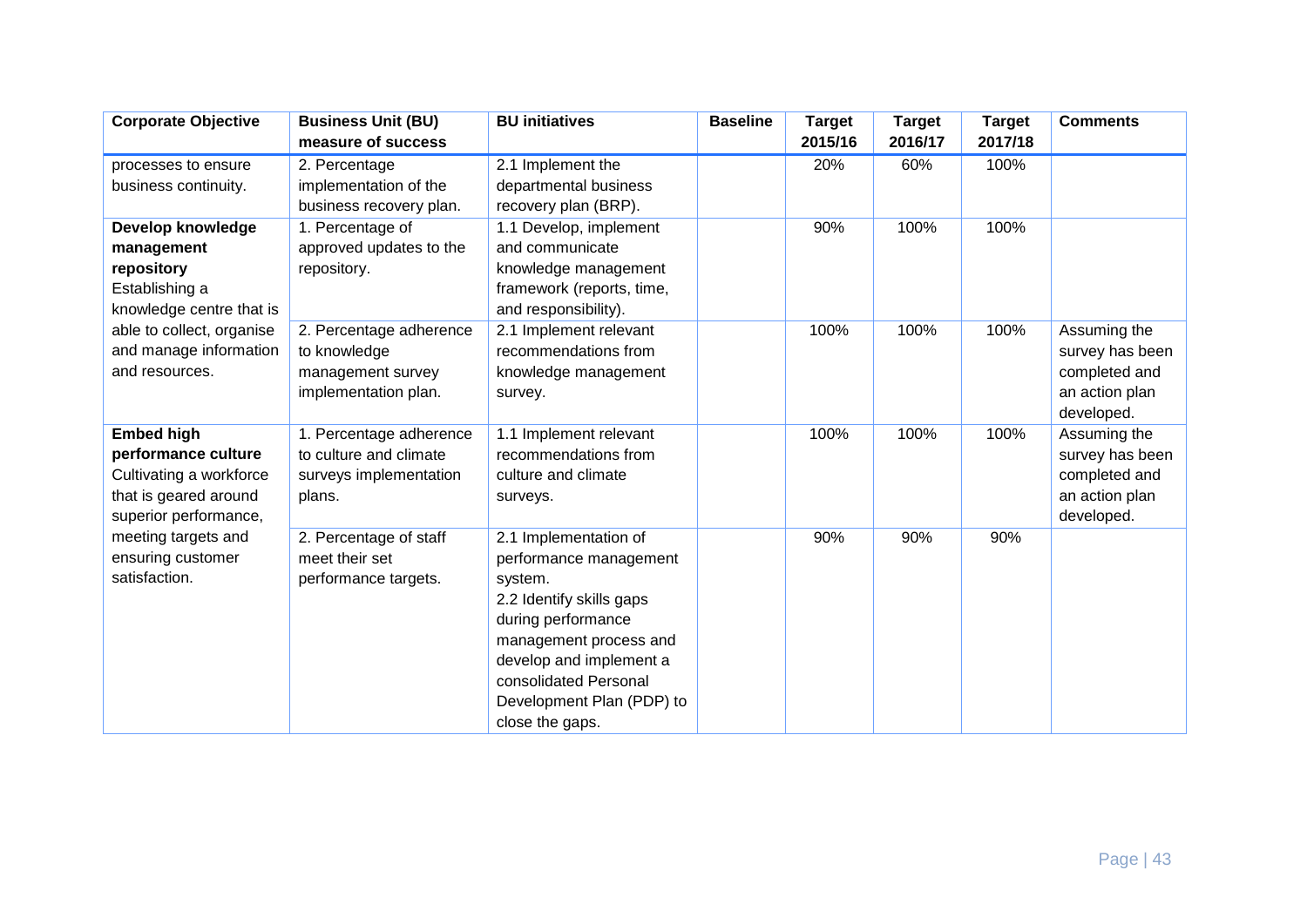| Corporate Objective | Business Unit (BU) measure of success | BU initiatives | Baseline | Target 2015/16 | Target 2016/17 | Target 2017/18 | Comments |
|---|---|---|---|---|---|---|---|
| processes to ensure business continuity. | 2. Percentage implementation of the business recovery plan. | 2.1 Implement the departmental business recovery plan (BRP). | | 20% | 60% | 100% | |
| **Develop knowledge management repository** Establishing a knowledge centre that is able to collect, organise and manage information and resources. | 1. Percentage of approved updates to the repository. | 1.1 Develop, implement and communicate knowledge management framework (reports, time, and responsibility). | | 90% | 100% | 100% | |
| | 2. Percentage adherence to knowledge management survey implementation plan. | 2.1 Implement relevant recommendations from knowledge management survey. | | 100% | 100% | 100% | Assuming the survey has been completed and an action plan developed. |
| **Embed high performance culture** Cultivating a workforce that is geared around superior performance, meeting targets and ensuring customer satisfaction. | 1. Percentage adherence to culture and climate surveys implementation plans. | 1.1 Implement relevant recommendations from culture and climate surveys. | | 100% | 100% | 100% | Assuming the survey has been completed and an action plan developed. |
| | 2. Percentage of staff meet their set performance targets. | 2.1 Implementation of performance management system. 2.2 Identify skills gaps during performance management process and develop and implement a consolidated Personal Development Plan (PDP) to close the gaps. | | 90% | 90% | 90% | |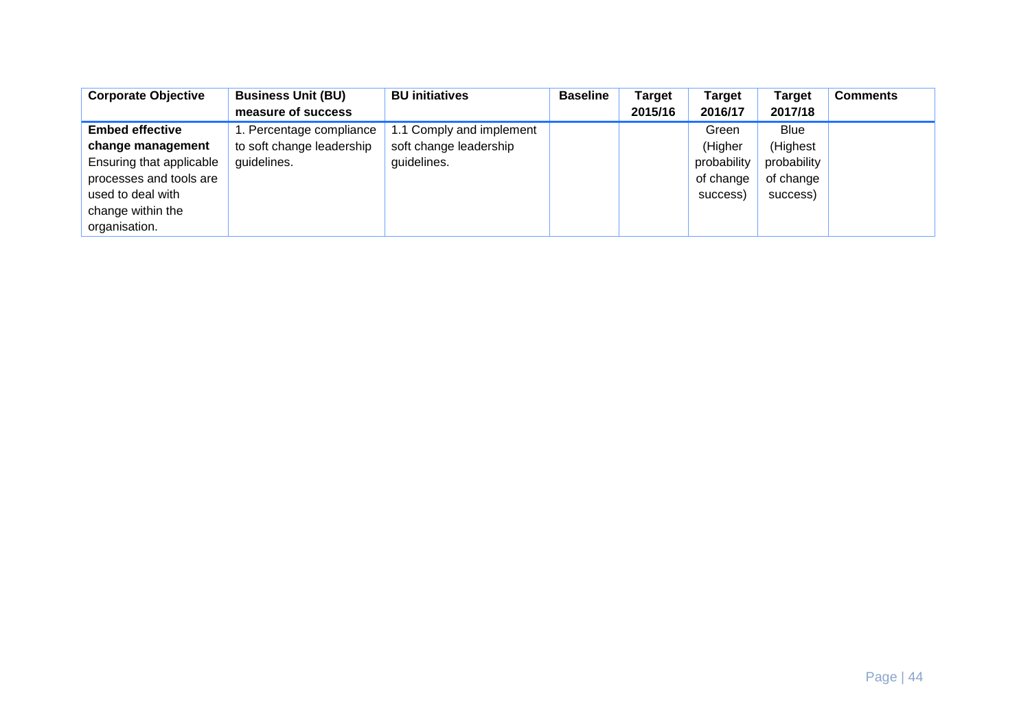| Corporate Objective | Business Unit (BU) measure of success | BU initiatives | Baseline | Target 2015/16 | Target 2016/17 | Target 2017/18 | Comments |
|---|---|---|---|---|---|---|---|
| **Embed effective change management** Ensuring that applicable processes and tools are used to deal with change within the organisation. | 1. Percentage compliance to soft change leadership guidelines. | 1.1 Comply and implement soft change leadership guidelines. | | | Green (Higher probability of change success) | Blue (Highest probability of change success) | |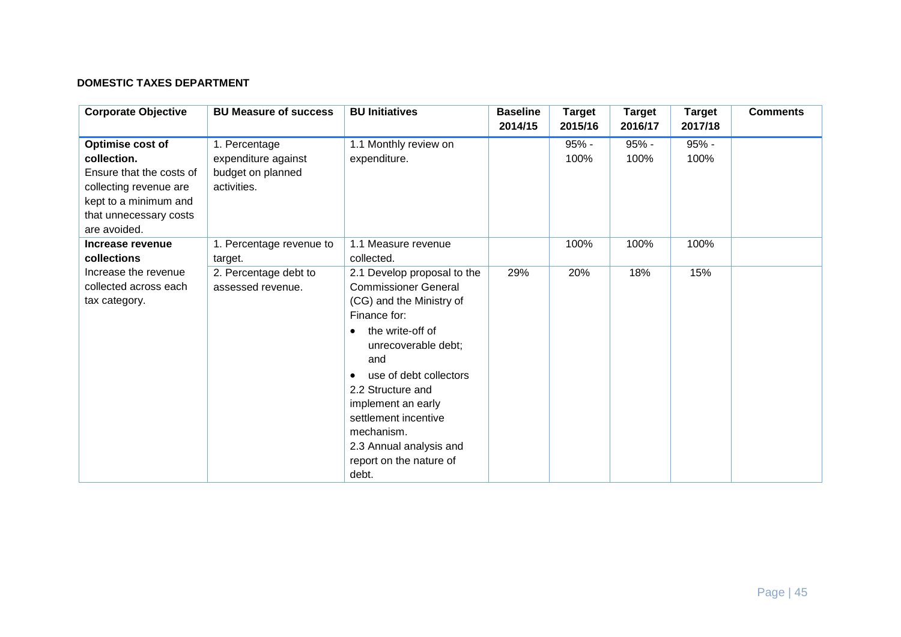**DOMESTIC TAXES DEPARTMENT**

| Corporate Objective | BU Measure of success | BU Initiatives | Baseline 2014/15 | Target 2015/16 | Target 2016/17 | Target 2017/18 | Comments |
|---|---|---|---|---|---|---|---|
| **Optimise cost of collection.** Ensure that the costs of collecting revenue are kept to a minimum and that unnecessary costs are avoided. | 1. Percentage expenditure against budget on planned activities. | 1.1 Monthly review on expenditure. | | 95% - 100% | 95% - 100% | 95% - 100% | |
| **Increase revenue collections** Increase the revenue collected across each tax category. | 1. Percentage revenue to target. | 1.1 Measure revenue collected. | | 100% | 100% | 100% | |
| | 2. Percentage debt to assessed revenue. | 2.1 Develop proposal to the Commissioner General (CG) and the Ministry of Finance for: <br>• the write-off of unrecoverable debt; and <br>• use of debt collectors <br>2.2 Structure and implement an early settlement incentive mechanism. <br>2.3 Annual analysis and report on the nature of debt. | 29% | 20% | 18% | 15% | |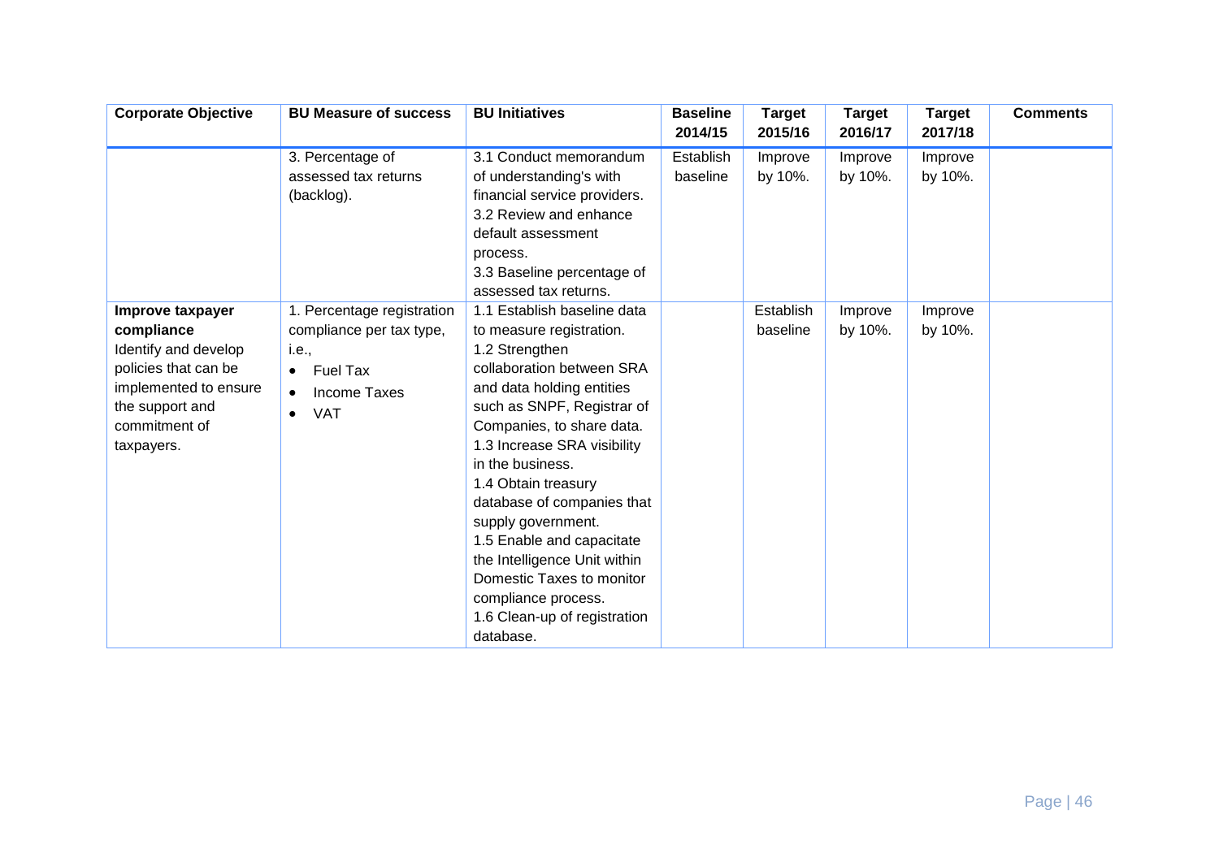| Corporate Objective | BU Measure of success | BU Initiatives | Baseline 2014/15 | Target 2015/16 | Target 2016/17 | Target 2017/18 | Comments |
|---|---|---|---|---|---|---|---|
| | 3. Percentage of assessed tax returns (backlog). | 3.1 Conduct memorandum of understanding's with financial service providers.<br>3.2 Review and enhance default assessment process.<br>3.3 Baseline percentage of assessed tax returns. | Establish baseline | Improve by 10%. | Improve by 10%. | Improve by 10%. | |
| **Improve taxpayer compliance**<br>Identify and develop policies that can be implemented to ensure the support and commitment of taxpayers. | 1. Percentage registration compliance per tax type, i.e.,<br>• Fuel Tax<br>• Income Taxes<br>• VAT | 1.1 Establish baseline data to measure registration.<br>1.2 Strengthen collaboration between SRA and data holding entities such as SNPF, Registrar of Companies, to share data.<br>1.3 Increase SRA visibility in the business.<br>1.4 Obtain treasury database of companies that supply government.<br>1.5 Enable and capacitate the Intelligence Unit within Domestic Taxes to monitor compliance process.<br>1.6 Clean-up of registration database. | | Establish baseline | Improve by 10%. | Improve by 10%. | |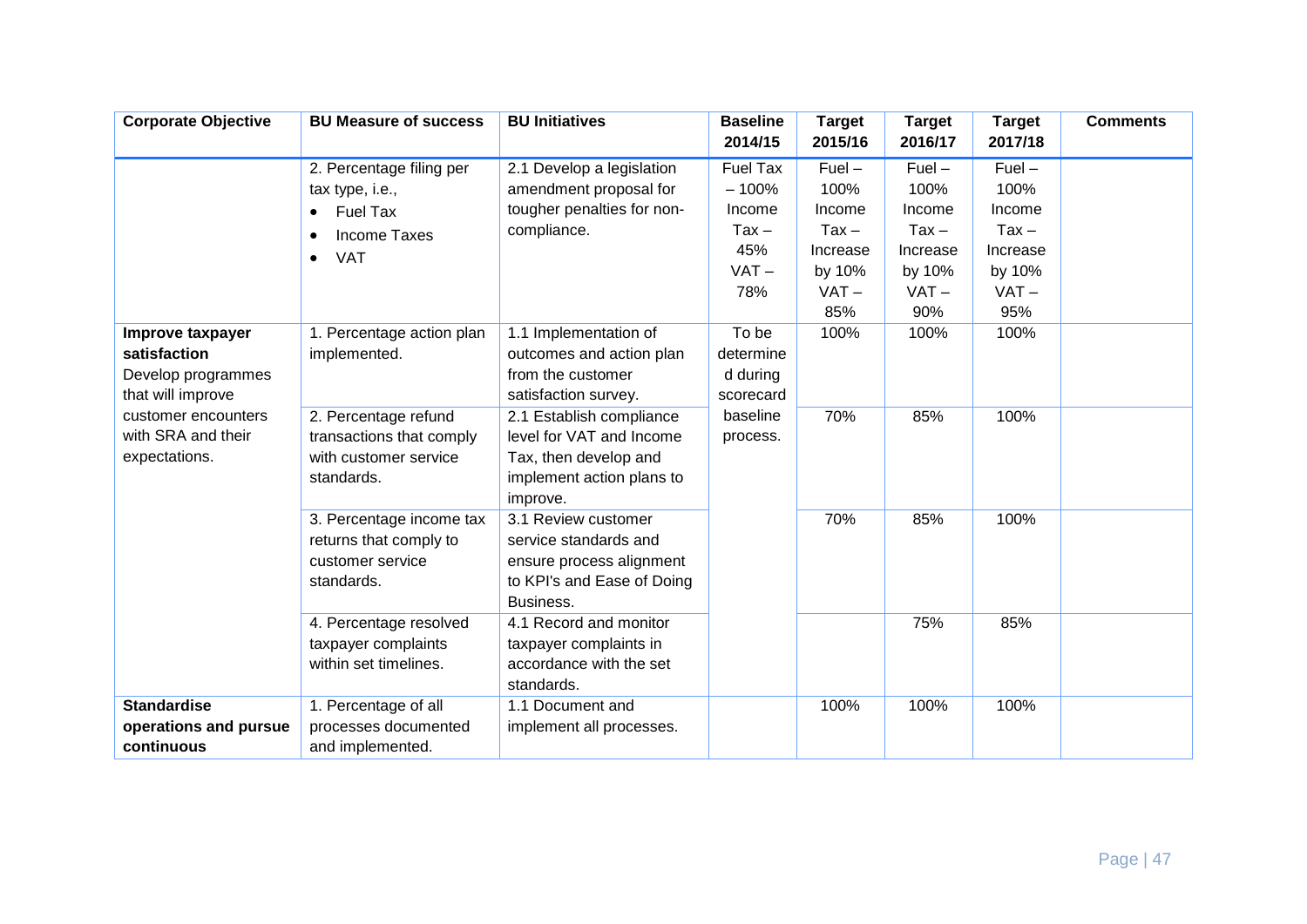| Corporate Objective | BU Measure of success | BU Initiatives | Baseline 2014/15 | Target 2015/16 | Target 2016/17 | Target 2017/18 | Comments |
|---|---|---|---|---|---|---|---|
| | 2. Percentage filing per tax type, i.e., <br>• Fuel Tax <br>• Income Taxes <br>• VAT | 2.1 Develop a legislation amendment proposal for tougher penalties for non-compliance. | Fuel Tax – 100% Income Tax – 45% VAT – 78% | Fuel – 100% Income Tax – Increase by 10% VAT – 85% | Fuel – 100% Income Tax – Increase by 10% VAT – 90% | Fuel – 100% Income Tax – Increase by 10% VAT – 95% | |
| **Improve taxpayer satisfaction** Develop programmes that will improve customer encounters with SRA and their expectations. | 1. Percentage action plan implemented. | 1.1 Implementation of outcomes and action plan from the customer satisfaction survey. | To be determined during scorecard baseline process. | 100% | 100% | 100% | |
| | 2. Percentage refund transactions that comply with customer service standards. | 2.1 Establish compliance level for VAT and Income Tax, then develop and implement action plans to improve. | | 70% | 85% | 100% | |
| | 3. Percentage income tax returns that comply to customer service standards. | 3.1 Review customer service standards and ensure process alignment to KPI's and Ease of Doing Business. | | 70% | 85% | 100% | |
| | 4. Percentage resolved taxpayer complaints within set timelines. | 4.1 Record and monitor taxpayer complaints in accordance with the set standards. | | | 75% | 85% | |
| **Standardise operations and pursue continuous** | 1. Percentage of all processes documented and implemented. | 1.1 Document and implement all processes. | | 100% | 100% | 100% | |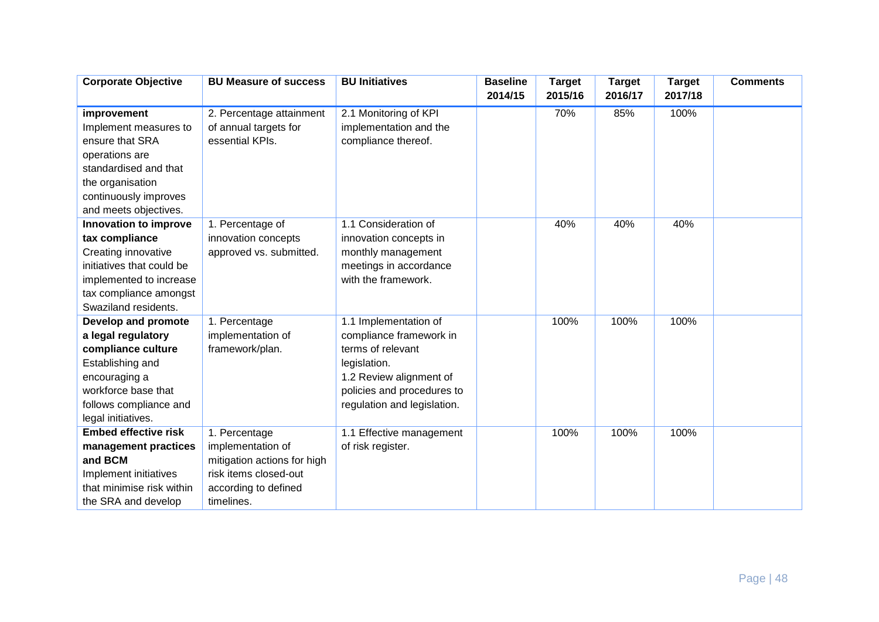| Corporate Objective | BU Measure of success | BU Initiatives | Baseline 2014/15 | Target 2015/16 | Target 2016/17 | Target 2017/18 | Comments |
|---|---|---|---|---|---|---|---|
| **improvement** Implement measures to ensure that SRA operations are standardised and that the organisation continuously improves and meets objectives. | 2. Percentage attainment of annual targets for essential KPIs. | 2.1 Monitoring of KPI implementation and the compliance thereof. | | 70% | 85% | 100% | |
| **Innovation to improve tax compliance** Creating innovative initiatives that could be implemented to increase tax compliance amongst Swaziland residents. | 1. Percentage of innovation concepts approved vs. submitted. | 1.1 Consideration of innovation concepts in monthly management meetings in accordance with the framework. | | 40% | 40% | 40% | |
| **Develop and promote a legal regulatory compliance culture** Establishing and encouraging a workforce base that follows compliance and legal initiatives. | 1. Percentage implementation of framework/plan. | 1.1 Implementation of compliance framework in terms of relevant legislation. 1.2 Review alignment of policies and procedures to regulation and legislation. | | 100% | 100% | 100% | |
| **Embed effective risk management practices and BCM** Implement initiatives that minimise risk within the SRA and develop | 1. Percentage implementation of mitigation actions for high risk items closed-out according to defined timelines. | 1.1 Effective management of risk register. | | 100% | 100% | 100% | |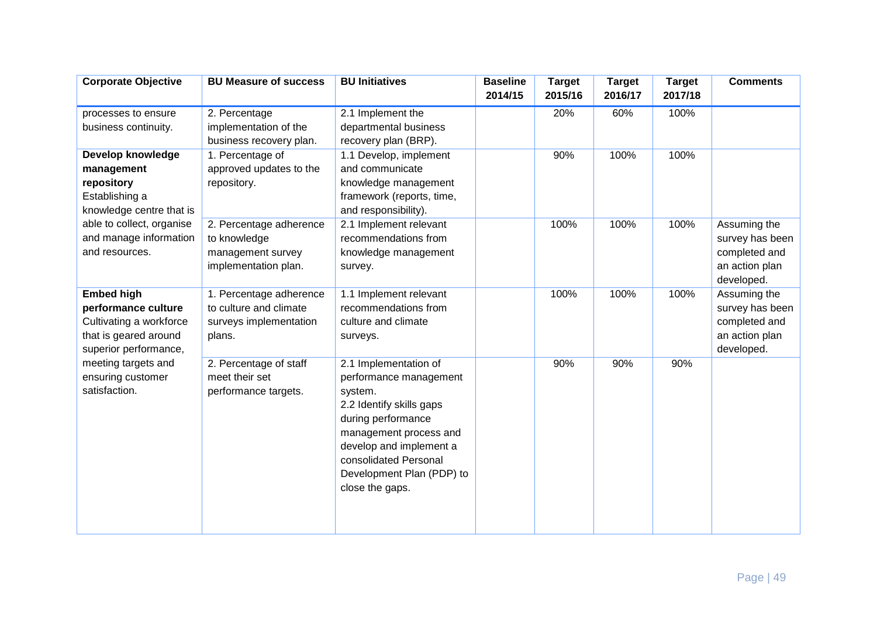| Corporate Objective | BU Measure of success | BU Initiatives | Baseline 2014/15 | Target 2015/16 | Target 2016/17 | Target 2017/18 | Comments |
|---|---|---|---|---|---|---|---|
| processes to ensure business continuity. | 2. Percentage implementation of the business recovery plan. | 2.1 Implement the departmental business recovery plan (BRP). | | 20% | 60% | 100% | |
| **Develop knowledge management repository** Establishing a knowledge centre that is able to collect, organise and manage information and resources. | 1. Percentage of approved updates to the repository. | 1.1 Develop, implement and communicate knowledge management framework (reports, time, and responsibility). | | 90% | 100% | 100% | |
| | 2. Percentage adherence to knowledge management survey implementation plan. | 2.1 Implement relevant recommendations from knowledge management survey. | | 100% | 100% | 100% | Assuming the survey has been completed and an action plan developed. |
| **Embed high performance culture** Cultivating a workforce that is geared around superior performance, meeting targets and ensuring customer satisfaction. | 1. Percentage adherence to culture and climate surveys implementation plans. | 1.1 Implement relevant recommendations from culture and climate surveys. | | 100% | 100% | 100% | Assuming the survey has been completed and an action plan developed. |
| | 2. Percentage of staff meet their set performance targets. | 2.1 Implementation of performance management system.<br>2.2 Identify skills gaps during performance management process and develop and implement a consolidated Personal Development Plan (PDP) to close the gaps. | | 90% | 90% | 90% | |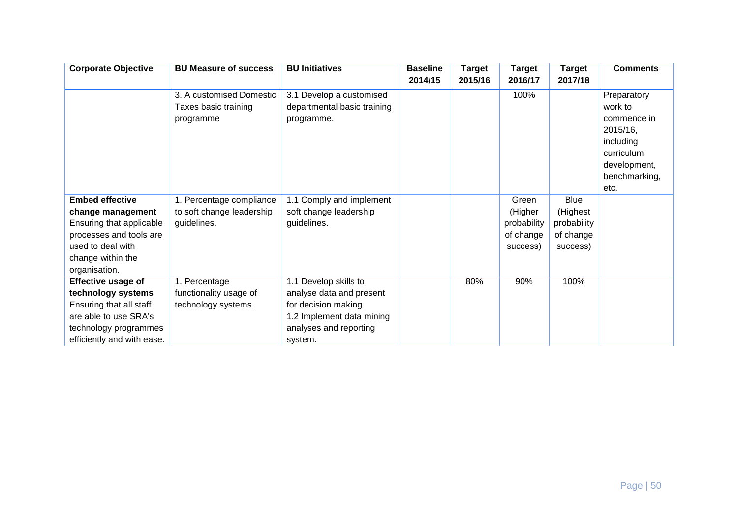| Corporate Objective | BU Measure of success | BU Initiatives | Baseline 2014/15 | Target 2015/16 | Target 2016/17 | Target 2017/18 | Comments |
|---|---|---|---|---|---|---|---|
| | 3. A customised Domestic Taxes basic training programme | 3.1 Develop a customised departmental basic training programme. | | | 100% | | Preparatory work to commence in 2015/16, including curriculum development, benchmarking, etc. |
| **Embed effective change management** Ensuring that applicable processes and tools are used to deal with change within the organisation. | 1. Percentage compliance to soft change leadership guidelines. | 1.1 Comply and implement soft change leadership guidelines. | | | Green (Higher probability of change success) | Blue (Highest probability of change success) | |
| **Effective usage of technology systems** Ensuring that all staff are able to use SRA's technology programmes efficiently and with ease. | 1. Percentage functionality usage of technology systems. | 1.1 Develop skills to analyse data and present for decision making. 1.2 Implement data mining analyses and reporting system. | | 80% | 90% | 100% | |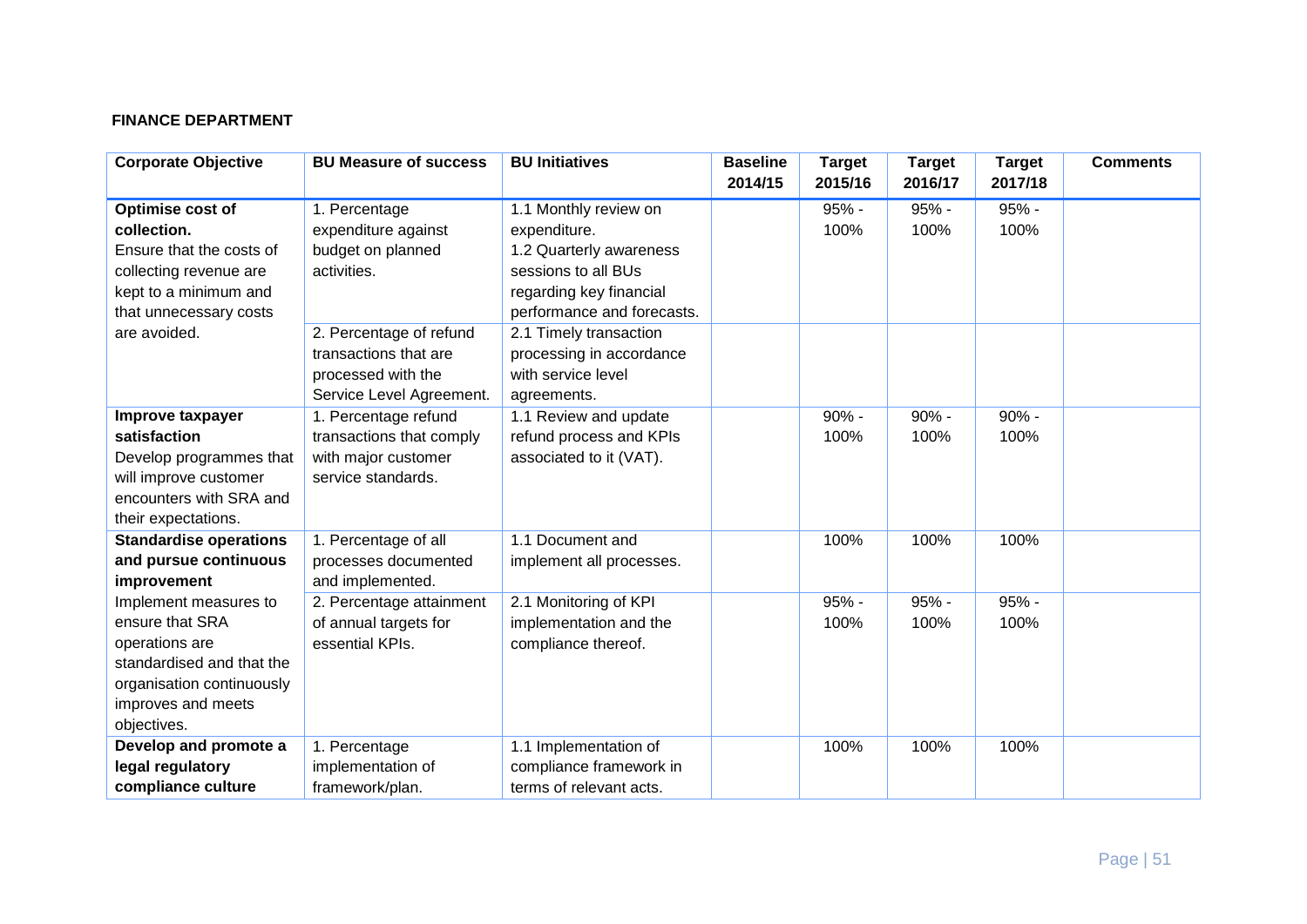**FINANCE DEPARTMENT**

| Corporate Objective | BU Measure of success | BU Initiatives | Baseline 2014/15 | Target 2015/16 | Target 2016/17 | Target 2017/18 | Comments |
|---|---|---|---|---|---|---|---|
| **Optimise cost of collection.** Ensure that the costs of collecting revenue are kept to a minimum and that unnecessary costs are avoided. | 1. Percentage expenditure against budget on planned activities. | 1.1 Monthly review on expenditure. 1.2 Quarterly awareness sessions to all BUs regarding key financial performance and forecasts. | | 95% - 100% | 95% - 100% | 95% - 100% | |
| | 2. Percentage of refund transactions that are processed with the Service Level Agreement. | 2.1 Timely transaction processing in accordance with service level agreements. | | | | | |
| **Improve taxpayer satisfaction** Develop programmes that will improve customer encounters with SRA and their expectations. | 1. Percentage refund transactions that comply with major customer service standards. | 1.1 Review and update refund process and KPIs associated to it (VAT). | | 90% - 100% | 90% - 100% | 90% - 100% | |
| **Standardise operations and pursue continuous improvement** Implement measures to ensure that SRA operations are standardised and that the organisation continuously improves and meets objectives. | 1. Percentage of all processes documented and implemented. | 1.1 Document and implement all processes. | | 100% | 100% | 100% | |
| | 2. Percentage attainment of annual targets for essential KPIs. | 2.1 Monitoring of KPI implementation and the compliance thereof. | | 95% - 100% | 95% - 100% | 95% - 100% | |
| **Develop and promote a legal regulatory compliance culture** | 1. Percentage implementation of framework/plan. | 1.1 Implementation of compliance framework in terms of relevant acts. | | 100% | 100% | 100% | |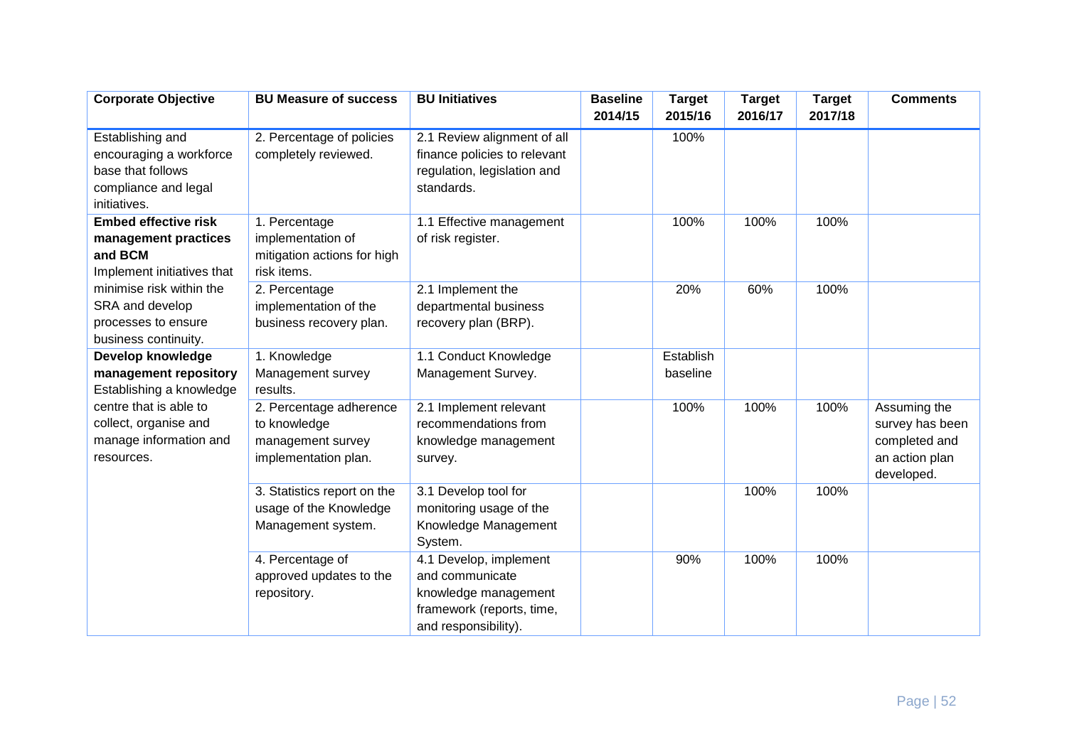| Corporate Objective | BU Measure of success | BU Initiatives | Baseline 2014/15 | Target 2015/16 | Target 2016/17 | Target 2017/18 | Comments |
|---|---|---|---|---|---|---|---|
| Establishing and encouraging a workforce base that follows compliance and legal initiatives. | 2. Percentage of policies completely reviewed. | 2.1 Review alignment of all finance policies to relevant regulation, legislation and standards. | | 100% | | | |
| **Embed effective risk management practices and BCM** Implement initiatives that minimise risk within the SRA and develop processes to ensure business continuity. | 1. Percentage implementation of mitigation actions for high risk items. | 1.1 Effective management of risk register. | | 100% | 100% | 100% | |
| | 2. Percentage implementation of the business recovery plan. | 2.1 Implement the departmental business recovery plan (BRP). | | 20% | 60% | 100% | |
| **Develop knowledge management repository** Establishing a knowledge centre that is able to collect, organise and manage information and resources. | 1. Knowledge Management survey results. | 1.1 Conduct Knowledge Management Survey. | | Establish baseline | | | |
| | 2. Percentage adherence to knowledge management survey implementation plan. | 2.1 Implement relevant recommendations from knowledge management survey. | | 100% | 100% | 100% | Assuming the survey has been completed and an action plan developed. |
| | 3. Statistics report on the usage of the Knowledge Management system. | 3.1 Develop tool for monitoring usage of the Knowledge Management System. | | | 100% | 100% | |
| | 4. Percentage of approved updates to the repository. | 4.1 Develop, implement and communicate knowledge management framework (reports, time, and responsibility). | | 90% | 100% | 100% | |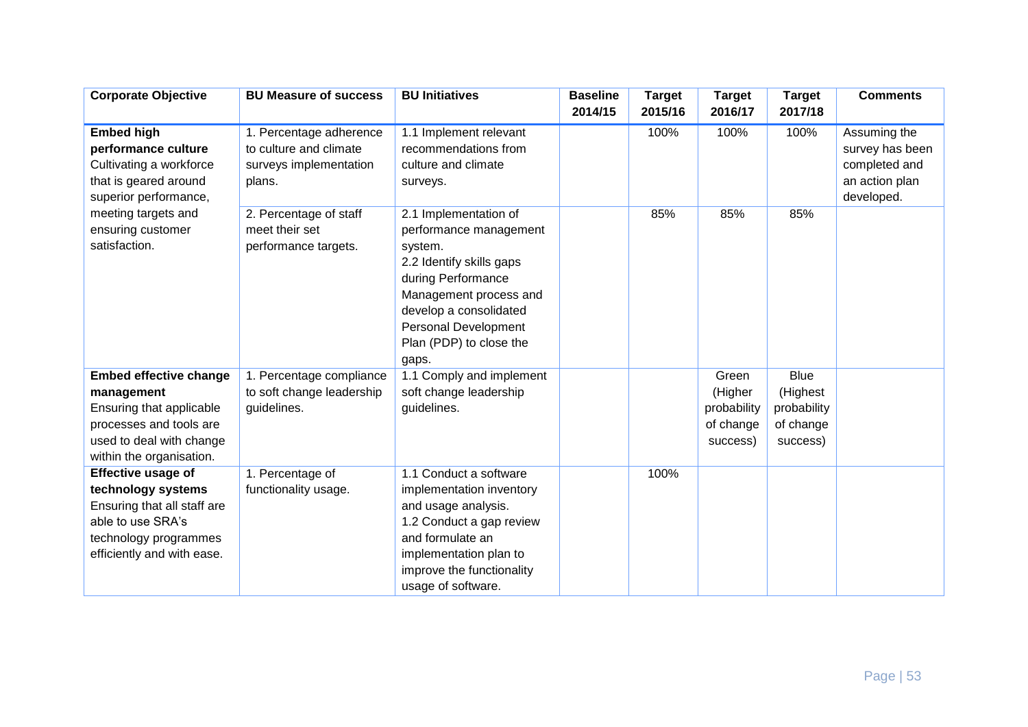| Corporate Objective | BU Measure of success | BU Initiatives | Baseline 2014/15 | Target 2015/16 | Target 2016/17 | Target 2017/18 | Comments |
|---|---|---|---|---|---|---|---|
| **Embed high performance culture** Cultivating a workforce that is geared around superior performance, meeting targets and ensuring customer satisfaction. | 1. Percentage adherence to culture and climate surveys implementation plans. | 1.1 Implement relevant recommendations from culture and climate surveys. | | 100% | 100% | 100% | Assuming the survey has been completed and an action plan developed. |
| | 2. Percentage of staff meet their set performance targets. | 2.1 Implementation of performance management system. 2.2 Identify skills gaps during Performance Management process and develop a consolidated Personal Development Plan (PDP) to close the gaps. | | 85% | 85% | 85% | |
| **Embed effective change management** Ensuring that applicable processes and tools are used to deal with change within the organisation. | 1. Percentage compliance to soft change leadership guidelines. | 1.1 Comply and implement soft change leadership guidelines. | | | Green (Higher probability of change success) | Blue (Highest probability of change success) | |
| **Effective usage of technology systems** Ensuring that all staff are able to use SRA's technology programmes efficiently and with ease. | 1. Percentage of functionality usage. | 1.1 Conduct a software implementation inventory and usage analysis. 1.2 Conduct a gap review and formulate an implementation plan to improve the functionality usage of software. | | 100% | | | |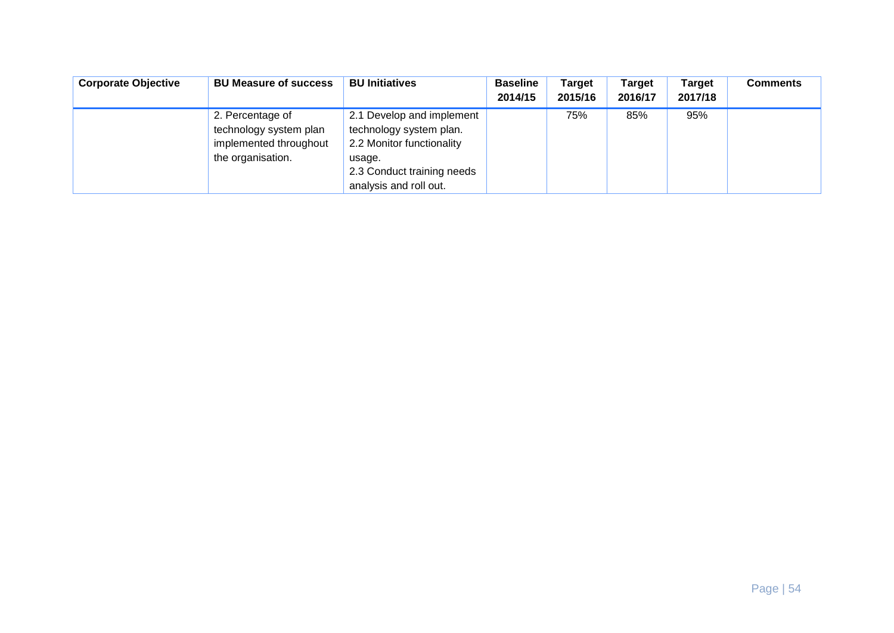| Corporate Objective | BU Measure of success | BU Initiatives | Baseline 2014/15 | Target 2015/16 | Target 2016/17 | Target 2017/18 | Comments |
|---|---|---|---|---|---|---|---|
| | 2. Percentage of technology system plan implemented throughout the organisation. | 2.1 Develop and implement technology system plan.<br>2.2 Monitor functionality usage.<br>2.3 Conduct training needs analysis and roll out. | | 75% | 85% | 95% | |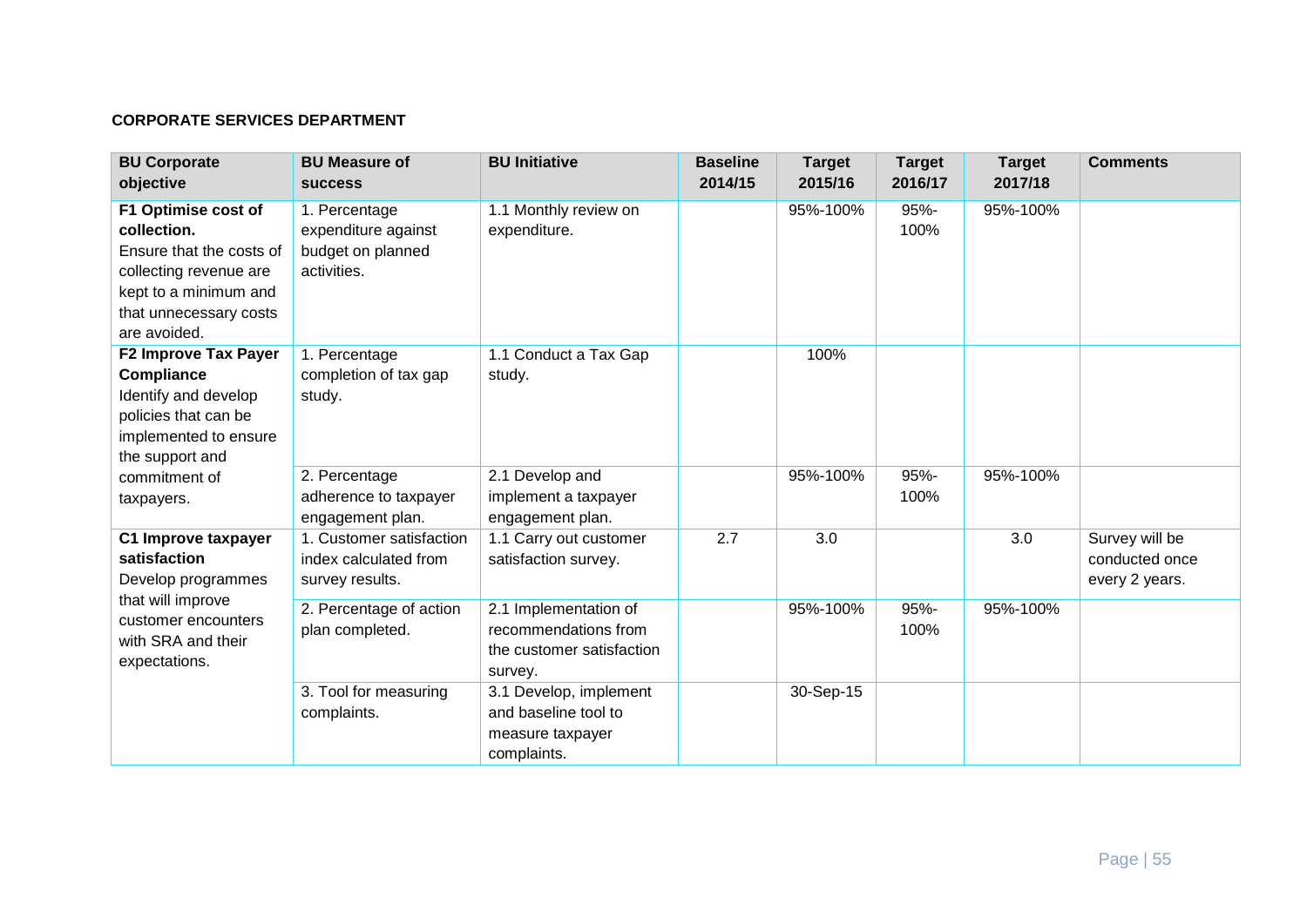**CORPORATE SERVICES DEPARTMENT**

| BU Corporate objective | BU Measure of success | BU Initiative | Baseline 2014/15 | Target 2015/16 | Target 2016/17 | Target 2017/18 | Comments |
|---|---|---|---|---|---|---|---|
| **F1 Optimise cost of collection.** Ensure that the costs of collecting revenue are kept to a minimum and that unnecessary costs are avoided. | 1. Percentage expenditure against budget on planned activities. | 1.1 Monthly review on expenditure. | | 95%-100% | 95%-100% | 95%-100% | |
| **F2 Improve Tax Payer Compliance** Identify and develop policies that can be implemented to ensure the support and commitment of taxpayers. | 1. Percentage completion of tax gap study. | 1.1 Conduct a Tax Gap study. | | 100% | | | |
| | 2. Percentage adherence to taxpayer engagement plan. | 2.1 Develop and implement a taxpayer engagement plan. | | 95%-100% | 95%-100% | 95%-100% | |
| **C1 Improve taxpayer satisfaction** Develop programmes that will improve customer encounters with SRA and their expectations. | 1. Customer satisfaction index calculated from survey results. | 1.1 Carry out customer satisfaction survey. | 2.7 | 3.0 | | 3.0 | Survey will be conducted once every 2 years. |
| | 2. Percentage of action plan completed. | 2.1 Implementation of recommendations from the customer satisfaction survey. | | 95%-100% | 95%-100% | 95%-100% | |
| | 3. Tool for measuring complaints. | 3.1 Develop, implement and baseline tool to measure taxpayer complaints. | | 30-Sep-15 | | | |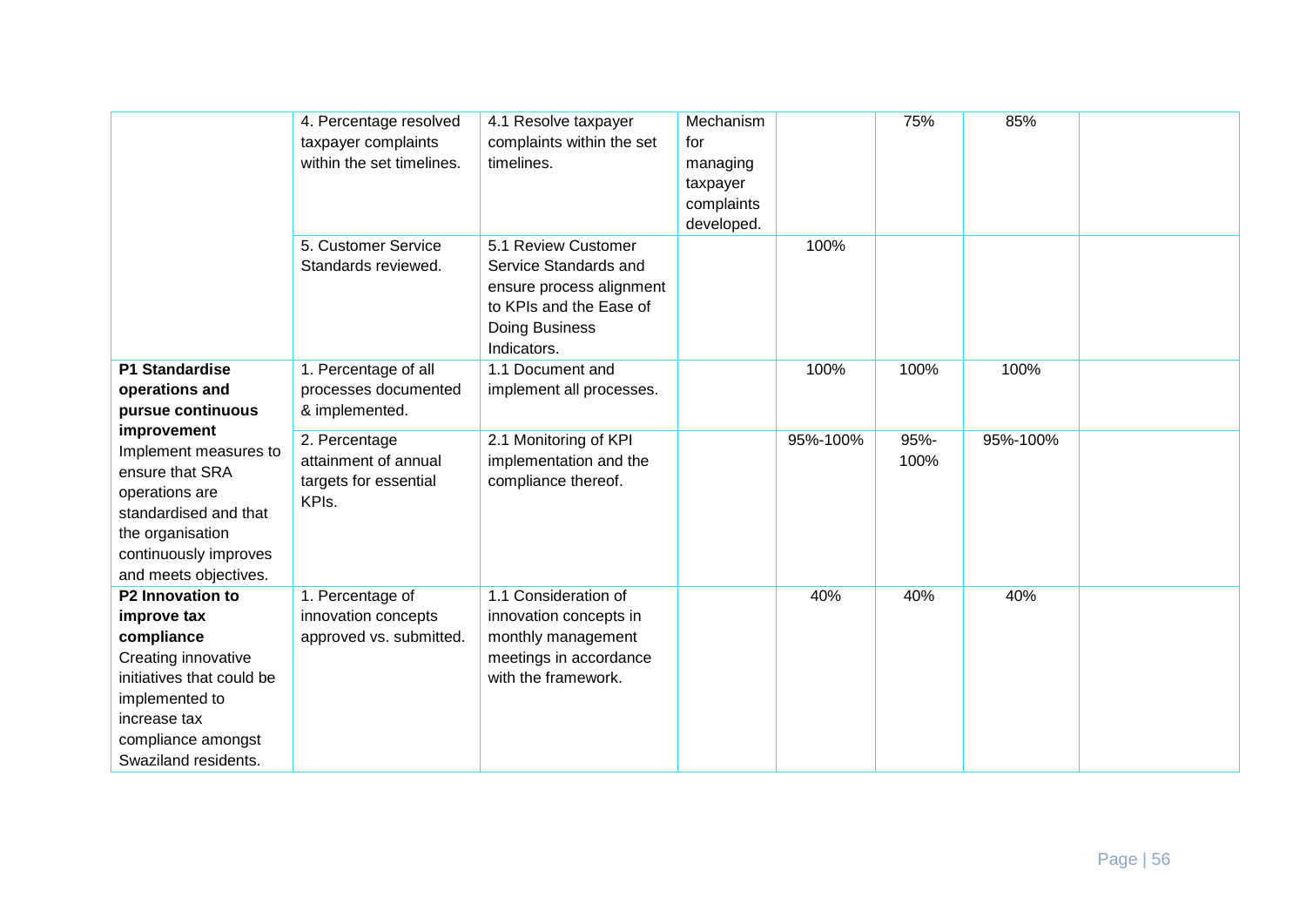| | | | | | | | |
|---|---|---|---|---|---|---|---|
| | 4. Percentage resolved taxpayer complaints within the set timelines. | 4.1 Resolve taxpayer complaints within the set timelines. | Mechanism for managing taxpayer complaints developed. | | 75% | 85% | |
| | 5. Customer Service Standards reviewed. | 5.1 Review Customer Service Standards and ensure process alignment to KPIs and the Ease of Doing Business Indicators. | | 100% | | | |
| **P1 Standardise operations and pursue continuous improvement** Implement measures to ensure that SRA operations are standardised and that the organisation continuously improves and meets objectives. | 1. Percentage of all processes documented & implemented. | 1.1 Document and implement all processes. | | 100% | 100% | 100% | |
| | 2. Percentage attainment of annual targets for essential KPIs. | 2.1 Monitoring of KPI implementation and the compliance thereof. | | 95%-100% | 95%-100% | 95%-100% | |
| **P2 Innovation to improve tax compliance** Creating innovative initiatives that could be implemented to increase tax compliance amongst Swaziland residents. | 1. Percentage of innovation concepts approved vs. submitted. | 1.1 Consideration of innovation concepts in monthly management meetings in accordance with the framework. | | 40% | 40% | 40% | |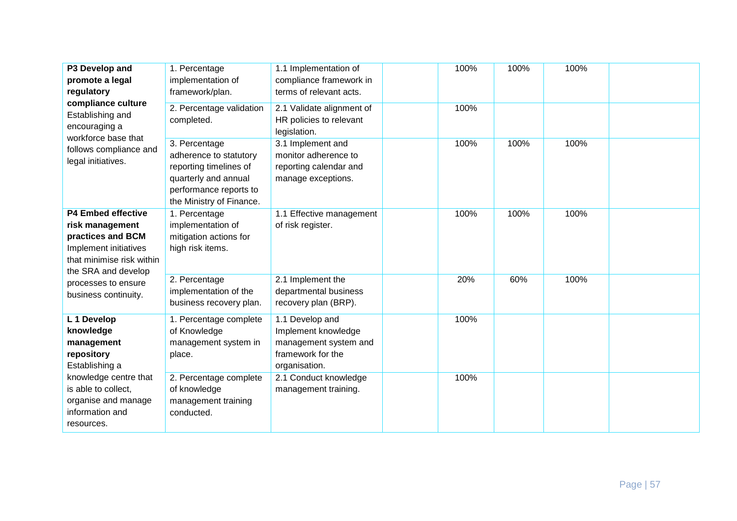| | | | | | | | |
|---|---|---|---|---|---|---|---|
| **P3 Develop and promote a legal regulatory compliance culture** Establishing and encouraging a workforce base that follows compliance and legal initiatives. | 1. Percentage implementation of framework/plan. | 1.1 Implementation of compliance framework in terms of relevant acts. | | 100% | 100% | 100% | |
| | 2. Percentage validation completed. | 2.1 Validate alignment of HR policies to relevant legislation. | | 100% | | | |
| | 3. Percentage adherence to statutory reporting timelines of quarterly and annual performance reports to the Ministry of Finance. | 3.1 Implement and monitor adherence to reporting calendar and manage exceptions. | | 100% | 100% | 100% | |
| **P4 Embed effective risk management practices and BCM** Implement initiatives that minimise risk within the SRA and develop processes to ensure business continuity. | 1. Percentage implementation of mitigation actions for high risk items. | 1.1 Effective management of risk register. | | 100% | 100% | 100% | |
| | 2. Percentage implementation of the business recovery plan. | 2.1 Implement the departmental business recovery plan (BRP). | | 20% | 60% | 100% | |
| **L 1 Develop knowledge management repository** Establishing a knowledge centre that is able to collect, organise and manage information and resources. | 1. Percentage complete of Knowledge management system in place. | 1.1 Develop and Implement knowledge management system and framework for the organisation. | | 100% | | | |
| | 2. Percentage complete of knowledge management training conducted. | 2.1 Conduct knowledge management training. | | 100% | | | |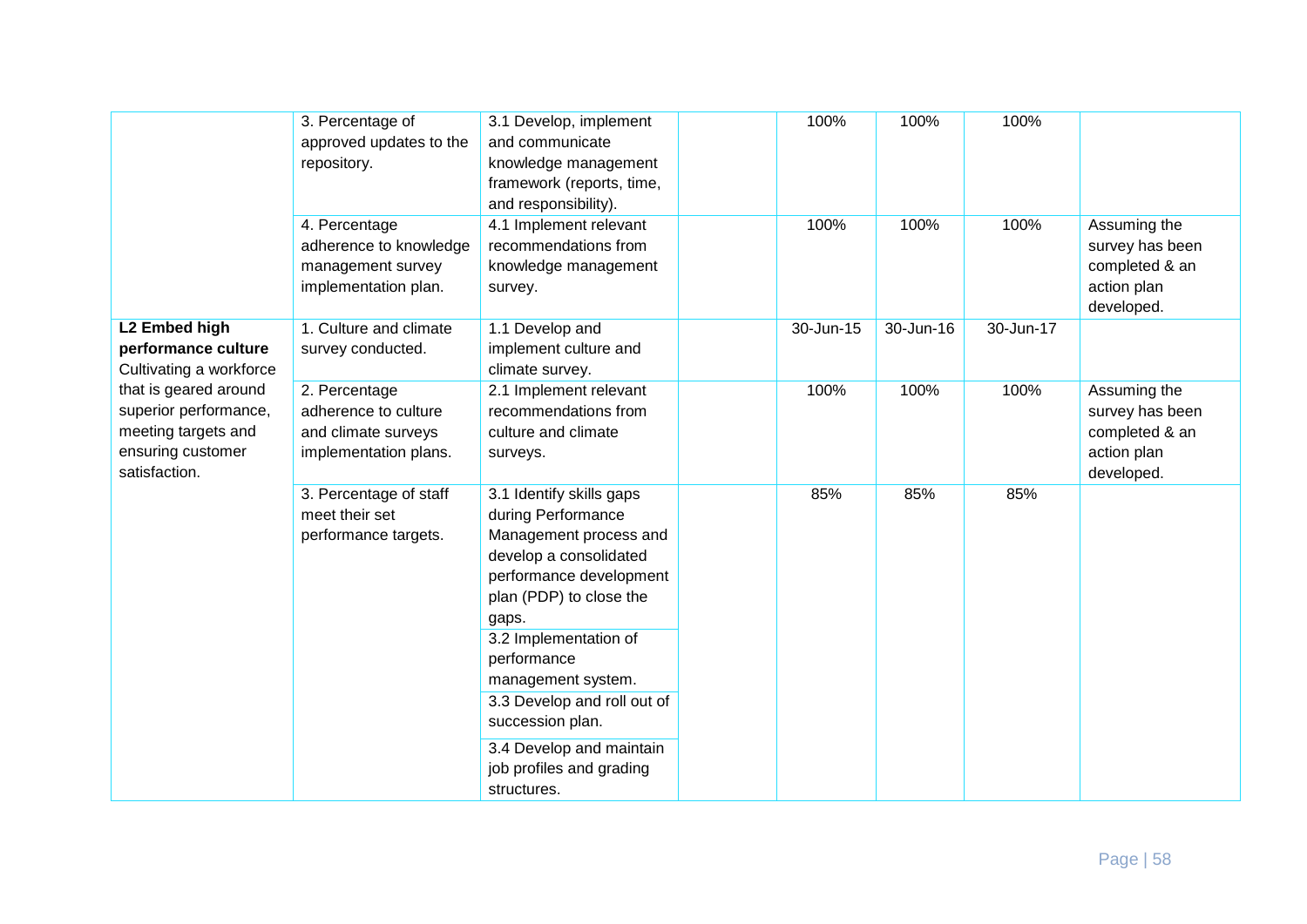| | | | | | | | |
|---|---|---|---|---|---|---|---|
| | 3. Percentage of approved updates to the repository. | 3.1 Develop, implement and communicate knowledge management framework (reports, time, and responsibility). | | 100% | 100% | 100% | |
| | 4. Percentage adherence to knowledge management survey implementation plan. | 4.1 Implement relevant recommendations from knowledge management survey. | | 100% | 100% | 100% | Assuming the survey has been completed & an action plan developed. |
| **L2 Embed high performance culture** Cultivating a workforce that is geared around superior performance, meeting targets and ensuring customer satisfaction. | 1. Culture and climate survey conducted. | 1.1 Develop and implement culture and climate survey. | | 30-Jun-15 | 30-Jun-16 | 30-Jun-17 | |
| | 2. Percentage adherence to culture and climate surveys implementation plans. | 2.1 Implement relevant recommendations from culture and climate surveys. | | 100% | 100% | 100% | Assuming the survey has been completed & an action plan developed. |
| | 3. Percentage of staff meet their set performance targets. | 3.1 Identify skills gaps during Performance Management process and develop a consolidated performance development plan (PDP) to close the gaps. | | 85% | 85% | 85% | |
| | | 3.2 Implementation of performance management system. | | | | | |
| | | 3.3 Develop and roll out of succession plan. | | | | | |
| | | 3.4 Develop and maintain job profiles and grading structures. | | | | | |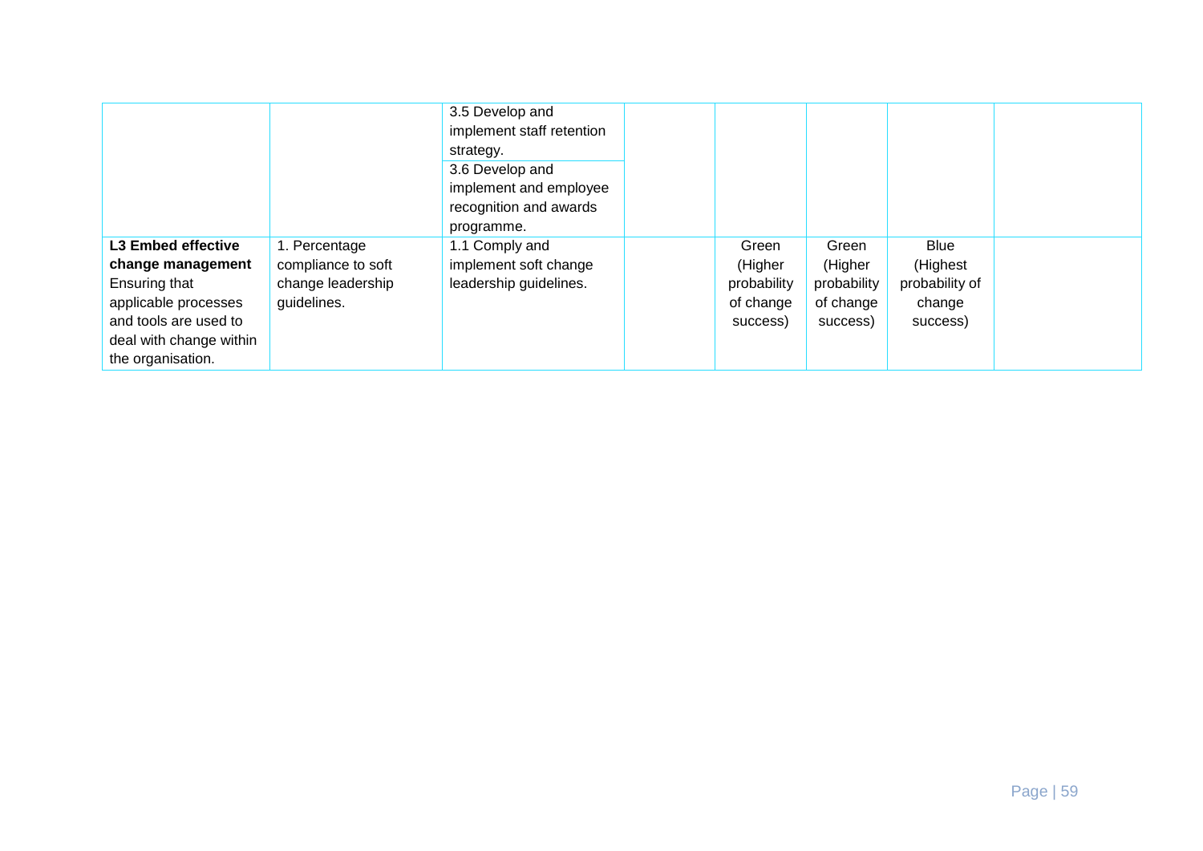| | | | | | | | |
|---|---|---|---|---|---|---|---|
| | | 3.5 Develop and implement staff retention strategy. | | | | | |
| | | 3.6 Develop and implement and employee recognition and awards programme. | | | | | |
| **L3 Embed effective change management** Ensuring that applicable processes and tools are used to deal with change within the organisation. | 1. Percentage compliance to soft change leadership guidelines. | 1.1 Comply and implement soft change leadership guidelines. | | Green (Higher probability of change success) | Green (Higher probability of change success) | Blue (Highest probability of change success) | |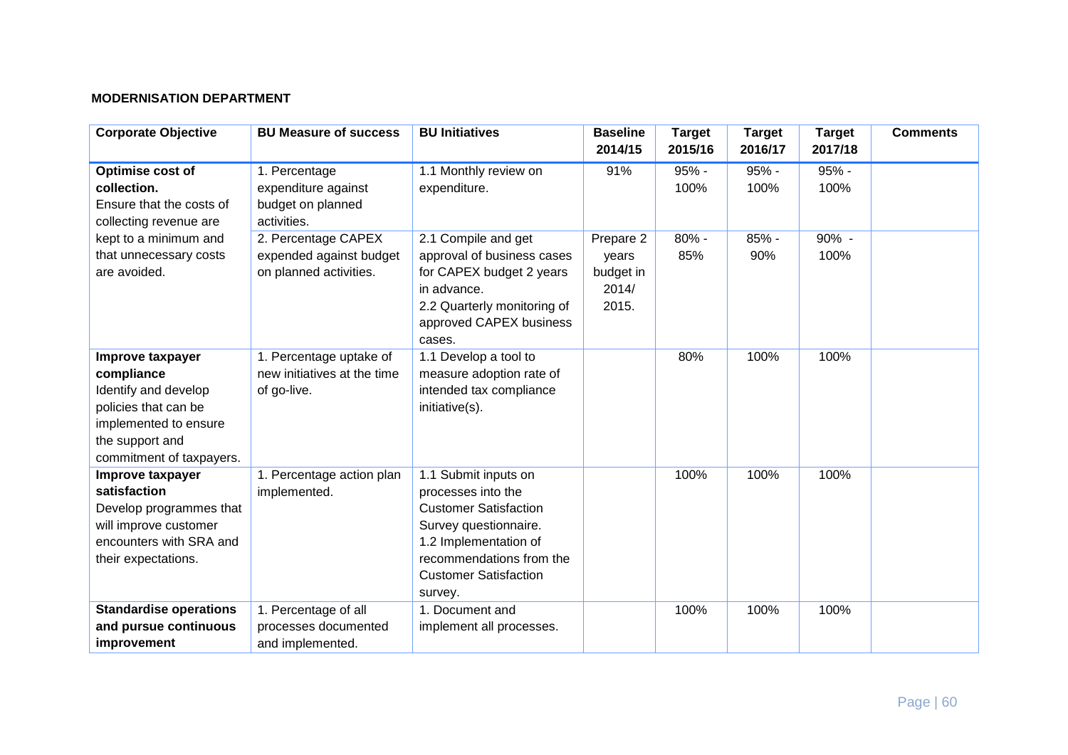**MODERNISATION DEPARTMENT**

| Corporate Objective | BU Measure of success | BU Initiatives | Baseline 2014/15 | Target 2015/16 | Target 2016/17 | Target 2017/18 | Comments |
|---|---|---|---|---|---|---|---|
| **Optimise cost of collection.** Ensure that the costs of collecting revenue are kept to a minimum and that unnecessary costs are avoided. | 1. Percentage expenditure against budget on planned activities. | 1.1 Monthly review on expenditure. | 91% | 95% - 100% | 95% - 100% | 95% - 100% | |
| | 2. Percentage CAPEX expended against budget on planned activities. | 2.1 Compile and get approval of business cases for CAPEX budget 2 years in advance.<br>2.2 Quarterly monitoring of approved CAPEX business cases. | Prepare 2 years budget in 2014/ 2015. | 80% - 85% | 85% - 90% | 90% - 100% | |
| **Improve taxpayer compliance** Identify and develop policies that can be implemented to ensure the support and commitment of taxpayers. | 1. Percentage uptake of new initiatives at the time of go-live. | 1.1 Develop a tool to measure adoption rate of intended tax compliance initiative(s). | | 80% | 100% | 100% | |
| **Improve taxpayer satisfaction** Develop programmes that will improve customer encounters with SRA and their expectations. | 1. Percentage action plan implemented. | 1.1 Submit inputs on processes into the Customer Satisfaction Survey questionnaire.<br>1.2 Implementation of recommendations from the Customer Satisfaction survey. | | 100% | 100% | 100% | |
| **Standardise operations and pursue continuous improvement** | 1. Percentage of all processes documented and implemented. | 1. Document and implement all processes. | | 100% | 100% | 100% | |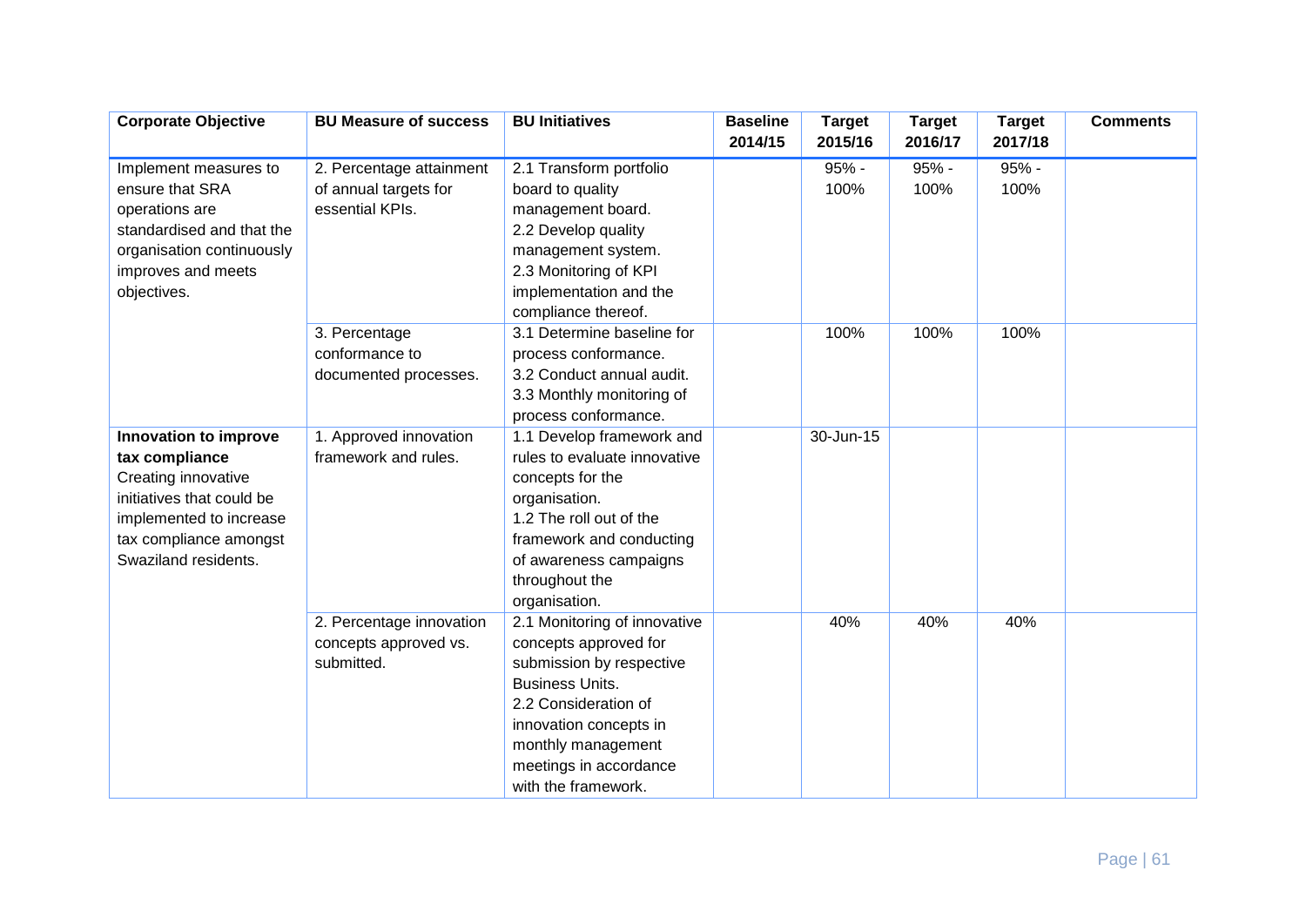| Corporate Objective | BU Measure of success | BU Initiatives | Baseline 2014/15 | Target 2015/16 | Target 2016/17 | Target 2017/18 | Comments |
|---|---|---|---|---|---|---|---|
| Implement measures to ensure that SRA operations are standardised and that the organisation continuously improves and meets objectives. | 2. Percentage attainment of annual targets for essential KPIs. | 2.1 Transform portfolio board to quality management board.<br>2.2 Develop quality management system.<br>2.3 Monitoring of KPI implementation and the compliance thereof. | | 95% - 100% | 95% - 100% | 95% - 100% | |
| | 3. Percentage conformance to documented processes. | 3.1 Determine baseline for process conformance.<br>3.2 Conduct annual audit.<br>3.3 Monthly monitoring of process conformance. | | 100% | 100% | 100% | |
| **Innovation to improve tax compliance**<br>Creating innovative initiatives that could be implemented to increase tax compliance amongst Swaziland residents. | 1. Approved innovation framework and rules. | 1.1 Develop framework and rules to evaluate innovative concepts for the organisation.<br>1.2 The roll out of the framework and conducting of awareness campaigns throughout the organisation. | | 30-Jun-15 | | | |
| | 2. Percentage innovation concepts approved vs. submitted. | 2.1 Monitoring of innovative concepts approved for submission by respective Business Units.<br>2.2 Consideration of innovation concepts in monthly management meetings in accordance with the framework. | | 40% | 40% | 40% | |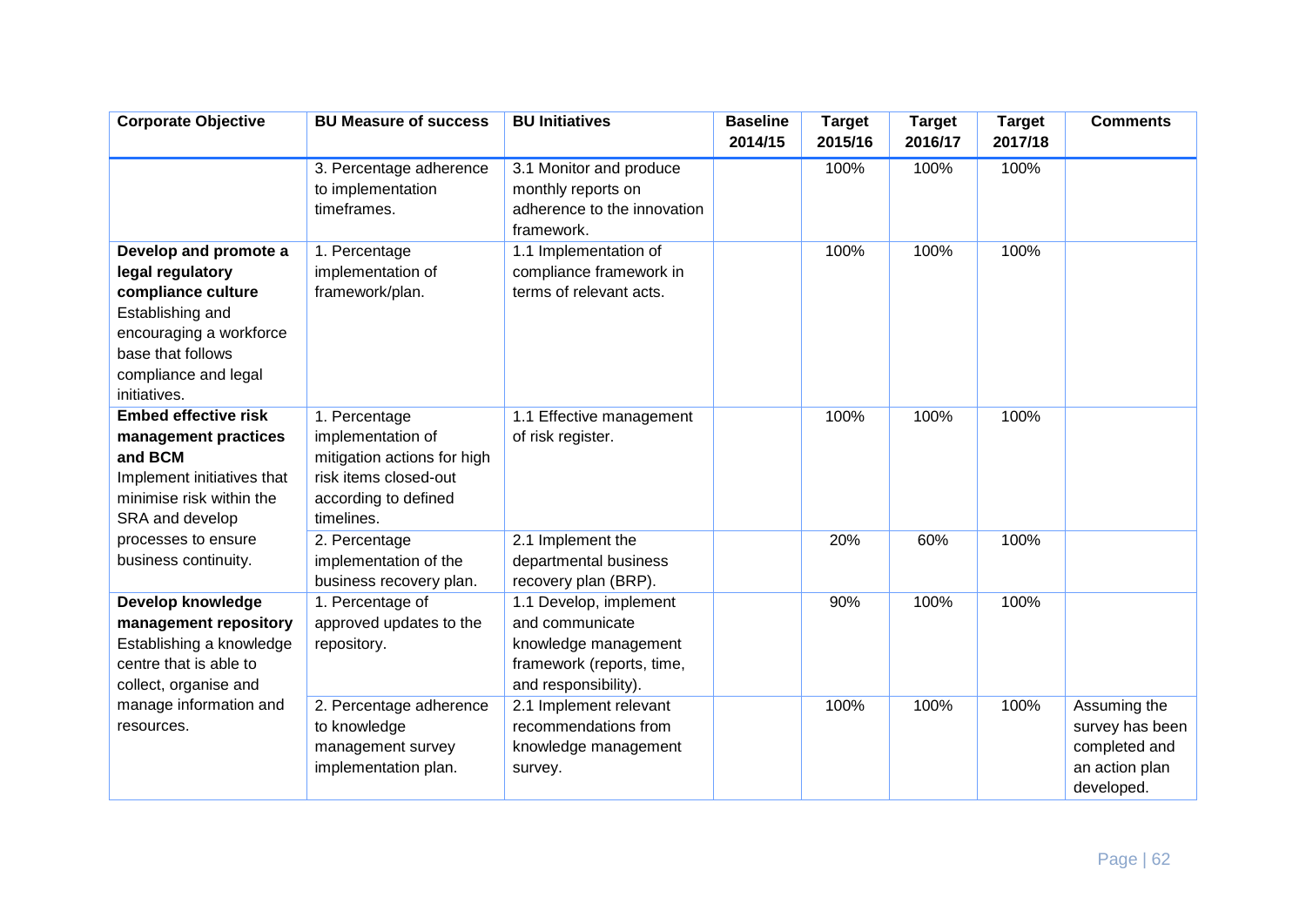| Corporate Objective | BU Measure of success | BU Initiatives | Baseline 2014/15 | Target 2015/16 | Target 2016/17 | Target 2017/18 | Comments |
|---|---|---|---|---|---|---|---|
| | 3. Percentage adherence to implementation timeframes. | 3.1 Monitor and produce monthly reports on adherence to the innovation framework. | | 100% | 100% | 100% | |
| **Develop and promote a legal regulatory compliance culture** Establishing and encouraging a workforce base that follows compliance and legal initiatives. | 1. Percentage implementation of framework/plan. | 1.1 Implementation of compliance framework in terms of relevant acts. | | 100% | 100% | 100% | |
| **Embed effective risk management practices and BCM** Implement initiatives that minimise risk within the SRA and develop processes to ensure business continuity. | 1. Percentage implementation of mitigation actions for high risk items closed-out according to defined timelines. | 1.1 Effective management of risk register. | | 100% | 100% | 100% | |
| | 2. Percentage implementation of the business recovery plan. | 2.1 Implement the departmental business recovery plan (BRP). | | 20% | 60% | 100% | |
| **Develop knowledge management repository** Establishing a knowledge centre that is able to collect, organise and manage information and resources. | 1. Percentage of approved updates to the repository. | 1.1 Develop, implement and communicate knowledge management framework (reports, time, and responsibility). | | 90% | 100% | 100% | |
| | 2. Percentage adherence to knowledge management survey implementation plan. | 2.1 Implement relevant recommendations from knowledge management survey. | | 100% | 100% | 100% | Assuming the survey has been completed and an action plan developed. |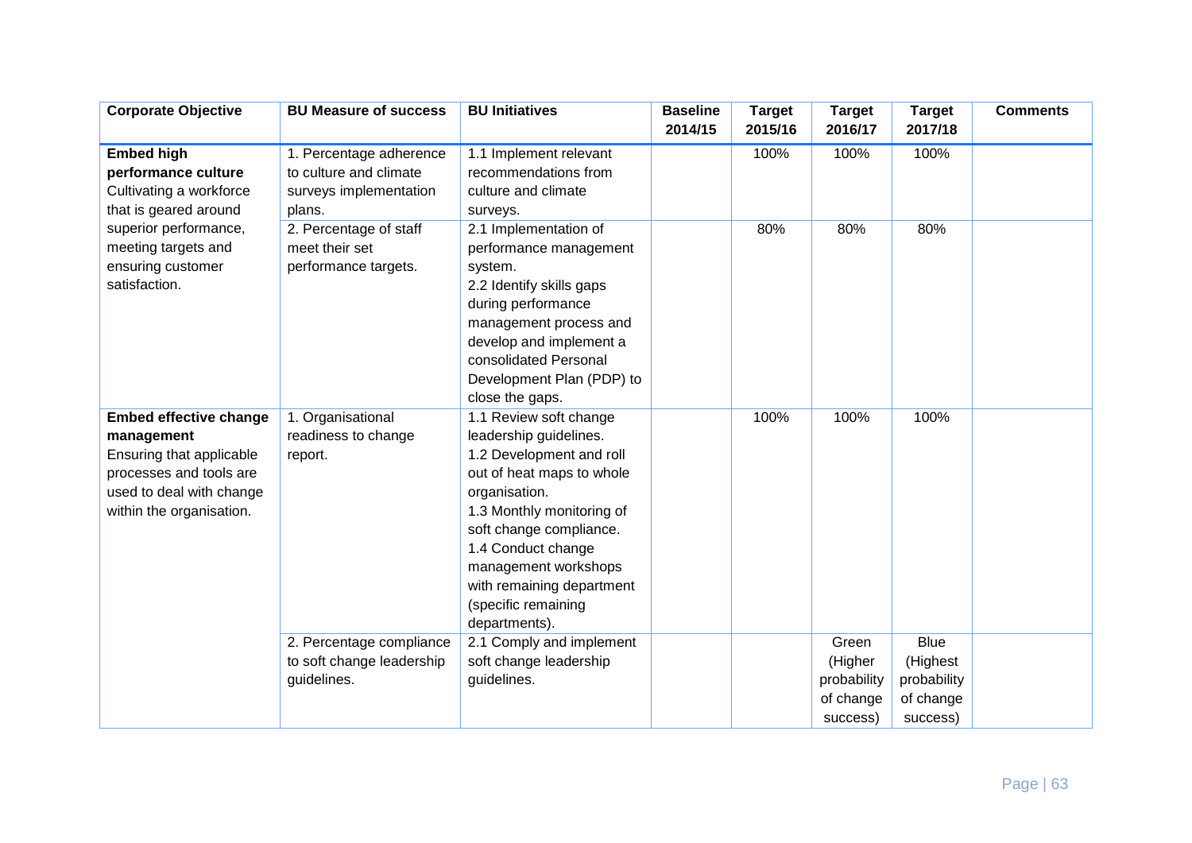| Corporate Objective | BU Measure of success | BU Initiatives | Baseline 2014/15 | Target 2015/16 | Target 2016/17 | Target 2017/18 | Comments |
|---|---|---|---|---|---|---|---|
| **Embed high performance culture** Cultivating a workforce that is geared around superior performance, meeting targets and ensuring customer satisfaction. | 1. Percentage adherence to culture and climate surveys implementation plans. | 1.1 Implement relevant recommendations from culture and climate surveys. | | 100% | 100% | 100% | |
| | 2. Percentage of staff meet their set performance targets. | 2.1 Implementation of performance management system. 2.2 Identify skills gaps during performance management process and develop and implement a consolidated Personal Development Plan (PDP) to close the gaps. | | 80% | 80% | 80% | |
| **Embed effective change management** Ensuring that applicable processes and tools are used to deal with change within the organisation. | 1. Organisational readiness to change report. | 1.1 Review soft change leadership guidelines. 1.2 Development and roll out of heat maps to whole organisation. 1.3 Monthly monitoring of soft change compliance. 1.4 Conduct change management workshops with remaining department (specific remaining departments). | | 100% | 100% | 100% | |
| | 2. Percentage compliance to soft change leadership guidelines. | 2.1 Comply and implement soft change leadership guidelines. | | | Green (Higher probability of change success) | Blue (Highest probability of change success) | |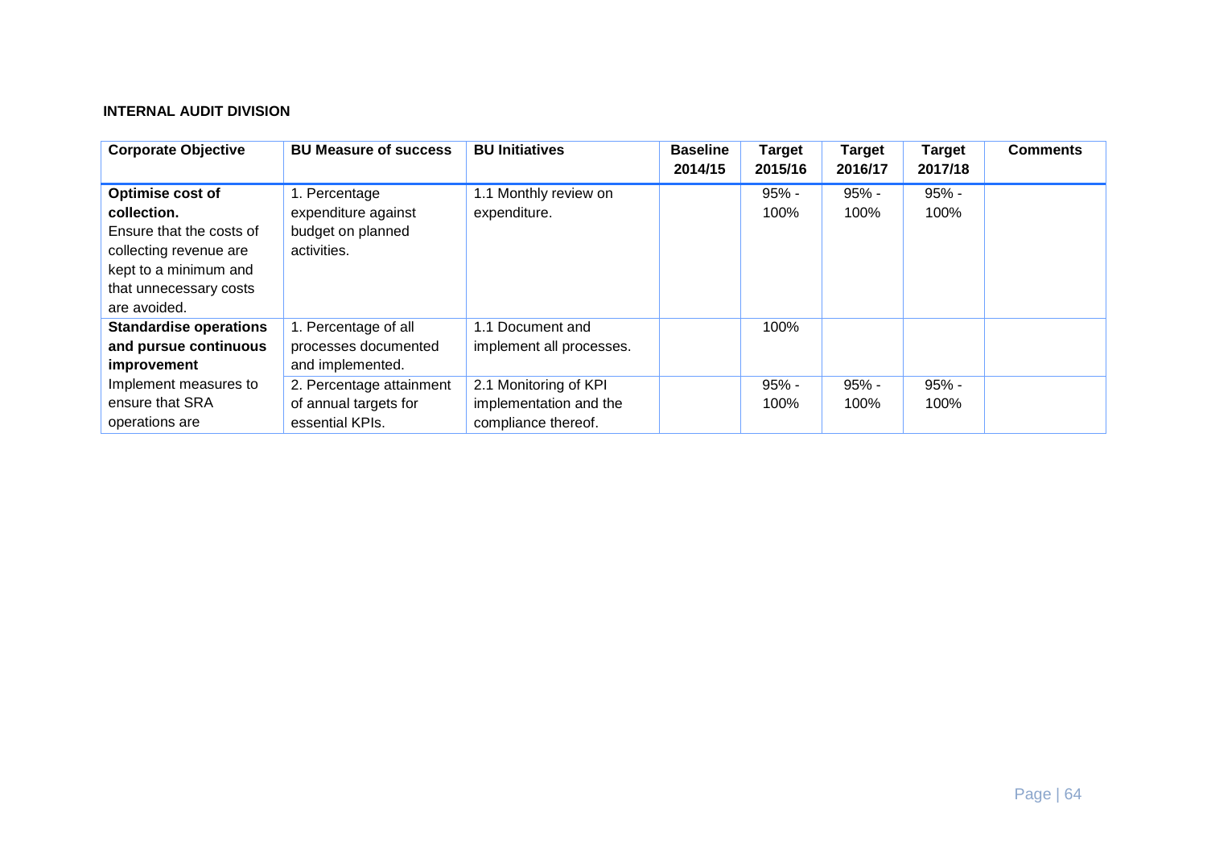#### INTERNAL AUDIT DIVISION

| Corporate Objective | BU Measure of success | BU Initiatives | Baseline 2014/15 | Target 2015/16 | Target 2016/17 | Target 2017/18 | Comments |
|---|---|---|---|---|---|---|---|
| **Optimise cost of collection.** Ensure that the costs of collecting revenue are kept to a minimum and that unnecessary costs are avoided. | 1. Percentage expenditure against budget on planned activities. | 1.1 Monthly review on expenditure. | | 95% - 100% | 95% - 100% | 95% - 100% | |
| **Standardise operations and pursue continuous improvement** | 1. Percentage of all processes documented and implemented. | 1.1 Document and implement all processes. | | 100% | | | |
| Implement measures to ensure that SRA operations are | 2. Percentage attainment of annual targets for essential KPIs. | 2.1 Monitoring of KPI implementation and the compliance thereof. | | 95% - 100% | 95% - 100% | 95% - 100% | |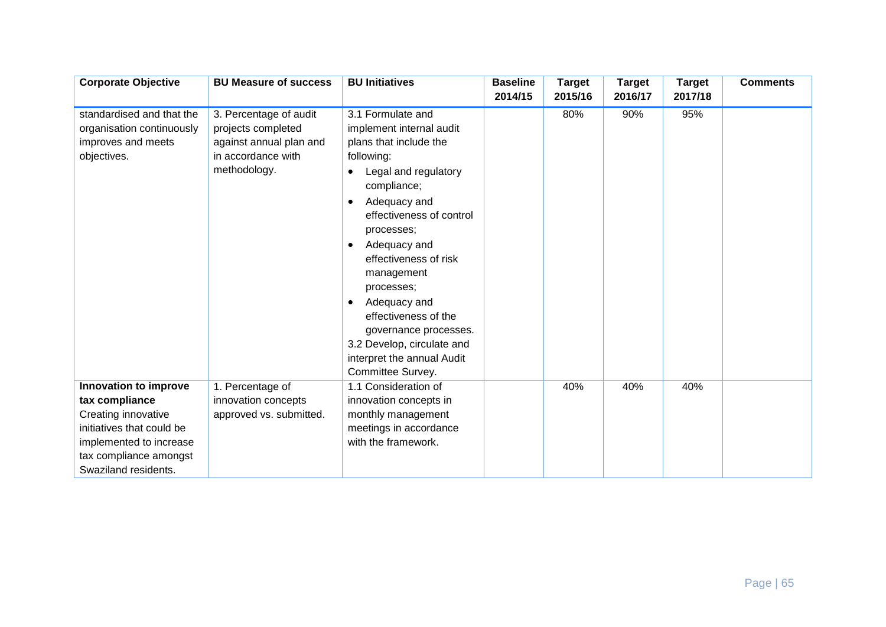| Corporate Objective | BU Measure of success | BU Initiatives | Baseline 2014/15 | Target 2015/16 | Target 2016/17 | Target 2017/18 | Comments |
|---|---|---|---|---|---|---|---|
| standardised and that the organisation continuously improves and meets objectives. | 3. Percentage of audit projects completed against annual plan and in accordance with methodology. | 3.1 Formulate and implement internal audit plans that include the following:<br>• Legal and regulatory compliance;<br>• Adequacy and effectiveness of control processes;<br>• Adequacy and effectiveness of risk management processes;<br>• Adequacy and effectiveness of the governance processes.<br>3.2 Develop, circulate and interpret the annual Audit Committee Survey. | | 80% | 90% | 95% | |
| **Innovation to improve tax compliance** Creating innovative initiatives that could be implemented to increase tax compliance amongst Swaziland residents. | 1. Percentage of innovation concepts approved vs. submitted. | 1.1 Consideration of innovation concepts in monthly management meetings in accordance with the framework. | | 40% | 40% | 40% | |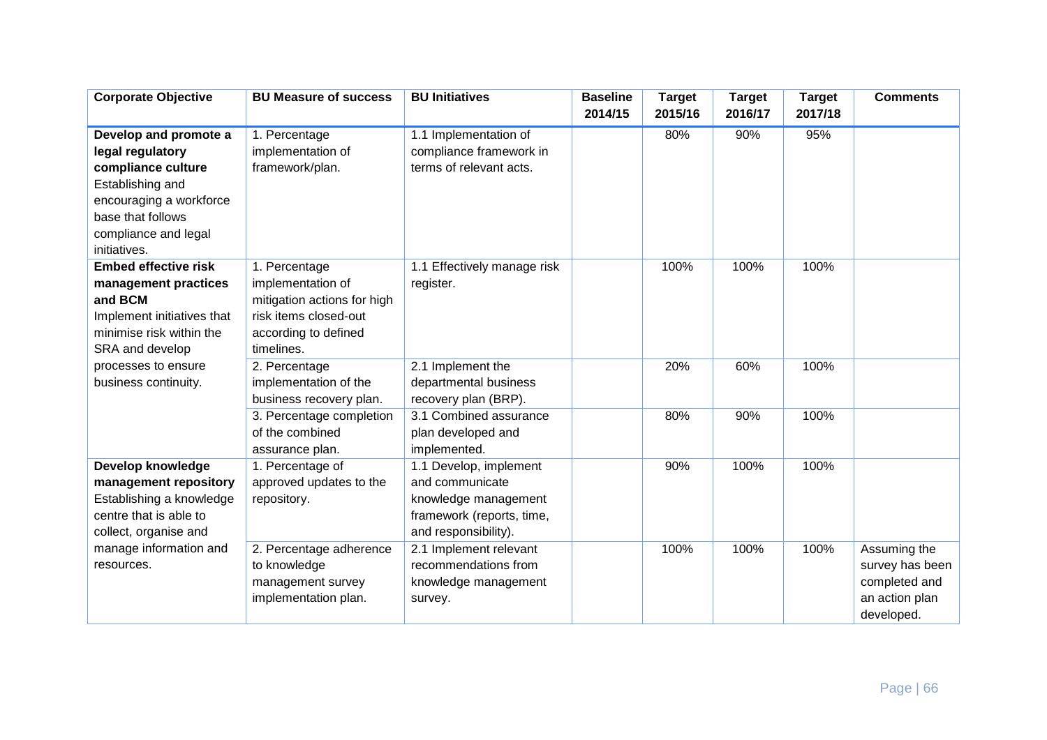| Corporate Objective | BU Measure of success | BU Initiatives | Baseline 2014/15 | Target 2015/16 | Target 2016/17 | Target 2017/18 | Comments |
|---|---|---|---|---|---|---|---|
| **Develop and promote a legal regulatory compliance culture** Establishing and encouraging a workforce base that follows compliance and legal initiatives. | 1. Percentage implementation of framework/plan. | 1.1 Implementation of compliance framework in terms of relevant acts. | | 80% | 90% | 95% | |
| **Embed effective risk management practices and BCM** Implement initiatives that minimise risk within the SRA and develop processes to ensure business continuity. | 1. Percentage implementation of mitigation actions for high risk items closed-out according to defined timelines. | 1.1 Effectively manage risk register. | | 100% | 100% | 100% | |
| | 2. Percentage implementation of the business recovery plan. | 2.1 Implement the departmental business recovery plan (BRP). | | 20% | 60% | 100% | |
| | 3. Percentage completion of the combined assurance plan. | 3.1 Combined assurance plan developed and implemented. | | 80% | 90% | 100% | |
| **Develop knowledge management repository** Establishing a knowledge centre that is able to collect, organise and manage information and resources. | 1. Percentage of approved updates to the repository. | 1.1 Develop, implement and communicate knowledge management framework (reports, time, and responsibility). | | 90% | 100% | 100% | |
| | 2. Percentage adherence to knowledge management survey implementation plan. | 2.1 Implement relevant recommendations from knowledge management survey. | | 100% | 100% | 100% | Assuming the survey has been completed and an action plan developed. |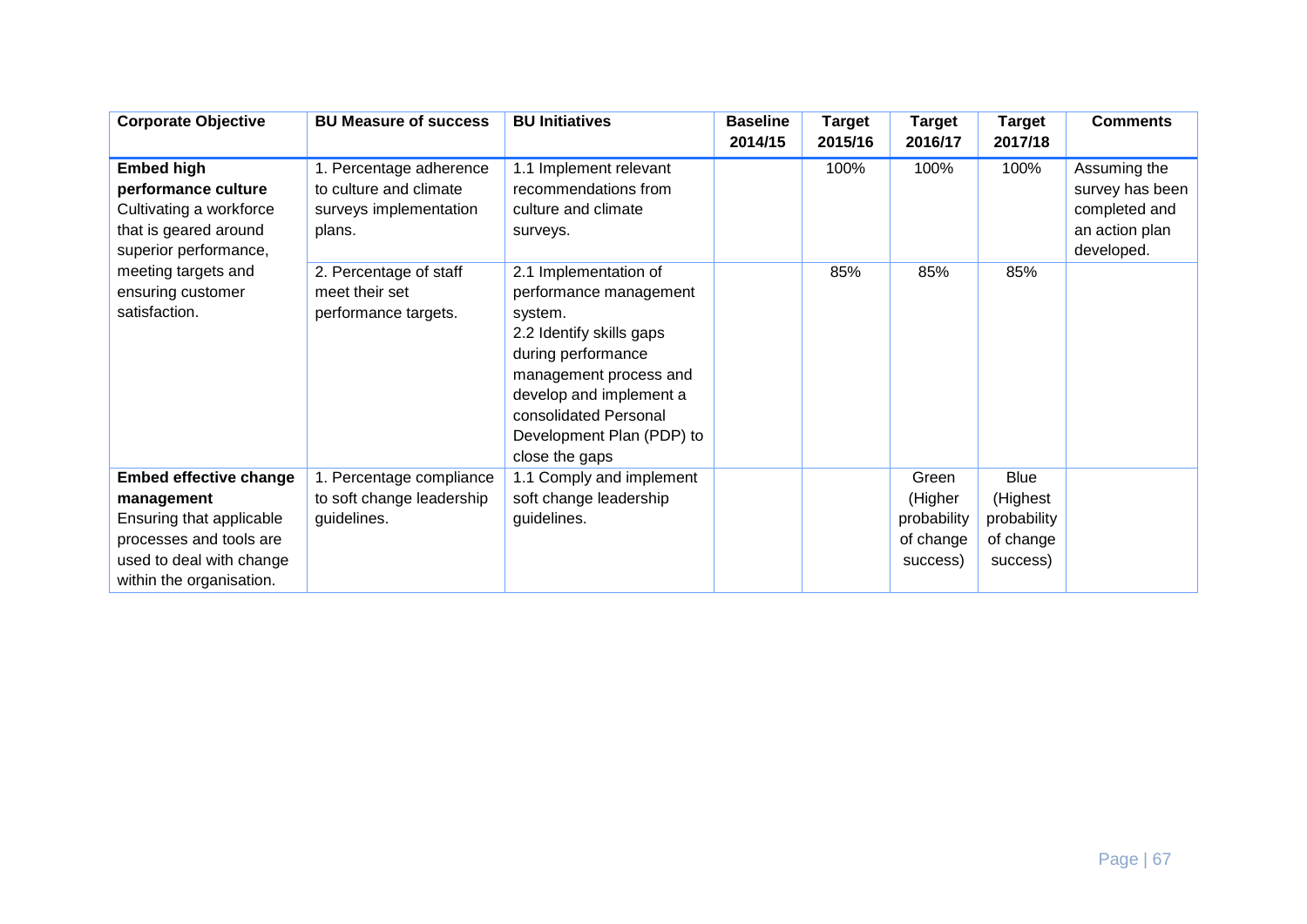| Corporate Objective | BU Measure of success | BU Initiatives | Baseline 2014/15 | Target 2015/16 | Target 2016/17 | Target 2017/18 | Comments |
|---|---|---|---|---|---|---|---|
| **Embed high performance culture** Cultivating a workforce that is geared around superior performance, meeting targets and ensuring customer satisfaction. | 1. Percentage adherence to culture and climate surveys implementation plans. | 1.1 Implement relevant recommendations from culture and climate surveys. | | 100% | 100% | 100% | Assuming the survey has been completed and an action plan developed. |
| | 2. Percentage of staff meet their set performance targets. | 2.1 Implementation of performance management system.<br>2.2 Identify skills gaps during performance management process and develop and implement a consolidated Personal Development Plan (PDP) to close the gaps | | 85% | 85% | 85% | |
| **Embed effective change management** Ensuring that applicable processes and tools are used to deal with change within the organisation. | 1. Percentage compliance to soft change leadership guidelines. | 1.1 Comply and implement soft change leadership guidelines. | | | Green (Higher probability of change success) | Blue (Highest probability of change success) | |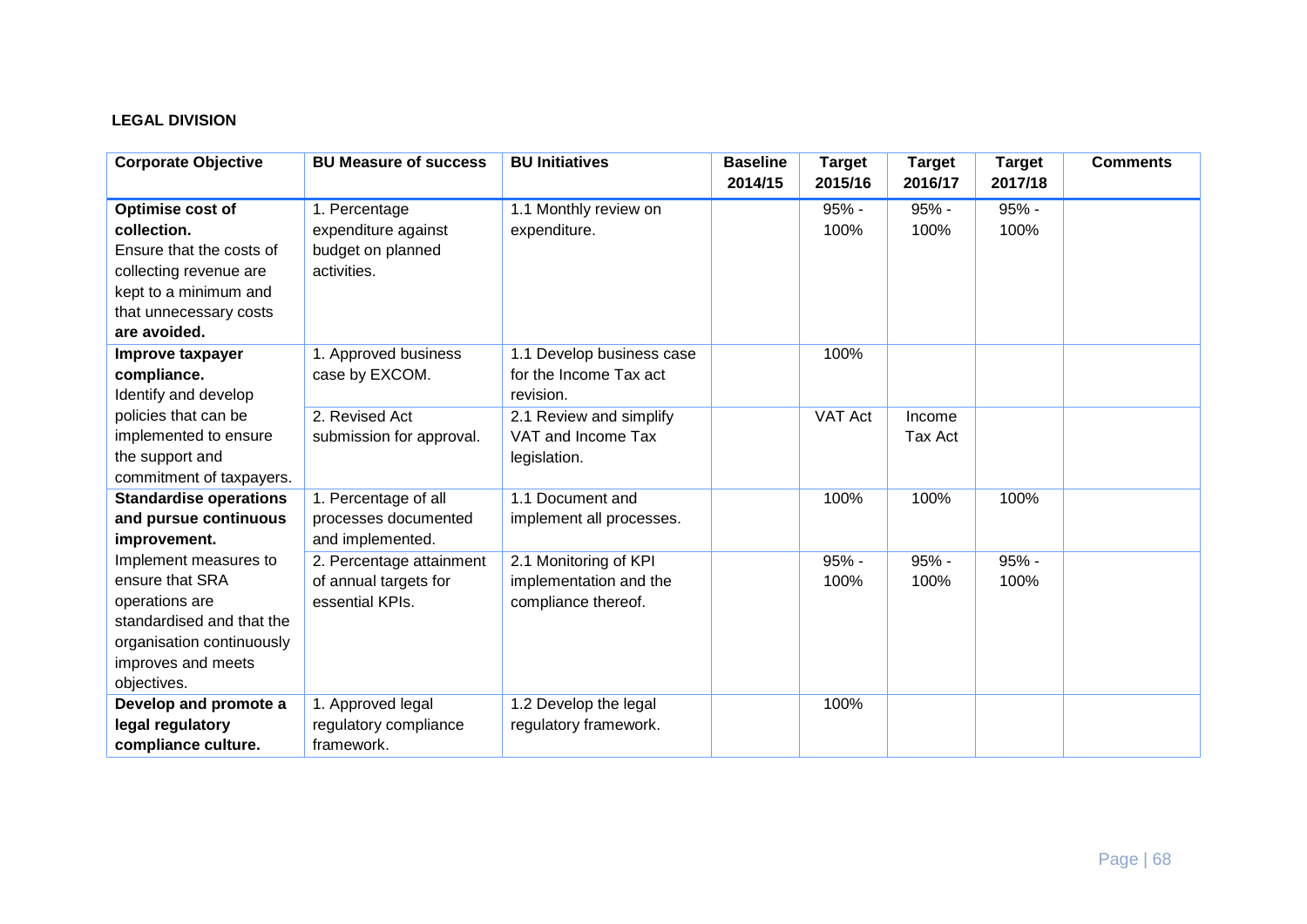**LEGAL DIVISION**

| Corporate Objective | BU Measure of success | BU Initiatives | Baseline 2014/15 | Target 2015/16 | Target 2016/17 | Target 2017/18 | Comments |
|---|---|---|---|---|---|---|---|
| **Optimise cost of collection.** Ensure that the costs of collecting revenue are kept to a minimum and that unnecessary costs are avoided. | 1. Percentage expenditure against budget on planned activities. | 1.1 Monthly review on expenditure. | | 95% - 100% | 95% - 100% | 95% - 100% | |
| **Improve taxpayer compliance.** Identify and develop policies that can be implemented to ensure the support and commitment of taxpayers. | 1. Approved business case by EXCOM. | 1.1 Develop business case for the Income Tax act revision. | | 100% | | | |
| | 2. Revised Act submission for approval. | 2.1 Review and simplify VAT and Income Tax legislation. | | VAT Act | Income Tax Act | | |
| **Standardise operations and pursue continuous improvement.** Implement measures to ensure that SRA operations are standardised and that the organisation continuously improves and meets objectives. | 1. Percentage of all processes documented and implemented. | 1.1 Document and implement all processes. | | 100% | 100% | 100% | |
| | 2. Percentage attainment of annual targets for essential KPIs. | 2.1 Monitoring of KPI implementation and the compliance thereof. | | 95% - 100% | 95% - 100% | 95% - 100% | |
| **Develop and promote a legal regulatory compliance culture.** | 1. Approved legal regulatory compliance framework. | 1.2 Develop the legal regulatory framework. | | 100% | | | |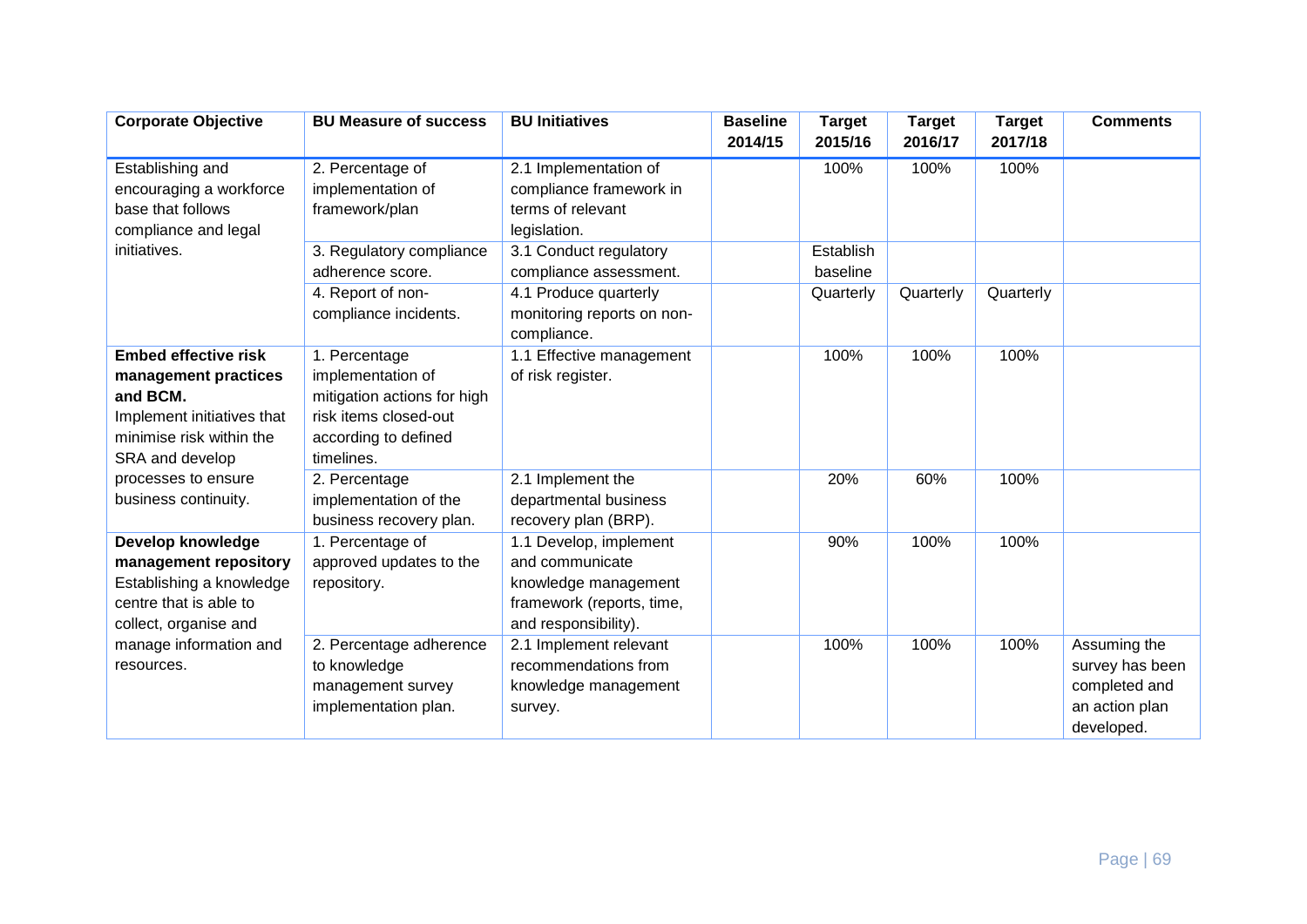| Corporate Objective | BU Measure of success | BU Initiatives | Baseline 2014/15 | Target 2015/16 | Target 2016/17 | Target 2017/18 | Comments |
|---|---|---|---|---|---|---|---|
| Establishing and encouraging a workforce base that follows compliance and legal initiatives. | 2. Percentage of implementation of framework/plan | 2.1 Implementation of compliance framework in terms of relevant legislation. | | 100% | 100% | 100% | |
| | 3. Regulatory compliance adherence score. | 3.1 Conduct regulatory compliance assessment. | | Establish baseline | | | |
| | 4. Report of non-compliance incidents. | 4.1 Produce quarterly monitoring reports on non-compliance. | | Quarterly | Quarterly | Quarterly | |
| **Embed effective risk management practices and BCM.** Implement initiatives that minimise risk within the SRA and develop processes to ensure business continuity. | 1. Percentage implementation of mitigation actions for high risk items closed-out according to defined timelines. | 1.1 Effective management of risk register. | | 100% | 100% | 100% | |
| | 2. Percentage implementation of the business recovery plan. | 2.1 Implement the departmental business recovery plan (BRP). | | 20% | 60% | 100% | |
| **Develop knowledge management repository** Establishing a knowledge centre that is able to collect, organise and manage information and resources. | 1. Percentage of approved updates to the repository. | 1.1 Develop, implement and communicate knowledge management framework (reports, time, and responsibility). | | 90% | 100% | 100% | |
| | 2. Percentage adherence to knowledge management survey implementation plan. | 2.1 Implement relevant recommendations from knowledge management survey. | | 100% | 100% | 100% | Assuming the survey has been completed and an action plan developed. |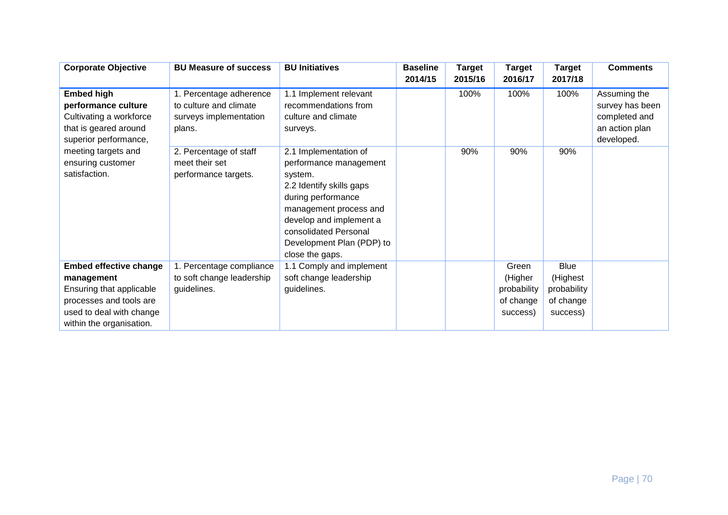| Corporate Objective | BU Measure of success | BU Initiatives | Baseline 2014/15 | Target 2015/16 | Target 2016/17 | Target 2017/18 | Comments |
|---|---|---|---|---|---|---|---|
| **Embed high performance culture** Cultivating a workforce that is geared around superior performance, meeting targets and ensuring customer satisfaction. | 1. Percentage adherence to culture and climate surveys implementation plans. | 1.1 Implement relevant recommendations from culture and climate surveys. | | 100% | 100% | 100% | Assuming the survey has been completed and an action plan developed. |
| | 2. Percentage of staff meet their set performance targets. | 2.1 Implementation of performance management system.<br>2.2 Identify skills gaps during performance management process and develop and implement a consolidated Personal Development Plan (PDP) to close the gaps. | | 90% | 90% | 90% | |
| **Embed effective change management** Ensuring that applicable processes and tools are used to deal with change within the organisation. | 1. Percentage compliance to soft change leadership guidelines. | 1.1 Comply and implement soft change leadership guidelines. | | | Green (Higher probability of change success) | Blue (Highest probability of change success) | |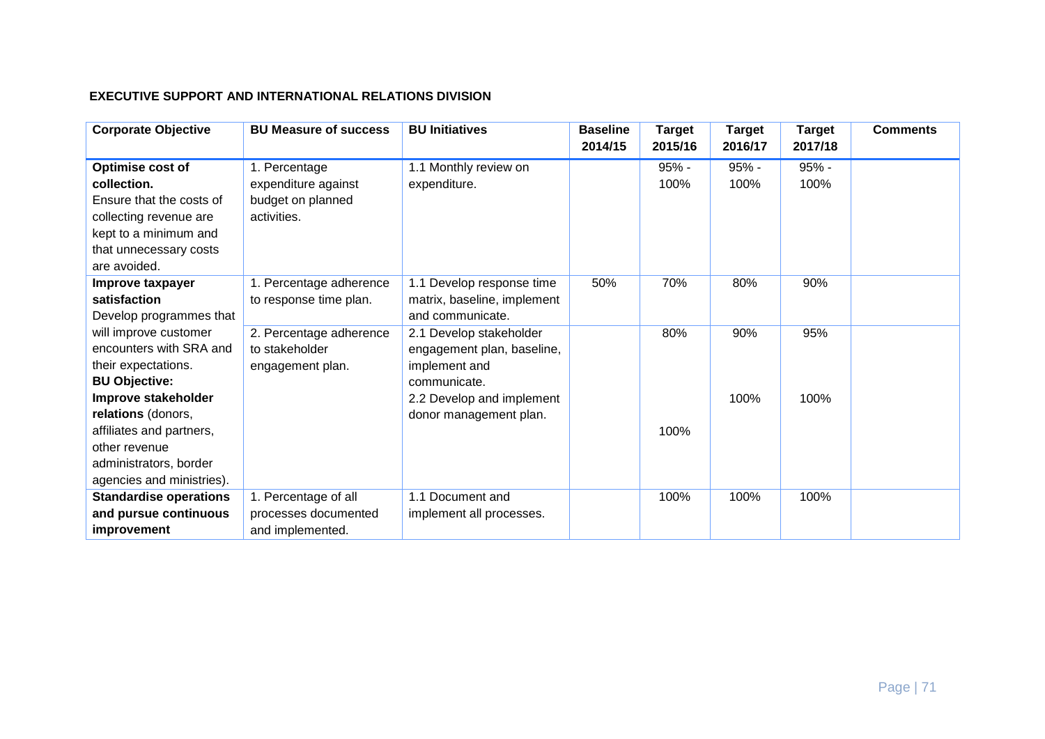**EXECUTIVE SUPPORT AND INTERNATIONAL RELATIONS DIVISION**

| Corporate Objective | BU Measure of success | BU Initiatives | Baseline 2014/15 | Target 2015/16 | Target 2016/17 | Target 2017/18 | Comments |
|---|---|---|---|---|---|---|---|
| **Optimise cost of collection.** Ensure that the costs of collecting revenue are kept to a minimum and that unnecessary costs are avoided. | 1. Percentage expenditure against budget on planned activities. | 1.1 Monthly review on expenditure. | | 95% - 100% | 95% - 100% | 95% - 100% | |
| **Improve taxpayer satisfaction** Develop programmes that will improve customer encounters with SRA and their expectations. **BU Objective: Improve stakeholder relations** (donors, affiliates and partners, other revenue administrators, border agencies and ministries). | 1. Percentage adherence to response time plan. | 1.1 Develop response time matrix, baseline, implement and communicate. | 50% | 70% | 80% | 90% | |
| | 2. Percentage adherence to stakeholder engagement plan. | 2.1 Develop stakeholder engagement plan, baseline, implement and communicate. | | 80% | 90% | 95% | |
| | | 2.2 Develop and implement donor management plan. | | 100% | 100% | 100% | |
| **Standardise operations and pursue continuous improvement** | 1. Percentage of all processes documented and implemented. | 1.1 Document and implement all processes. | | 100% | 100% | 100% | |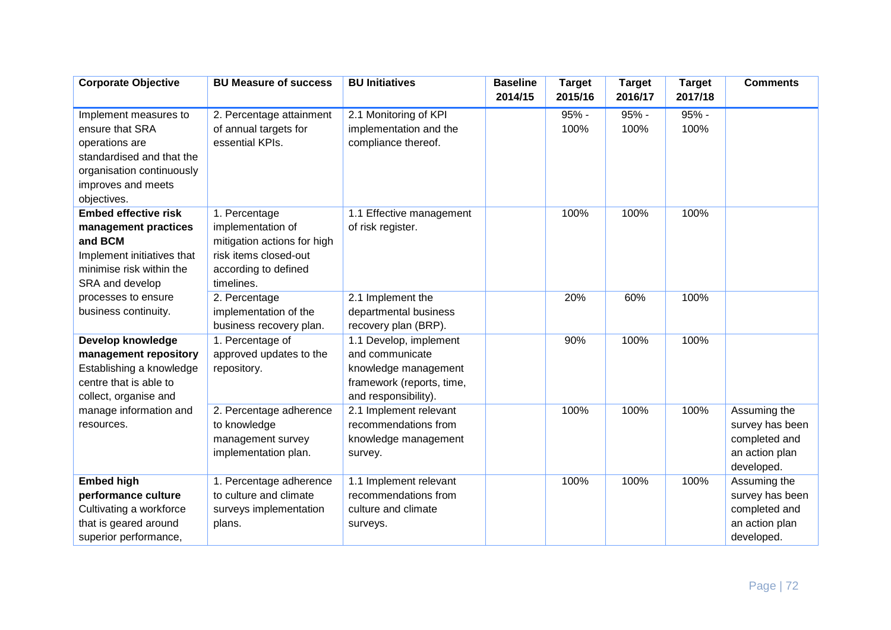| Corporate Objective | BU Measure of success | BU Initiatives | Baseline 2014/15 | Target 2015/16 | Target 2016/17 | Target 2017/18 | Comments |
|---|---|---|---|---|---|---|---|
| Implement measures to ensure that SRA operations are standardised and that the organisation continuously improves and meets objectives. | 2. Percentage attainment of annual targets for essential KPIs. | 2.1 Monitoring of KPI implementation and the compliance thereof. | | 95% - 100% | 95% - 100% | 95% - 100% | |
| **Embed effective risk management practices and BCM** Implement initiatives that minimise risk within the SRA and develop processes to ensure business continuity. | 1. Percentage implementation of mitigation actions for high risk items closed-out according to defined timelines. | 1.1 Effective management of risk register. | | 100% | 100% | 100% | |
| | 2. Percentage implementation of the business recovery plan. | 2.1 Implement the departmental business recovery plan (BRP). | | 20% | 60% | 100% | |
| **Develop knowledge management repository** Establishing a knowledge centre that is able to collect, organise and manage information and resources. | 1. Percentage of approved updates to the repository. | 1.1 Develop, implement and communicate knowledge management framework (reports, time, and responsibility). | | 90% | 100% | 100% | |
| | 2. Percentage adherence to knowledge management survey implementation plan. | 2.1 Implement relevant recommendations from knowledge management survey. | | 100% | 100% | 100% | Assuming the survey has been completed and an action plan developed. |
| **Embed high performance culture** Cultivating a workforce that is geared around superior performance, | 1. Percentage adherence to culture and climate surveys implementation plans. | 1.1 Implement relevant recommendations from culture and climate surveys. | | 100% | 100% | 100% | Assuming the survey has been completed and an action plan developed. |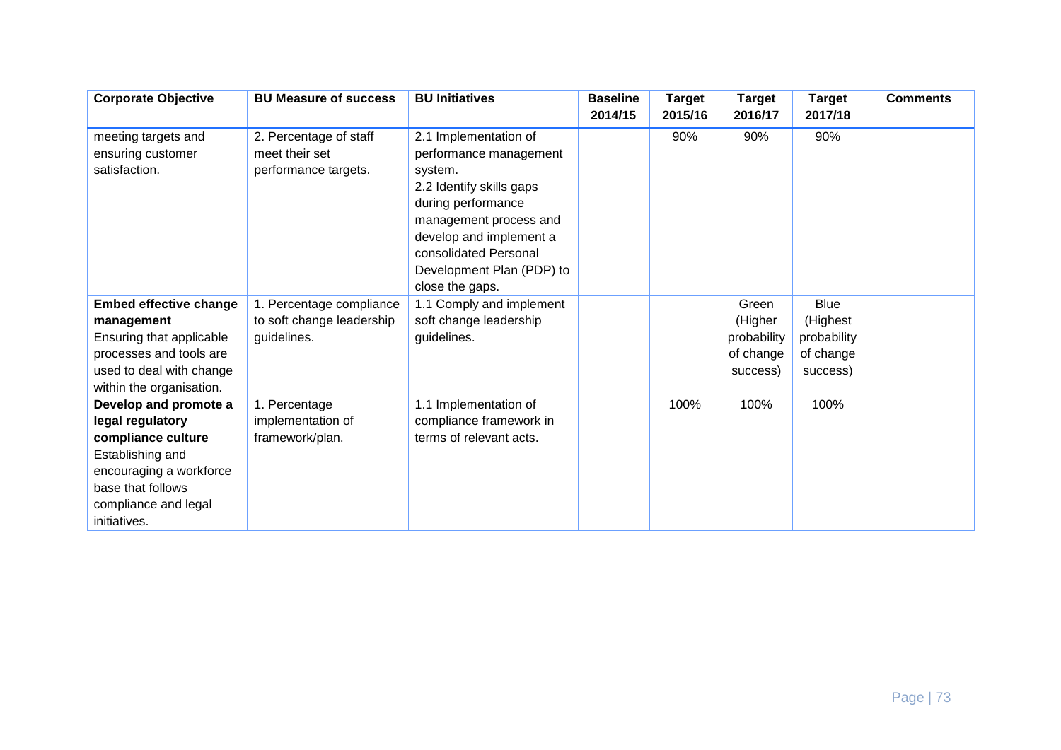| Corporate Objective | BU Measure of success | BU Initiatives | Baseline 2014/15 | Target 2015/16 | Target 2016/17 | Target 2017/18 | Comments |
|---|---|---|---|---|---|---|---|
| meeting targets and ensuring customer satisfaction. | 2. Percentage of staff meet their set performance targets. | 2.1 Implementation of performance management system.<br>2.2 Identify skills gaps during performance management process and develop and implement a consolidated Personal Development Plan (PDP) to close the gaps. | | 90% | 90% | 90% | |
| **Embed effective change management**<br>Ensuring that applicable processes and tools are used to deal with change within the organisation. | 1. Percentage compliance to soft change leadership guidelines. | 1.1 Comply and implement soft change leadership guidelines. | | | Green (Higher probability of change success) | Blue (Highest probability of change success) | |
| **Develop and promote a legal regulatory compliance culture**<br>Establishing and encouraging a workforce base that follows compliance and legal initiatives. | 1. Percentage implementation of framework/plan. | 1.1 Implementation of compliance framework in terms of relevant acts. | | 100% | 100% | 100% | |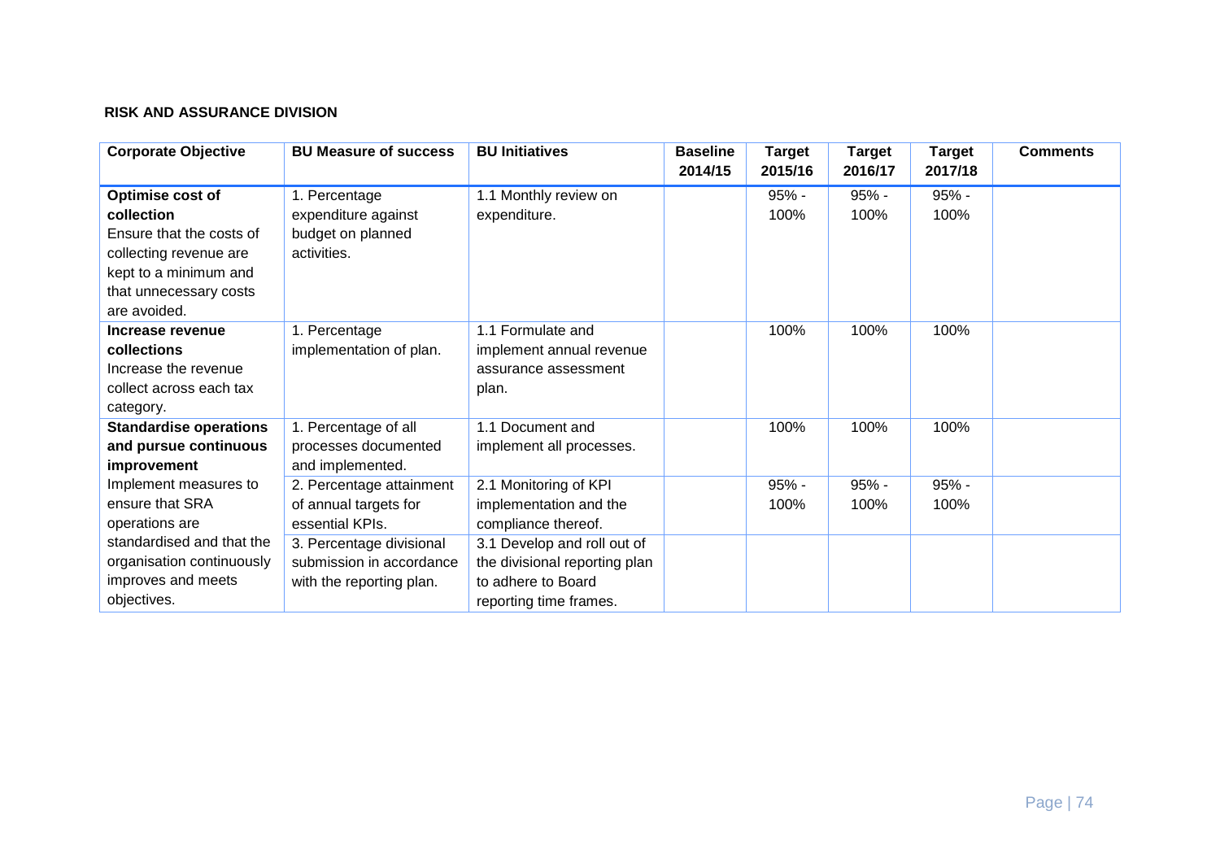**RISK AND ASSURANCE DIVISION**

| Corporate Objective | BU Measure of success | BU Initiatives | Baseline 2014/15 | Target 2015/16 | Target 2016/17 | Target 2017/18 | Comments |
|---|---|---|---|---|---|---|---|
| **Optimise cost of collection** Ensure that the costs of collecting revenue are kept to a minimum and that unnecessary costs are avoided. | 1. Percentage expenditure against budget on planned activities. | 1.1 Monthly review on expenditure. | | 95% - 100% | 95% - 100% | 95% - 100% | |
| **Increase revenue collections** Increase the revenue collect across each tax category. | 1. Percentage implementation of plan. | 1.1 Formulate and implement annual revenue assurance assessment plan. | | 100% | 100% | 100% | |
| **Standardise operations and pursue continuous improvement** Implement measures to ensure that SRA operations are standardised and that the organisation continuously improves and meets objectives. | 1. Percentage of all processes documented and implemented. | 1.1 Document and implement all processes. | | 100% | 100% | 100% | |
| | 2. Percentage attainment of annual targets for essential KPIs. | 2.1 Monitoring of KPI implementation and the compliance thereof. | | 95% - 100% | 95% - 100% | 95% - 100% | |
| | 3. Percentage divisional submission in accordance with the reporting plan. | 3.1 Develop and roll out of the divisional reporting plan to adhere to Board reporting time frames. | | | | | |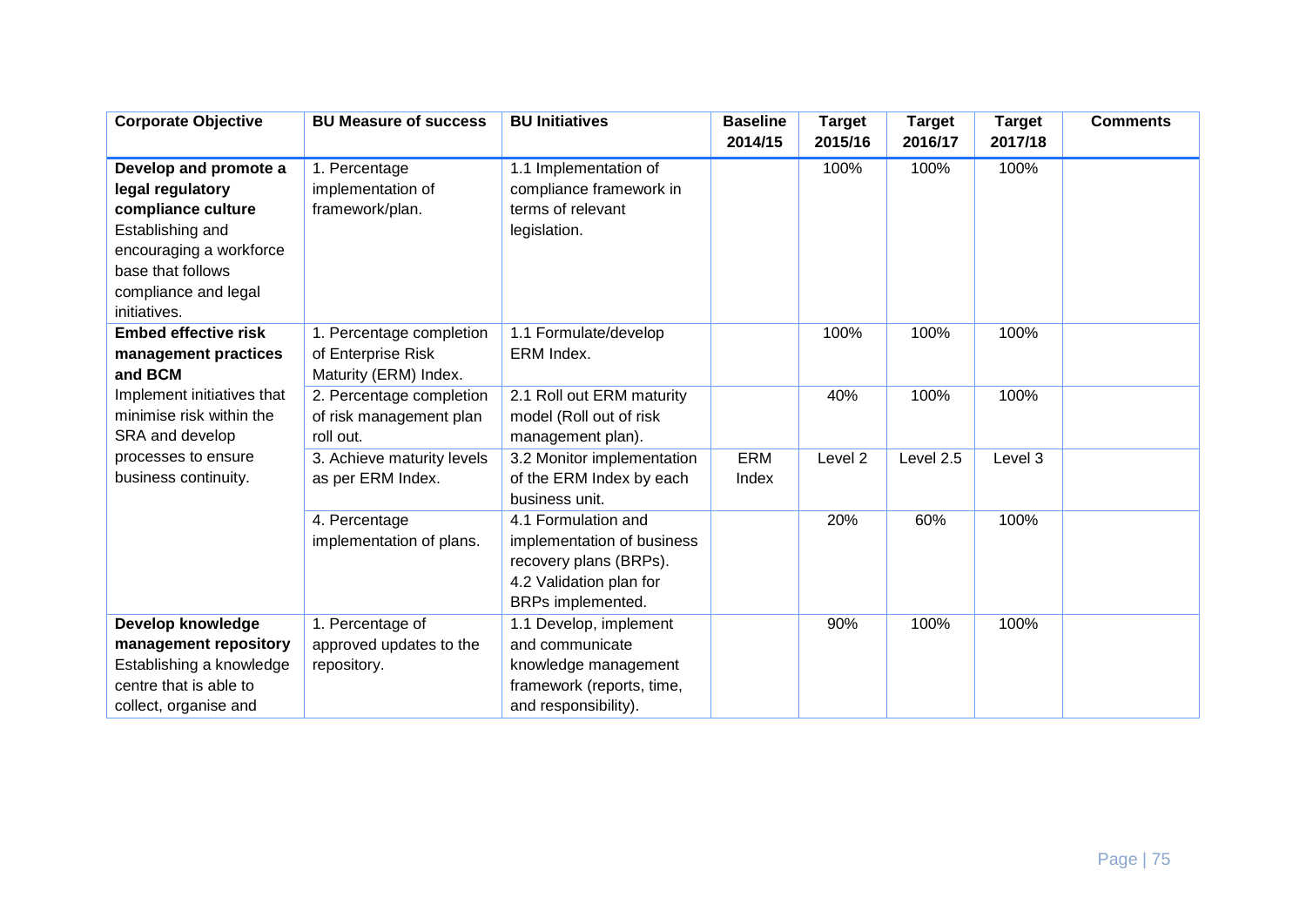| Corporate Objective | BU Measure of success | BU Initiatives | Baseline 2014/15 | Target 2015/16 | Target 2016/17 | Target 2017/18 | Comments |
|---|---|---|---|---|---|---|---|
| **Develop and promote a legal regulatory compliance culture** Establishing and encouraging a workforce base that follows compliance and legal initiatives. | 1. Percentage implementation of framework/plan. | 1.1 Implementation of compliance framework in terms of relevant legislation. | | 100% | 100% | 100% | |
| **Embed effective risk management practices and BCM** Implement initiatives that minimise risk within the SRA and develop processes to ensure business continuity. | 1. Percentage completion of Enterprise Risk Maturity (ERM) Index. | 1.1 Formulate/develop ERM Index. | | 100% | 100% | 100% | |
| | 2. Percentage completion of risk management plan roll out. | 2.1 Roll out ERM maturity model (Roll out of risk management plan). | | 40% | 100% | 100% | |
| | 3. Achieve maturity levels as per ERM Index. | 3.2 Monitor implementation of the ERM Index by each business unit. | ERM Index | Level 2 | Level 2.5 | Level 3 | |
| | 4. Percentage implementation of plans. | 4.1 Formulation and implementation of business recovery plans (BRPs).<br>4.2 Validation plan for BRPs implemented. | | 20% | 60% | 100% | |
| **Develop knowledge management repository** Establishing a knowledge centre that is able to collect, organise and | 1. Percentage of approved updates to the repository. | 1.1 Develop, implement and communicate knowledge management framework (reports, time, and responsibility). | | 90% | 100% | 100% | |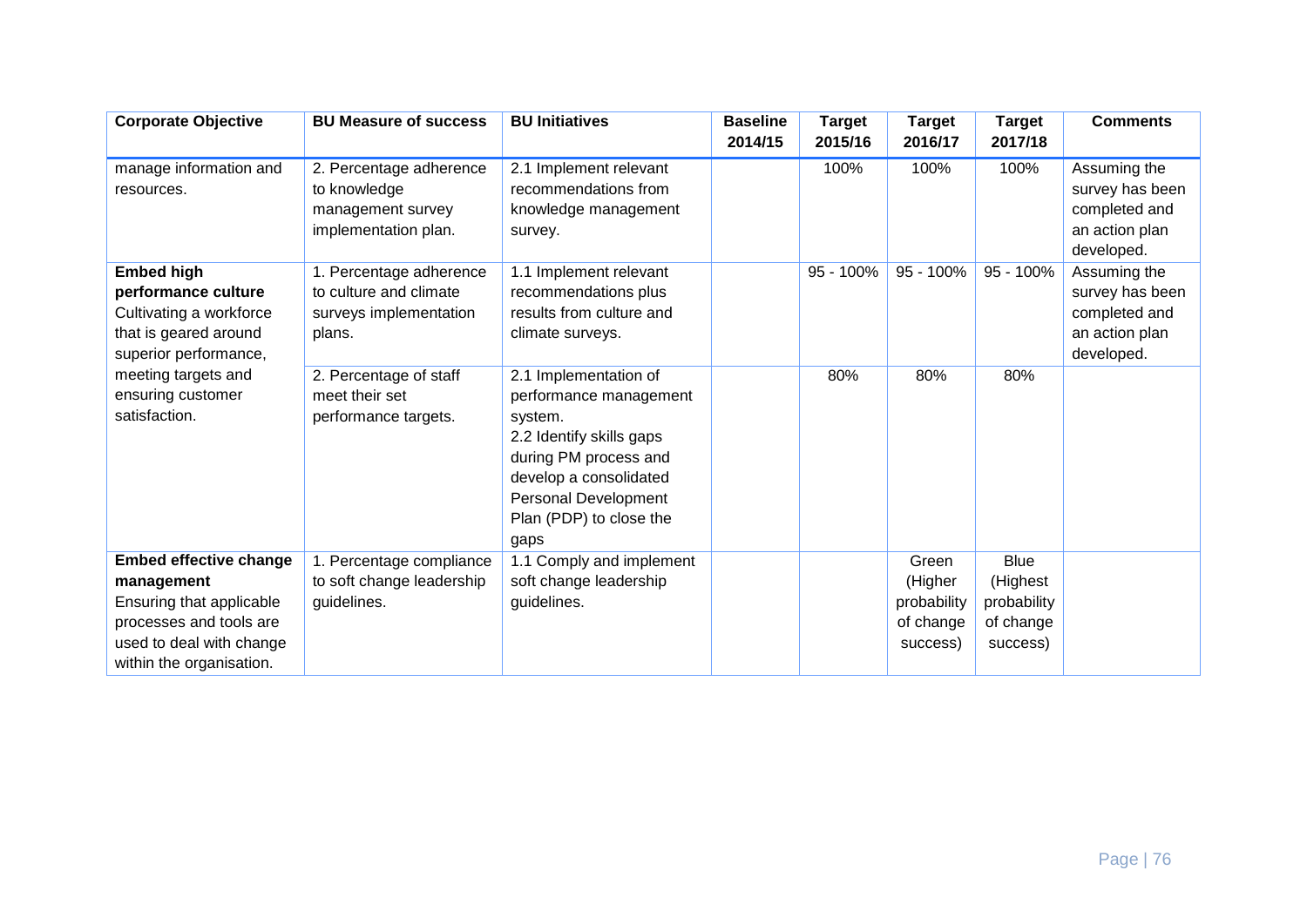| Corporate Objective | BU Measure of success | BU Initiatives | Baseline 2014/15 | Target 2015/16 | Target 2016/17 | Target 2017/18 | Comments |
|---|---|---|---|---|---|---|---|
| manage information and resources. | 2. Percentage adherence to knowledge management survey implementation plan. | 2.1 Implement relevant recommendations from knowledge management survey. | | 100% | 100% | 100% | Assuming the survey has been completed and an action plan developed. |
| **Embed high performance culture** Cultivating a workforce that is geared around superior performance, meeting targets and ensuring customer satisfaction. | 1. Percentage adherence to culture and climate surveys implementation plans. | 1.1 Implement relevant recommendations plus results from culture and climate surveys. | | 95 - 100% | 95 - 100% | 95 - 100% | Assuming the survey has been completed and an action plan developed. |
| | 2. Percentage of staff meet their set performance targets. | 2.1 Implementation of performance management system. 2.2 Identify skills gaps during PM process and develop a consolidated Personal Development Plan (PDP) to close the gaps | | 80% | 80% | 80% | |
| **Embed effective change management** Ensuring that applicable processes and tools are used to deal with change within the organisation. | 1. Percentage compliance to soft change leadership guidelines. | 1.1 Comply and implement soft change leadership guidelines. | | | Green (Higher probability of change success) | Blue (Highest probability of change success) | |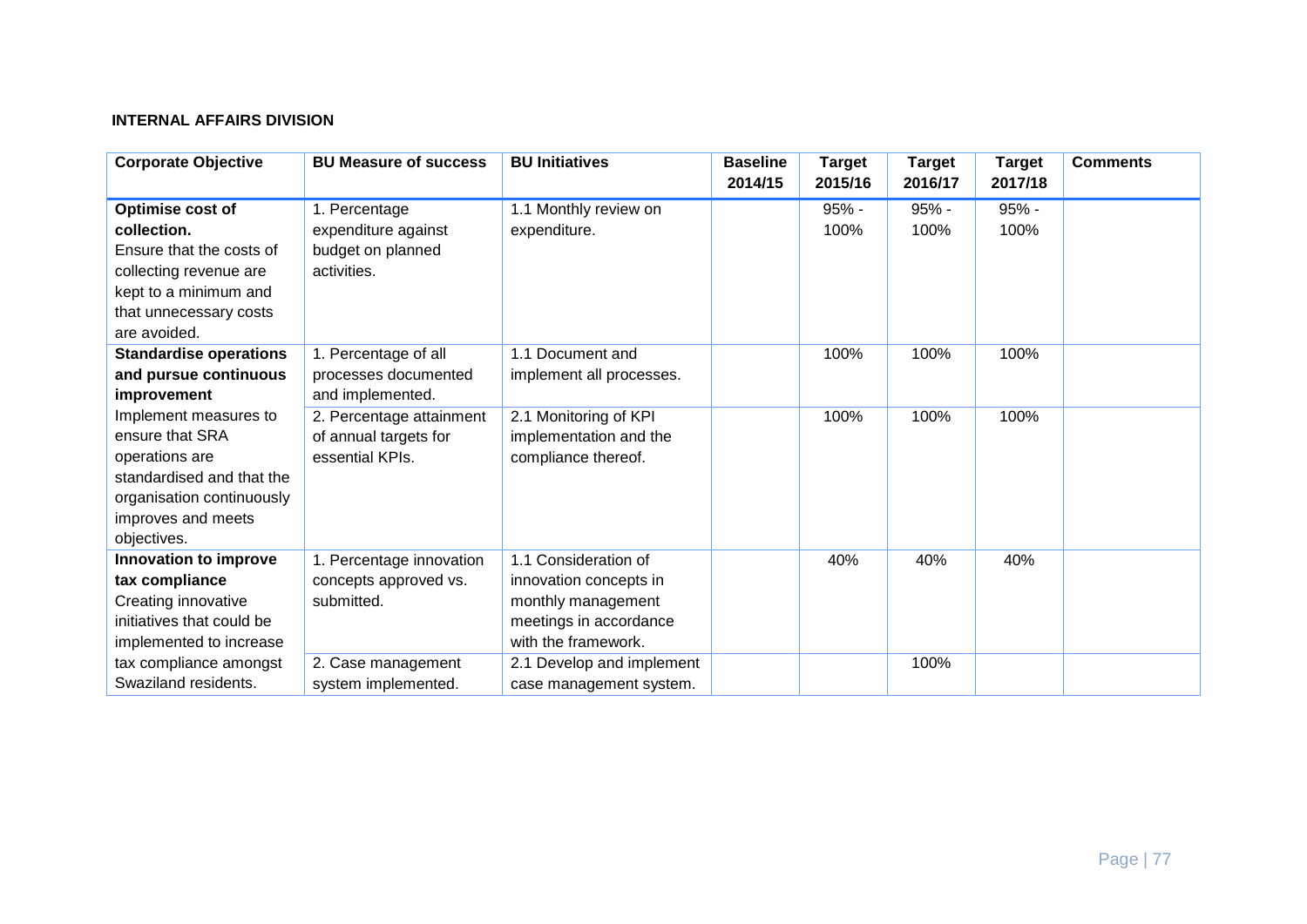**INTERNAL AFFAIRS DIVISION**

| Corporate Objective | BU Measure of success | BU Initiatives | Baseline 2014/15 | Target 2015/16 | Target 2016/17 | Target 2017/18 | Comments |
|---|---|---|---|---|---|---|---|
| **Optimise cost of collection.** Ensure that the costs of collecting revenue are kept to a minimum and that unnecessary costs are avoided. | 1. Percentage expenditure against budget on planned activities. | 1.1 Monthly review on expenditure. | | 95% - 100% | 95% - 100% | 95% - 100% | |
| **Standardise operations and pursue continuous improvement** Implement measures to ensure that SRA operations are standardised and that the organisation continuously improves and meets objectives. | 1. Percentage of all processes documented and implemented. | 1.1 Document and implement all processes. | | 100% | 100% | 100% | |
| | 2. Percentage attainment of annual targets for essential KPIs. | 2.1 Monitoring of KPI implementation and the compliance thereof. | | 100% | 100% | 100% | |
| **Innovation to improve tax compliance** Creating innovative initiatives that could be implemented to increase tax compliance amongst Swaziland residents. | 1. Percentage innovation concepts approved vs. submitted. | 1.1 Consideration of innovation concepts in monthly management meetings in accordance with the framework. | | 40% | 40% | 40% | |
| | 2. Case management system implemented. | 2.1 Develop and implement case management system. | | | 100% | | |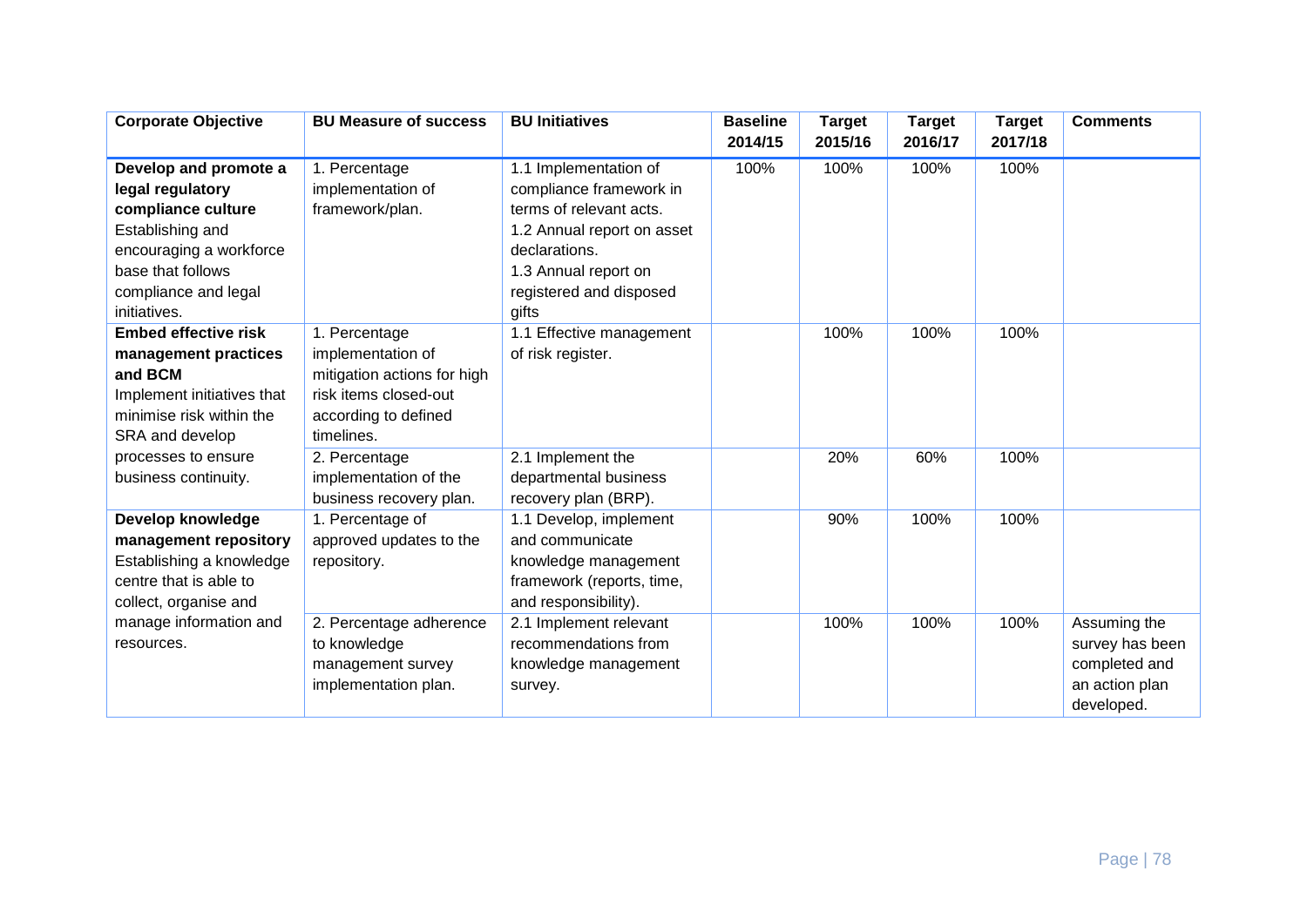| Corporate Objective | BU Measure of success | BU Initiatives | Baseline 2014/15 | Target 2015/16 | Target 2016/17 | Target 2017/18 | Comments |
|---|---|---|---|---|---|---|---|
| **Develop and promote a legal regulatory compliance culture** Establishing and encouraging a workforce base that follows compliance and legal initiatives. | 1. Percentage implementation of framework/plan. | 1.1 Implementation of compliance framework in terms of relevant acts. 1.2 Annual report on asset declarations. 1.3 Annual report on registered and disposed gifts | 100% | 100% | 100% | 100% | |
| **Embed effective risk management practices and BCM** Implement initiatives that minimise risk within the SRA and develop processes to ensure business continuity. | 1. Percentage implementation of mitigation actions for high risk items closed-out according to defined timelines. | 1.1 Effective management of risk register. | | 100% | 100% | 100% | |
| | 2. Percentage implementation of the business recovery plan. | 2.1 Implement the departmental business recovery plan (BRP). | | 20% | 60% | 100% | |
| **Develop knowledge management repository** Establishing a knowledge centre that is able to collect, organise and manage information and resources. | 1. Percentage of approved updates to the repository. | 1.1 Develop, implement and communicate knowledge management framework (reports, time, and responsibility). | | 90% | 100% | 100% | |
| | 2. Percentage adherence to knowledge management survey implementation plan. | 2.1 Implement relevant recommendations from knowledge management survey. | | 100% | 100% | 100% | Assuming the survey has been completed and an action plan developed. |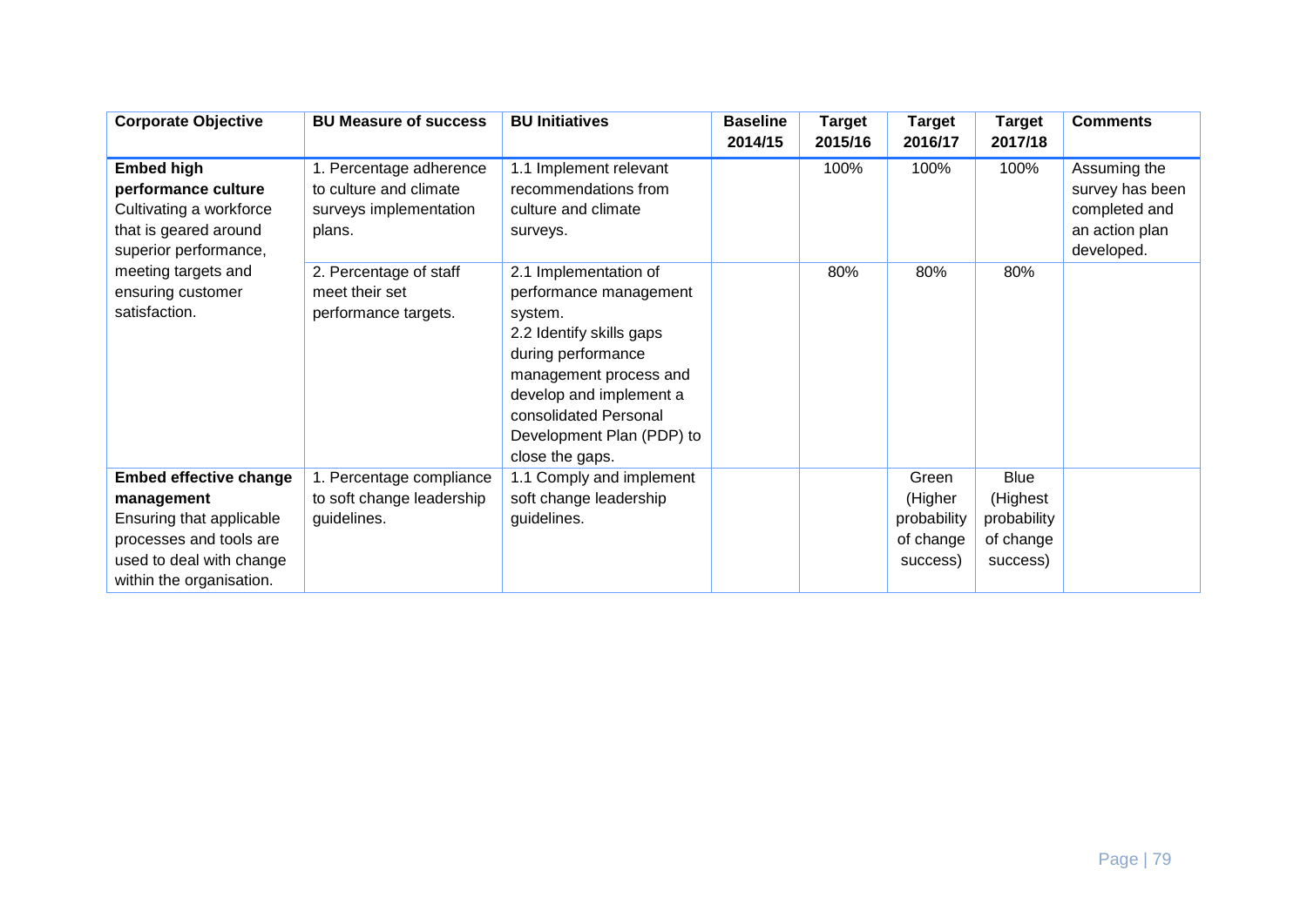| Corporate Objective | BU Measure of success | BU Initiatives | Baseline 2014/15 | Target 2015/16 | Target 2016/17 | Target 2017/18 | Comments |
|---|---|---|---|---|---|---|---|
| **Embed high performance culture** Cultivating a workforce that is geared around superior performance, meeting targets and ensuring customer satisfaction. | 1. Percentage adherence to culture and climate surveys implementation plans. | 1.1 Implement relevant recommendations from culture and climate surveys. | | 100% | 100% | 100% | Assuming the survey has been completed and an action plan developed. |
| | 2. Percentage of staff meet their set performance targets. | 2.1 Implementation of performance management system. 2.2 Identify skills gaps during performance management process and develop and implement a consolidated Personal Development Plan (PDP) to close the gaps. | | 80% | 80% | 80% | |
| **Embed effective change management** Ensuring that applicable processes and tools are used to deal with change within the organisation. | 1. Percentage compliance to soft change leadership guidelines. | 1.1 Comply and implement soft change leadership guidelines. | | | Green (Higher probability of change success) | Blue (Highest probability of change success) | |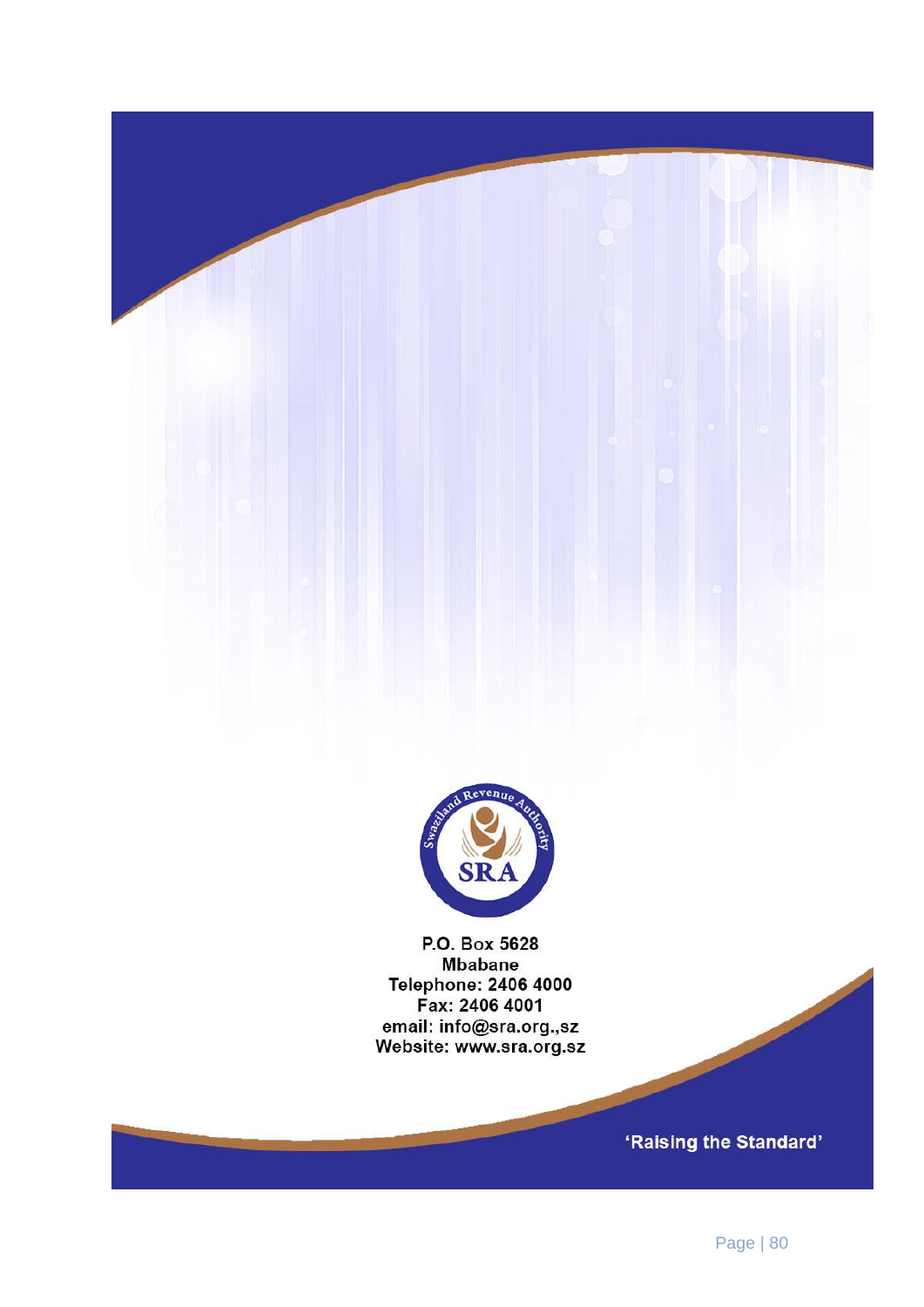P.O. Box 5628
Mbabane
Telephone: 2406 4000
Fax: 2406 4001
email: info@sra.org.,sz
Website: www.sra.org.sz

'Raising the Standard'